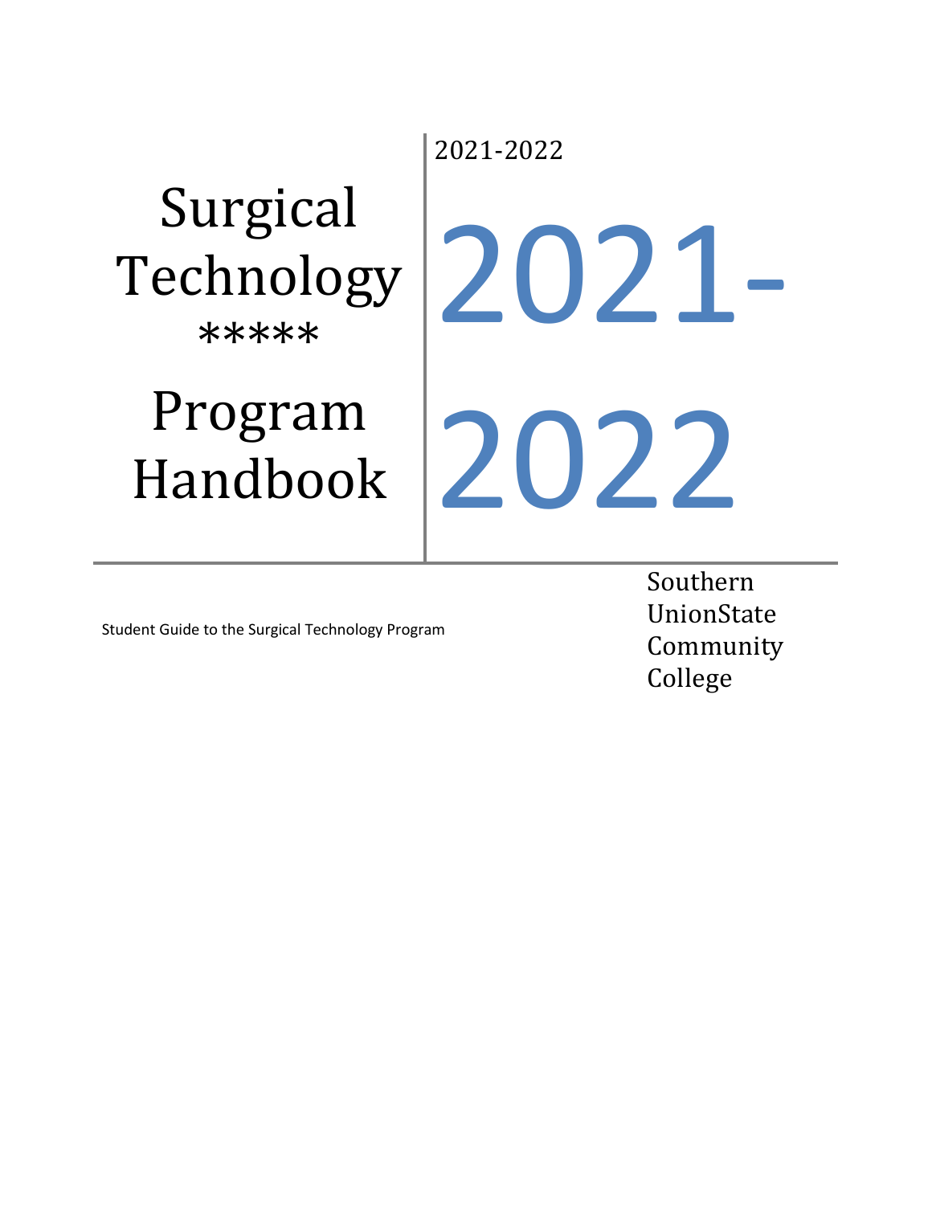2021-2022

# Surgical Technology

*****

# Program Handbook

# 2021-2022

Student Guide to the Surgical Technology Program

Southern UnionState Community College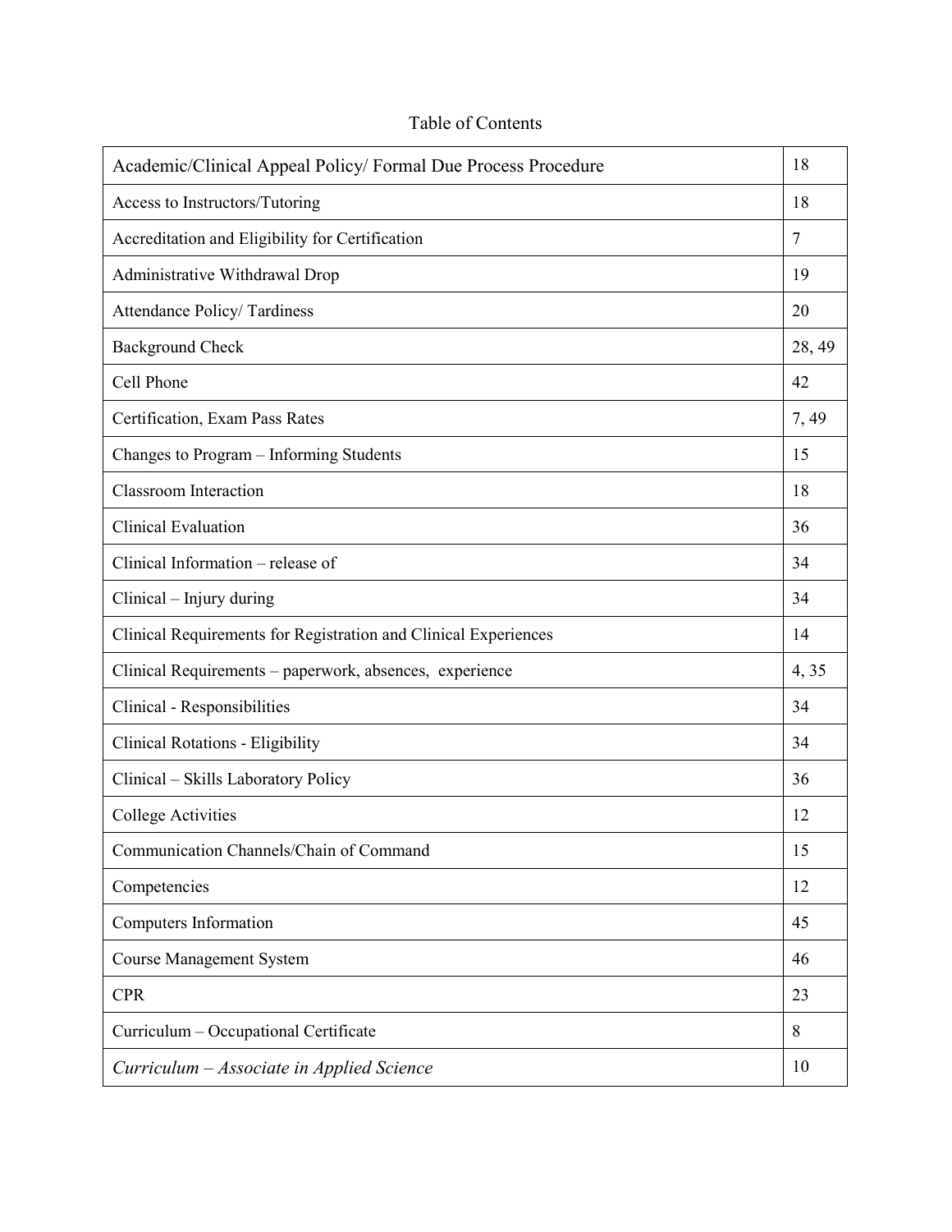# Table of Contents

| | |
|---|---|
| Academic/Clinical Appeal Policy/ Formal Due Process Procedure | 18 |
| Access to Instructors/Tutoring | 18 |
| Accreditation and Eligibility for Certification | 7 |
| Administrative Withdrawal Drop | 19 |
| Attendance Policy/ Tardiness | 20 |
| Background Check | 28, 49 |
| Cell Phone | 42 |
| Certification, Exam Pass Rates | 7, 49 |
| Changes to Program – Informing Students | 15 |
| Classroom Interaction | 18 |
| Clinical Evaluation | 36 |
| Clinical Information – release of | 34 |
| Clinical – Injury during | 34 |
| Clinical Requirements for Registration and Clinical Experiences | 14 |
| Clinical Requirements – paperwork, absences, experience | 4, 35 |
| Clinical - Responsibilities | 34 |
| Clinical Rotations - Eligibility | 34 |
| Clinical – Skills Laboratory Policy | 36 |
| College Activities | 12 |
| Communication Channels/Chain of Command | 15 |
| Competencies | 12 |
| Computers Information | 45 |
| Course Management System | 46 |
| CPR | 23 |
| Curriculum – Occupational Certificate | 8 |
| *Curriculum – Associate in Applied Science* | 10 |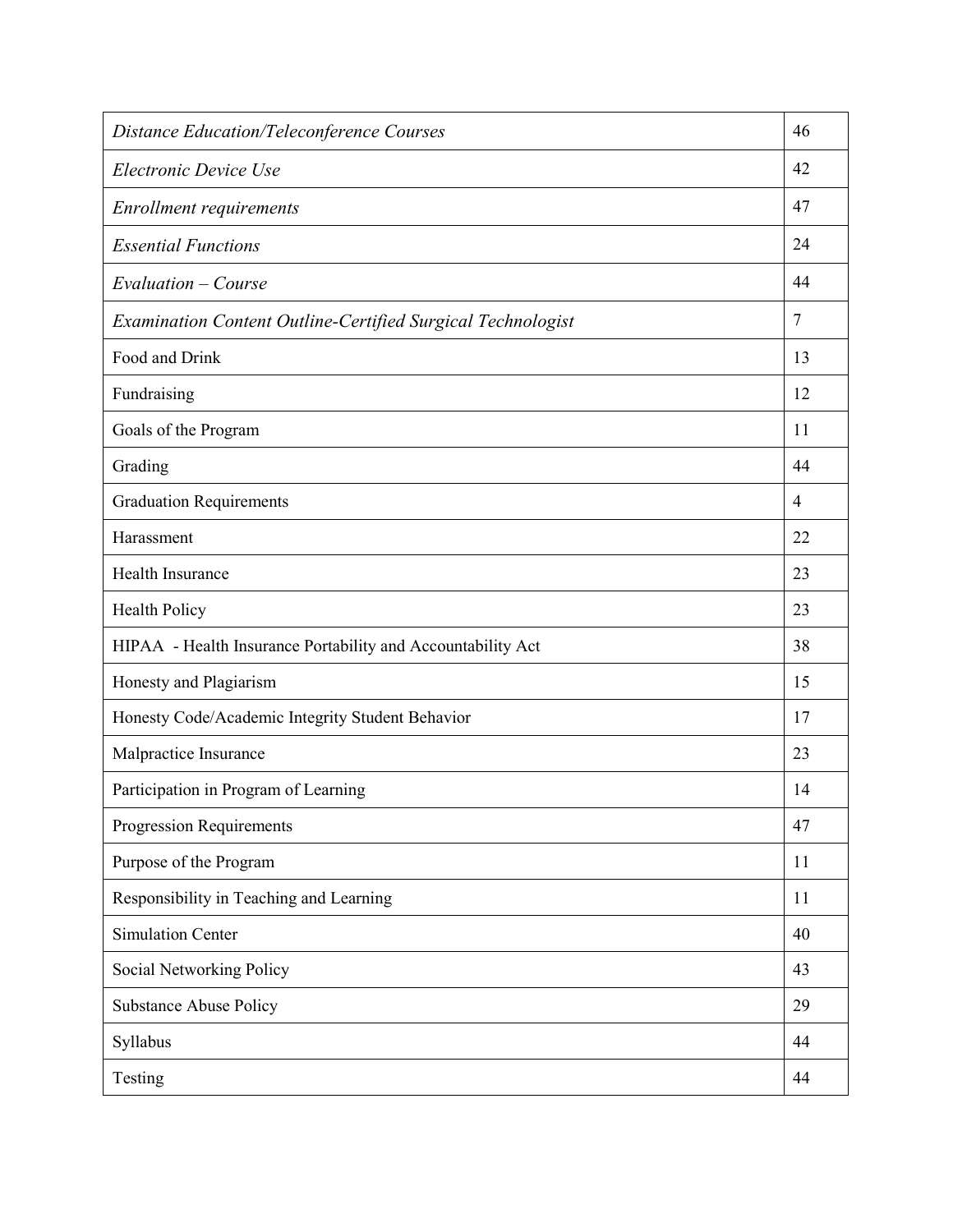| | |
|---|---|
| *Distance Education/Teleconference Courses* | 46 |
| *Electronic Device Use* | 42 |
| *Enrollment requirements* | 47 |
| *Essential Functions* | 24 |
| *Evaluation – Course* | 44 |
| *Examination Content Outline-Certified Surgical Technologist* | 7 |
| Food and Drink | 13 |
| Fundraising | 12 |
| Goals of the Program | 11 |
| Grading | 44 |
| Graduation Requirements | 4 |
| Harassment | 22 |
| Health Insurance | 23 |
| Health Policy | 23 |
| HIPAA - Health Insurance Portability and Accountability Act | 38 |
| Honesty and Plagiarism | 15 |
| Honesty Code/Academic Integrity Student Behavior | 17 |
| Malpractice Insurance | 23 |
| Participation in Program of Learning | 14 |
| Progression Requirements | 47 |
| Purpose of the Program | 11 |
| Responsibility in Teaching and Learning | 11 |
| Simulation Center | 40 |
| Social Networking Policy | 43 |
| Substance Abuse Policy | 29 |
| Syllabus | 44 |
| Testing | 44 |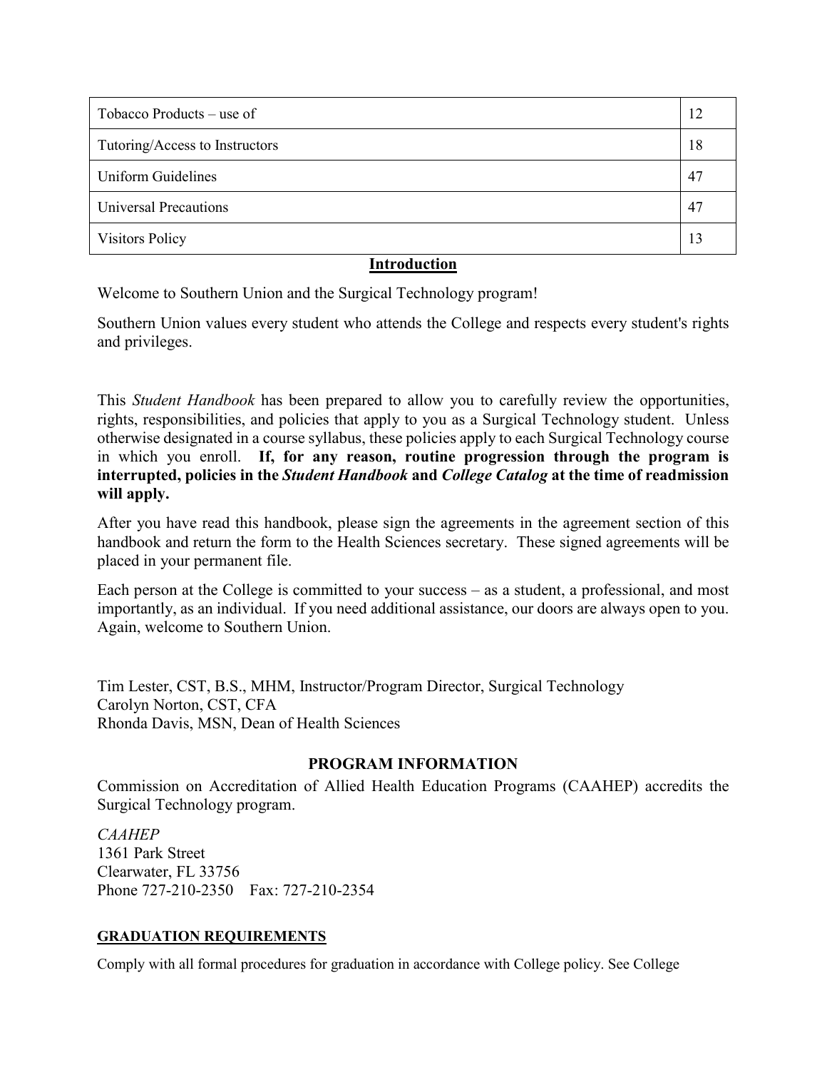| Tobacco Products – use of | 12 |
|---|---|
| Tutoring/Access to Instructors | 18 |
| Uniform Guidelines | 47 |
| Universal Precautions | 47 |
| Visitors Policy | 13 |

## Introduction

Welcome to Southern Union and the Surgical Technology program!

Southern Union values every student who attends the College and respects every student's rights and privileges.

This *Student Handbook* has been prepared to allow you to carefully review the opportunities, rights, responsibilities, and policies that apply to you as a Surgical Technology student. Unless otherwise designated in a course syllabus, these policies apply to each Surgical Technology course in which you enroll. **If, for any reason, routine progression through the program is interrupted, policies in the *Student Handbook* and *College Catalog* at the time of readmission will apply.**

After you have read this handbook, please sign the agreements in the agreement section of this handbook and return the form to the Health Sciences secretary. These signed agreements will be placed in your permanent file.

Each person at the College is committed to your success – as a student, a professional, and most importantly, as an individual. If you need additional assistance, our doors are always open to you. Again, welcome to Southern Union.

Tim Lester, CST, B.S., MHM, Instructor/Program Director, Surgical Technology
Carolyn Norton, CST, CFA
Rhonda Davis, MSN, Dean of Health Sciences

## PROGRAM INFORMATION

Commission on Accreditation of Allied Health Education Programs (CAAHEP) accredits the Surgical Technology program.

*CAAHEP*
1361 Park Street
Clearwater, FL 33756
Phone 727-210-2350 Fax: 727-210-2354

### GRADUATION REQUIREMENTS

Comply with all formal procedures for graduation in accordance with College policy. See College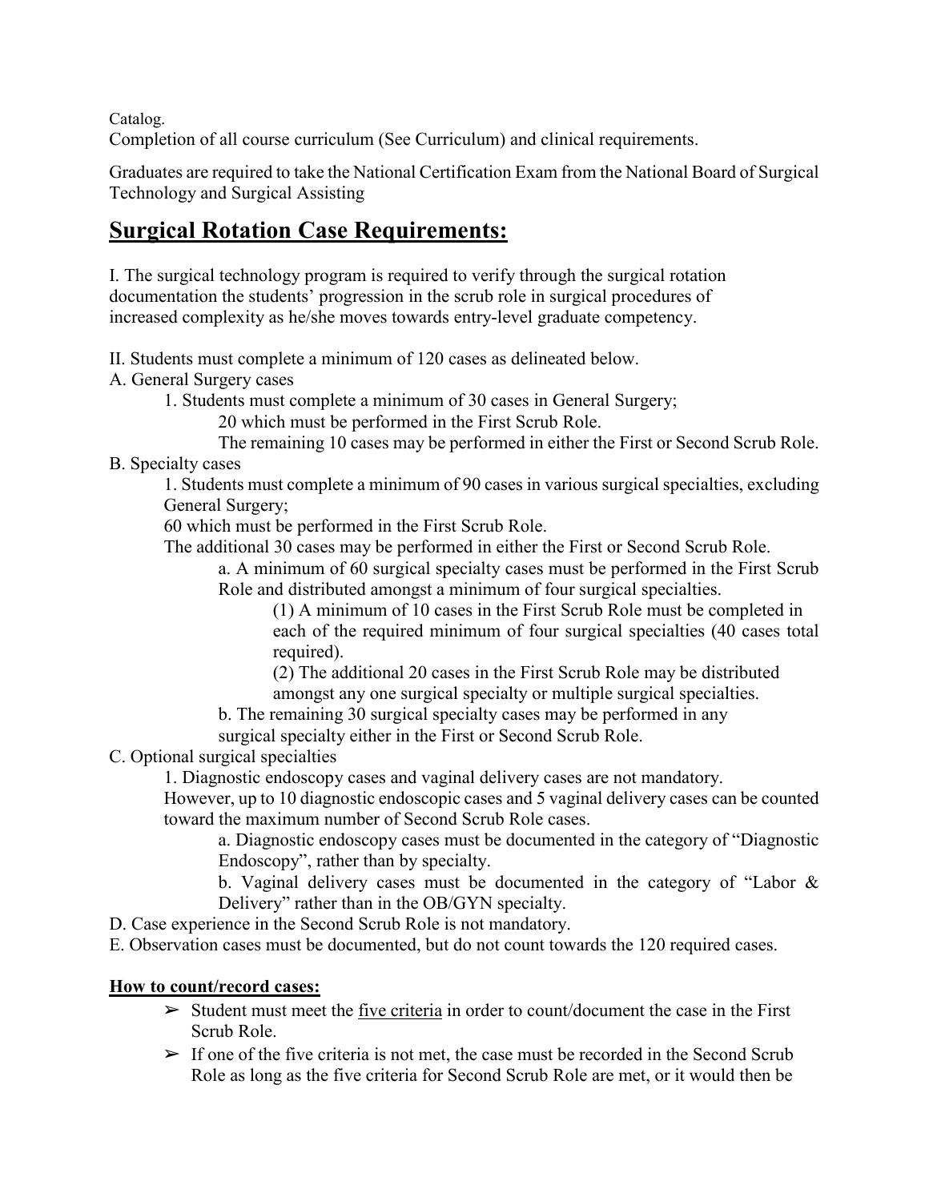Catalog.
Completion of all course curriculum (See Curriculum) and clinical requirements.

Graduates are required to take the National Certification Exam from the National Board of Surgical Technology and Surgical Assisting

## **Surgical Rotation Case Requirements:**

I. The surgical technology program is required to verify through the surgical rotation documentation the students' progression in the scrub role in surgical procedures of increased complexity as he/she moves towards entry-level graduate competency.

II. Students must complete a minimum of 120 cases as delineated below.

A. General Surgery cases

1. Students must complete a minimum of 30 cases in General Surgery;
   20 which must be performed in the First Scrub Role.
   The remaining 10 cases may be performed in either the First or Second Scrub Role.

B. Specialty cases

1. Students must complete a minimum of 90 cases in various surgical specialties, excluding General Surgery;
   60 which must be performed in the First Scrub Role.
   The additional 30 cases may be performed in either the First or Second Scrub Role.
   a. A minimum of 60 surgical specialty cases must be performed in the First Scrub Role and distributed amongst a minimum of four surgical specialties.
      (1) A minimum of 10 cases in the First Scrub Role must be completed in each of the required minimum of four surgical specialties (40 cases total required).
      (2) The additional 20 cases in the First Scrub Role may be distributed amongst any one surgical specialty or multiple surgical specialties.
   b. The remaining 30 surgical specialty cases may be performed in any surgical specialty either in the First or Second Scrub Role.

C. Optional surgical specialties

1. Diagnostic endoscopy cases and vaginal delivery cases are not mandatory.
   However, up to 10 diagnostic endoscopic cases and 5 vaginal delivery cases can be counted toward the maximum number of Second Scrub Role cases.
   a. Diagnostic endoscopy cases must be documented in the category of "Diagnostic Endoscopy", rather than by specialty.
   b. Vaginal delivery cases must be documented in the category of "Labor & Delivery" rather than in the OB/GYN specialty.

D. Case experience in the Second Scrub Role is not mandatory.

E. Observation cases must be documented, but do not count towards the 120 required cases.

**How to count/record cases:**

- ➢ Student must meet the five criteria in order to count/document the case in the First Scrub Role.
- ➢ If one of the five criteria is not met, the case must be recorded in the Second Scrub Role as long as the five criteria for Second Scrub Role are met, or it would then be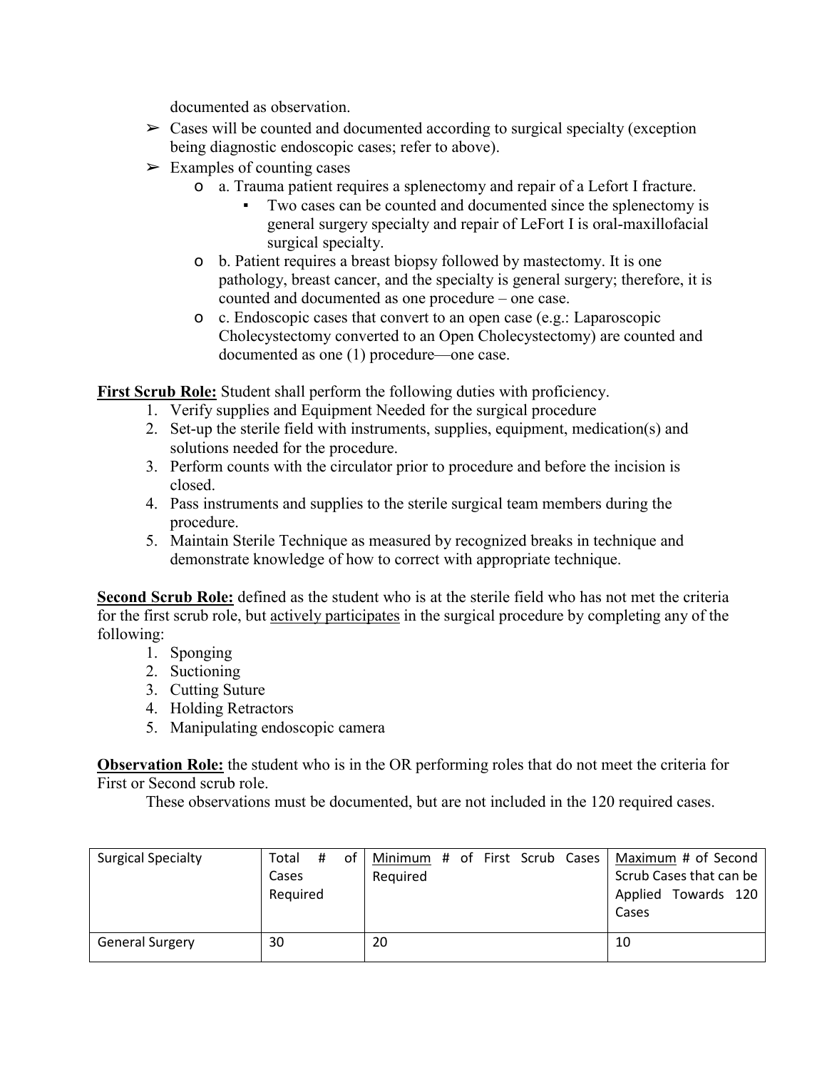documented as observation.

- ➢ Cases will be counted and documented according to surgical specialty (exception being diagnostic endoscopic cases; refer to above).
- ➢ Examples of counting cases
  - o a. Trauma patient requires a splenectomy and repair of a Lefort I fracture.
    - ▪ Two cases can be counted and documented since the splenectomy is general surgery specialty and repair of LeFort I is oral-maxillofacial surgical specialty.
  - o b. Patient requires a breast biopsy followed by mastectomy. It is one pathology, breast cancer, and the specialty is general surgery; therefore, it is counted and documented as one procedure – one case.
  - o c. Endoscopic cases that convert to an open case (e.g.: Laparoscopic Cholecystectomy converted to an Open Cholecystectomy) are counted and documented as one (1) procedure—one case.

**First Scrub Role:** Student shall perform the following duties with proficiency.

1. Verify supplies and Equipment Needed for the surgical procedure
2. Set-up the sterile field with instruments, supplies, equipment, medication(s) and solutions needed for the procedure.
3. Perform counts with the circulator prior to procedure and before the incision is closed.
4. Pass instruments and supplies to the sterile surgical team members during the procedure.
5. Maintain Sterile Technique as measured by recognized breaks in technique and demonstrate knowledge of how to correct with appropriate technique.

**Second Scrub Role:** defined as the student who is at the sterile field who has not met the criteria for the first scrub role, but actively participates in the surgical procedure by completing any of the following:

1. Sponging
2. Suctioning
3. Cutting Suture
4. Holding Retractors
5. Manipulating endoscopic camera

**Observation Role:** the student who is in the OR performing roles that do not meet the criteria for First or Second scrub role.

These observations must be documented, but are not included in the 120 required cases.

| Surgical Specialty | Total # of Cases Required | Minimum # of First Scrub Cases Required | Maximum # of Second Scrub Cases that can be Applied Towards 120 Cases |
|---|---|---|---|
| General Surgery | 30 | 20 | 10 |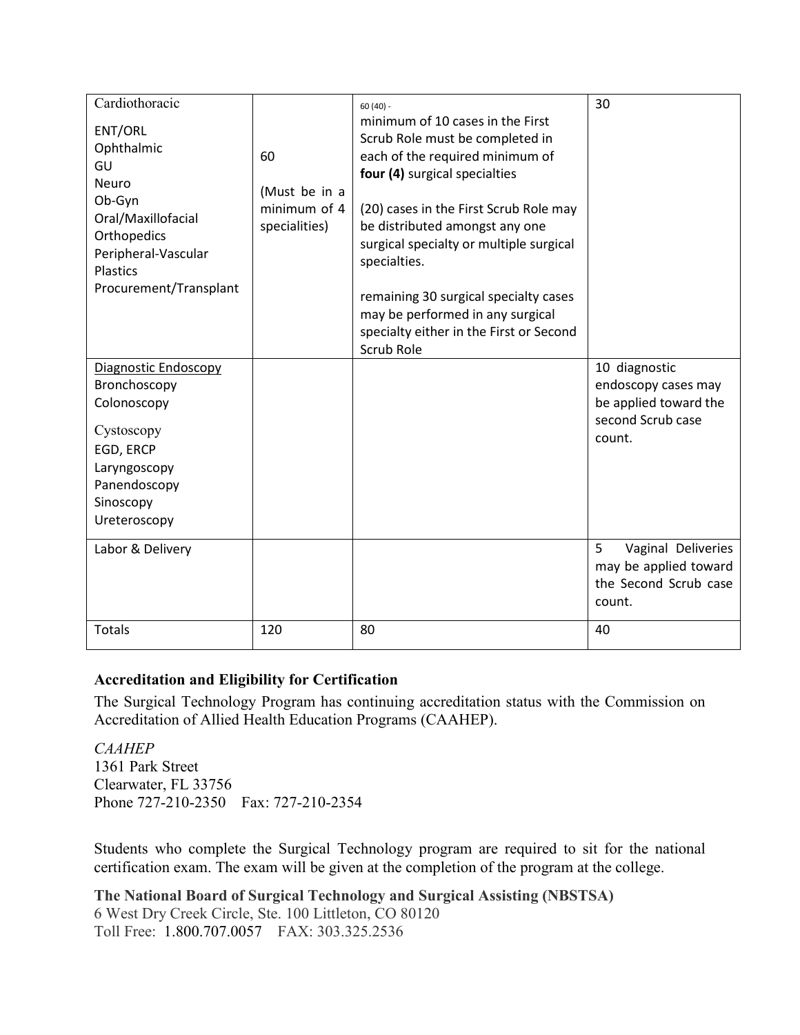| Cardiothoracic<br>ENT/ORL<br>Ophthalmic<br>GU<br>Neuro<br>Ob-Gyn<br>Oral/Maxillofacial<br>Orthopedics<br>Peripheral-Vascular<br>Plastics<br>Procurement/Transplant | 60<br><br>(Must be in a minimum of 4 specialities) | 60 (40) -<br>minimum of 10 cases in the First Scrub Role must be completed in each of the required minimum of **four (4)** surgical specialties<br><br>(20) cases in the First Scrub Role may be distributed amongst any one surgical specialty or multiple surgical specialties.<br><br>remaining 30 surgical specialty cases may be performed in any surgical specialty either in the First or Second Scrub Role | 30 |
|---|---|---|---|
| Diagnostic Endoscopy<br>Bronchoscopy<br>Colonoscopy<br>Cystoscopy<br>EGD, ERCP<br>Laryngoscopy<br>Panendoscopy<br>Sinoscopy<br>Ureteroscopy | | | 10 diagnostic endoscopy cases may be applied toward the second Scrub case count. |
| Labor & Delivery | | | 5 Vaginal Deliveries may be applied toward the Second Scrub case count. |
| Totals | 120 | 80 | 40 |

### Accreditation and Eligibility for Certification

The Surgical Technology Program has continuing accreditation status with the Commission on Accreditation of Allied Health Education Programs (CAAHEP).

*CAAHEP*
1361 Park Street
Clearwater, FL 33756
Phone 727-210-2350 Fax: 727-210-2354

Students who complete the Surgical Technology program are required to sit for the national certification exam. The exam will be given at the completion of the program at the college.

**The National Board of Surgical Technology and Surgical Assisting (NBSTSA)**
6 West Dry Creek Circle, Ste. 100 Littleton, CO 80120
Toll Free: 1.800.707.0057 FAX: 303.325.2536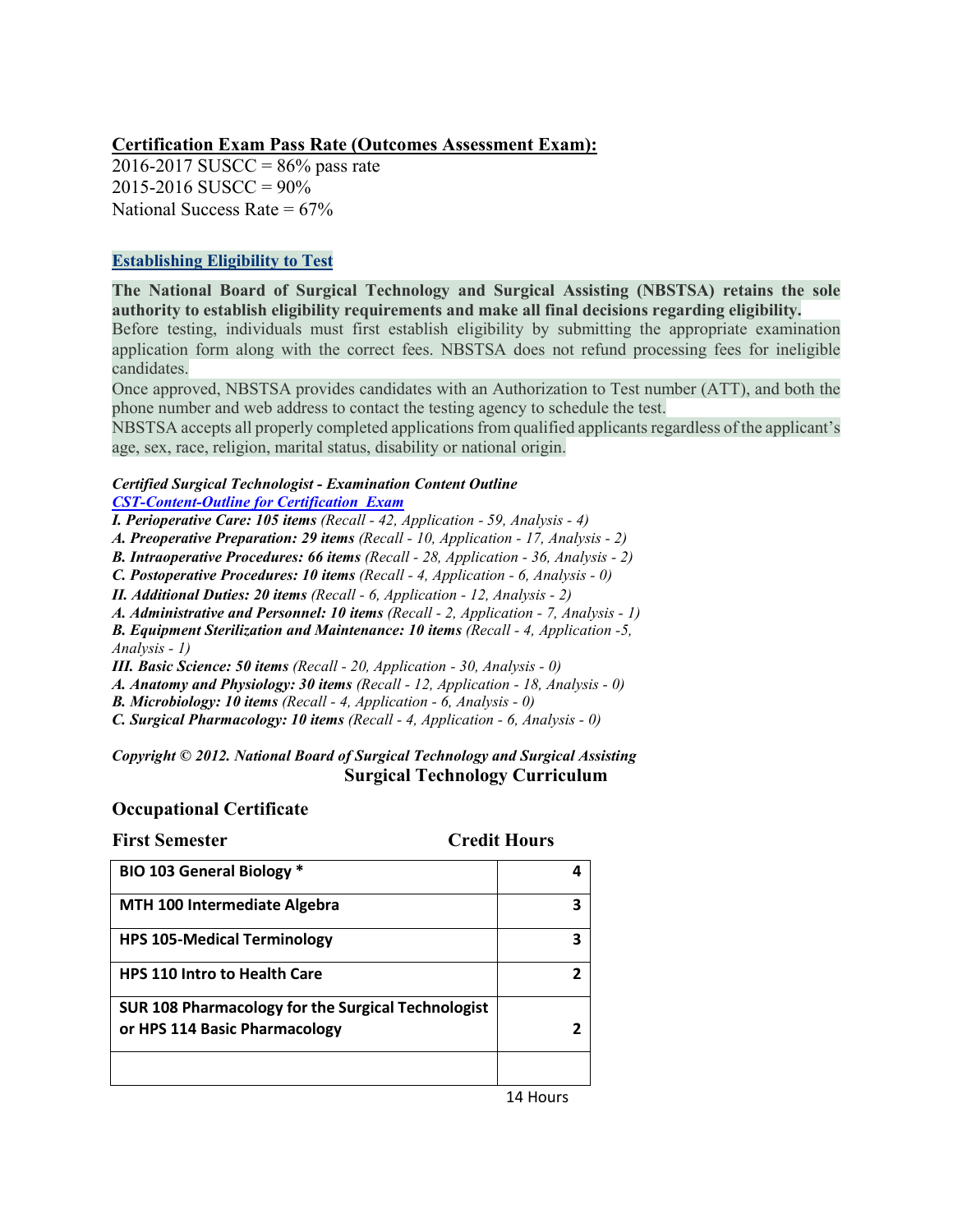**Certification Exam Pass Rate (Outcomes Assessment Exam):**

2016-2017 SUSCC = 86% pass rate
2015-2016 SUSCC = 90%
National Success Rate = 67%

**Establishing Eligibility to Test**

**The National Board of Surgical Technology and Surgical Assisting (NBSTSA) retains the sole authority to establish eligibility requirements and make all final decisions regarding eligibility.**
Before testing, individuals must first establish eligibility by submitting the appropriate examination application form along with the correct fees. NBSTSA does not refund processing fees for ineligible candidates.
Once approved, NBSTSA provides candidates with an Authorization to Test number (ATT), and both the phone number and web address to contact the testing agency to schedule the test.
NBSTSA accepts all properly completed applications from qualified applicants regardless of the applicant's age, sex, race, religion, marital status, disability or national origin.

***Certified Surgical Technologist - Examination Content Outline***
***CST-Content-Outline for Certification Exam***
***I. Perioperative Care: 105 items*** *(Recall - 42, Application - 59, Analysis - 4)*
***A. Preoperative Preparation: 29 items*** *(Recall - 10, Application - 17, Analysis - 2)*
***B. Intraoperative Procedures: 66 items*** *(Recall - 28, Application - 36, Analysis - 2)*
***C. Postoperative Procedures: 10 items*** *(Recall - 4, Application - 6, Analysis - 0)*
***II. Additional Duties: 20 items*** *(Recall - 6, Application - 12, Analysis - 2)*
***A. Administrative and Personnel: 10 items*** *(Recall - 2, Application - 7, Analysis - 1)*
***B. Equipment Sterilization and Maintenance: 10 items*** *(Recall - 4, Application -5, Analysis - 1)*
***III. Basic Science: 50 items*** *(Recall - 20, Application - 30, Analysis - 0)*
***A. Anatomy and Physiology: 30 items*** *(Recall - 12, Application - 18, Analysis - 0)*
***B. Microbiology: 10 items*** *(Recall - 4, Application - 6, Analysis - 0)*
***C. Surgical Pharmacology: 10 items*** *(Recall - 4, Application - 6, Analysis - 0)*

***Copyright © 2012. National Board of Surgical Technology and Surgical Assisting***

## Surgical Technology Curriculum

### Occupational Certificate

| First Semester | Credit Hours |
|---|---|
| **BIO 103 General Biology *** | **4** |
| **MTH 100 Intermediate Algebra** | **3** |
| **HPS 105-Medical Terminology** | **3** |
| **HPS 110 Intro to Health Care** | **2** |
| **SUR 108 Pharmacology for the Surgical Technologist or HPS 114 Basic Pharmacology** | **2** |
| | |
| | 14 Hours |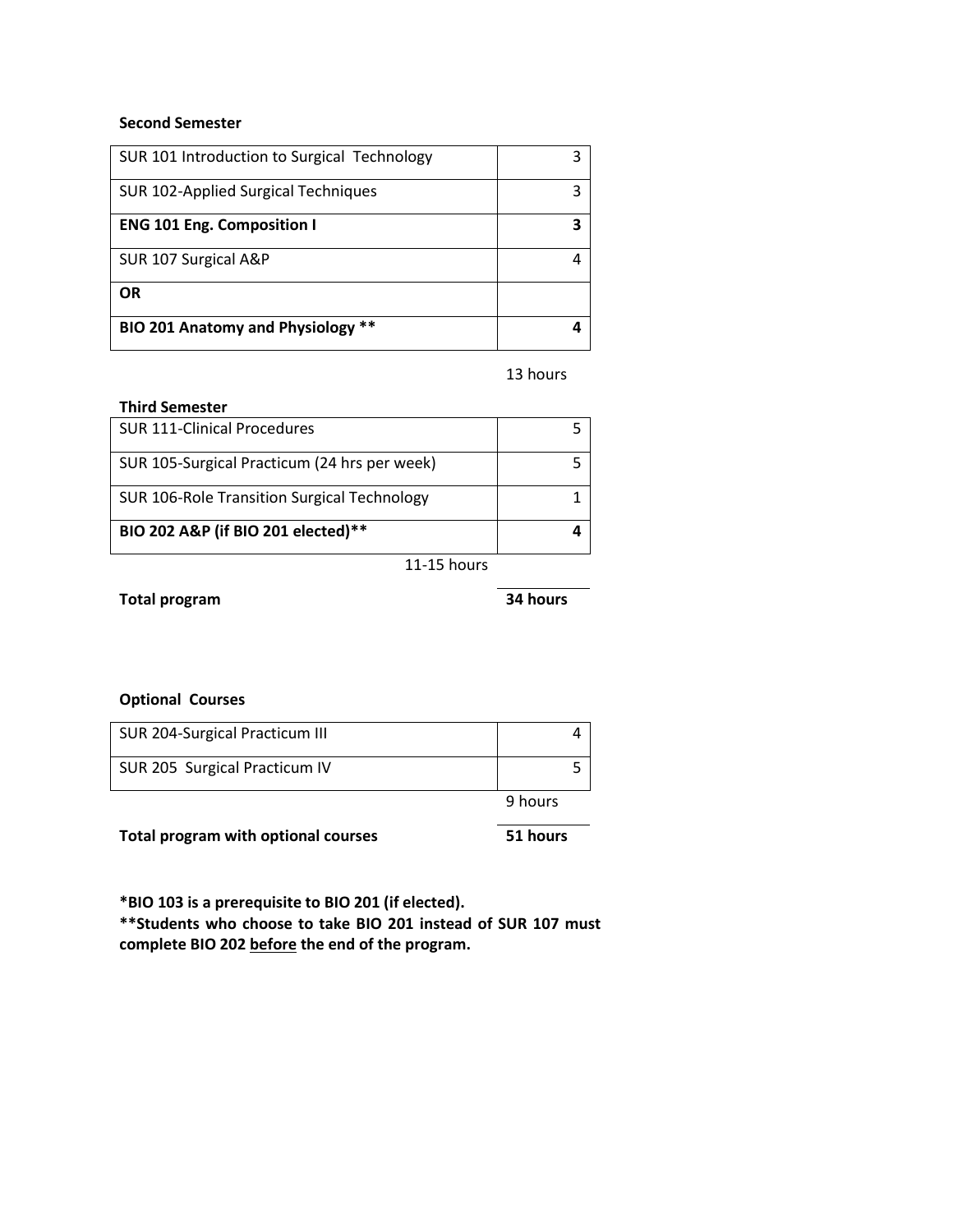**Second Semester**

| | |
|---|---|
| SUR 101 Introduction to Surgical Technology | 3 |
| SUR 102-Applied Surgical Techniques | 3 |
| **ENG 101 Eng. Composition I** | **3** |
| SUR 107 Surgical A&P | 4 |
| **OR** | |
| **BIO 201 Anatomy and Physiology **** | **4** |

13 hours

**Third Semester**

| | |
|---|---|
| SUR 111-Clinical Procedures | 5 |
| SUR 105-Surgical Practicum (24 hrs per week) | 5 |
| SUR 106-Role Transition Surgical Technology | 1 |
| **BIO 202 A&P (if BIO 201 elected)**** | **4** |

11-15 hours

**Total program** **34 hours**

**Optional Courses**

| | |
|---|---|
| SUR 204-Surgical Practicum III | 4 |
| SUR 205 Surgical Practicum IV | 5 |

9 hours

**Total program with optional courses** **51 hours**

***BIO 103 is a prerequisite to BIO 201 (if elected).**
****Students who choose to take BIO 201 instead of SUR 107 must complete BIO 202 before the end of the program.**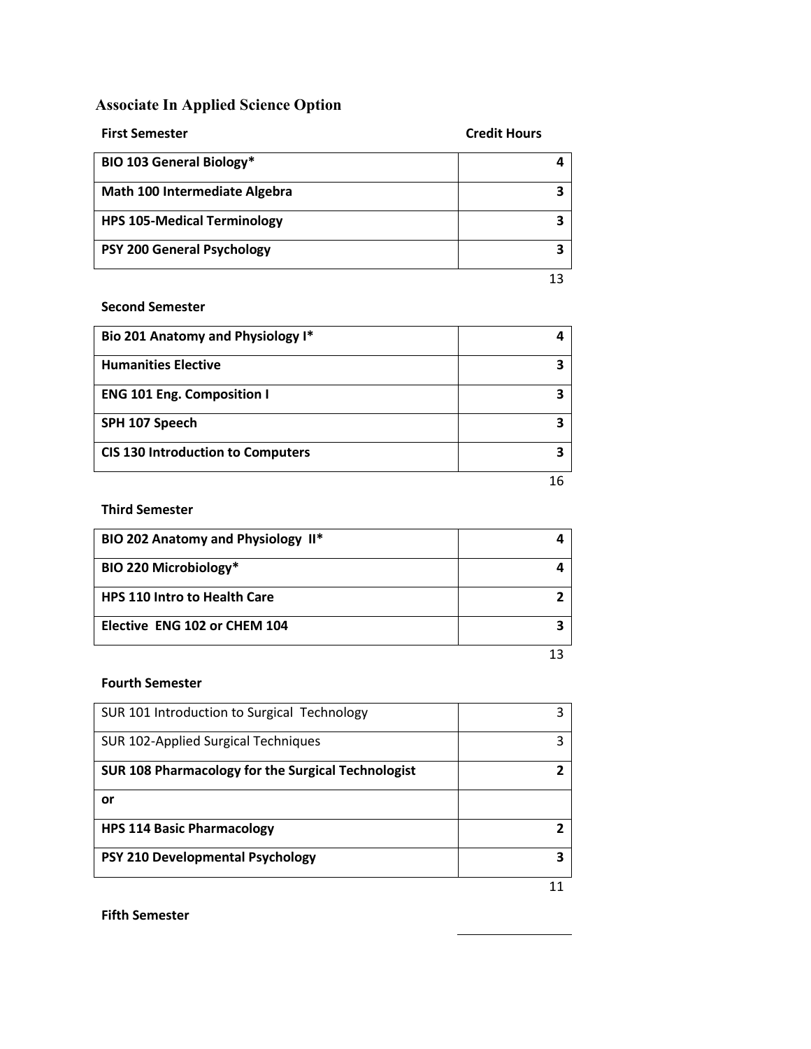## Associate In Applied Science Option

**First Semester** | **Credit Hours**

| First Semester | Credit Hours |
|---|---|
| **BIO 103 General Biology*** | **4** |
| **Math 100 Intermediate Algebra** | **3** |
| **HPS 105-Medical Terminology** | **3** |
| **PSY 200 General Psychology** | **3** |
| | 13 |

**Second Semester**

| Second Semester | Credit Hours |
|---|---|
| **Bio 201 Anatomy and Physiology I*** | **4** |
| **Humanities Elective** | **3** |
| **ENG 101 Eng. Composition I** | **3** |
| **SPH 107 Speech** | **3** |
| **CIS 130 Introduction to Computers** | **3** |
| | 16 |

**Third Semester**

| Third Semester | Credit Hours |
|---|---|
| **BIO 202 Anatomy and Physiology II*** | **4** |
| **BIO 220 Microbiology*** | **4** |
| **HPS 110 Intro to Health Care** | **2** |
| **Elective ENG 102 or CHEM 104** | **3** |
| | 13 |

**Fourth Semester**

| Fourth Semester | Credit Hours |
|---|---|
| SUR 101 Introduction to Surgical Technology | 3 |
| SUR 102-Applied Surgical Techniques | 3 |
| **SUR 108 Pharmacology for the Surgical Technologist** | **2** |
| **or** | |
| **HPS 114 Basic Pharmacology** | **2** |
| **PSY 210 Developmental Psychology** | **3** |
| | 11 |

**Fifth Semester**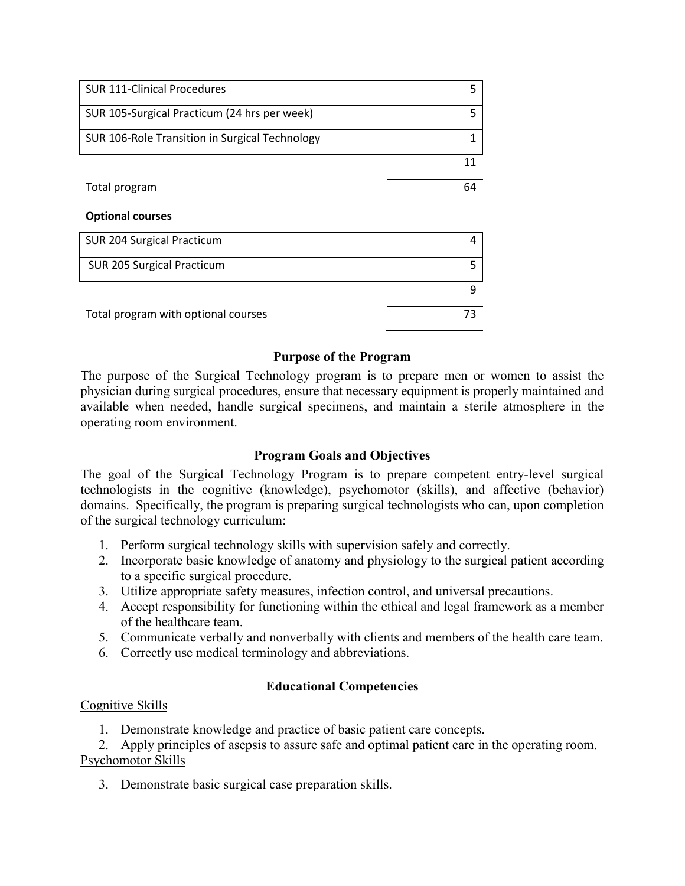| Course | Credits |
|---|---|
| SUR 111-Clinical Procedures | 5 |
| SUR 105-Surgical Practicum (24 hrs per week) | 5 |
| SUR 106-Role Transition in Surgical Technology | 1 |
| | 11 |
| Total program | 64 |

**Optional courses**

| Course | Credits |
|---|---|
| SUR 204 Surgical Practicum | 4 |
| SUR 205 Surgical Practicum | 5 |
| | 9 |
| Total program with optional courses | 73 |

## Purpose of the Program

The purpose of the Surgical Technology program is to prepare men or women to assist the physician during surgical procedures, ensure that necessary equipment is properly maintained and available when needed, handle surgical specimens, and maintain a sterile atmosphere in the operating room environment.

## Program Goals and Objectives

The goal of the Surgical Technology Program is to prepare competent entry-level surgical technologists in the cognitive (knowledge), psychomotor (skills), and affective (behavior) domains. Specifically, the program is preparing surgical technologists who can, upon completion of the surgical technology curriculum:

1. Perform surgical technology skills with supervision safely and correctly.
2. Incorporate basic knowledge of anatomy and physiology to the surgical patient according to a specific surgical procedure.
3. Utilize appropriate safety measures, infection control, and universal precautions.
4. Accept responsibility for functioning within the ethical and legal framework as a member of the healthcare team.
5. Communicate verbally and nonverbally with clients and members of the health care team.
6. Correctly use medical terminology and abbreviations.

## Educational Competencies

<u>Cognitive Skills</u>

1. Demonstrate knowledge and practice of basic patient care concepts.
2. Apply principles of asepsis to assure safe and optimal patient care in the operating room.

<u>Psychomotor Skills</u>

3. Demonstrate basic surgical case preparation skills.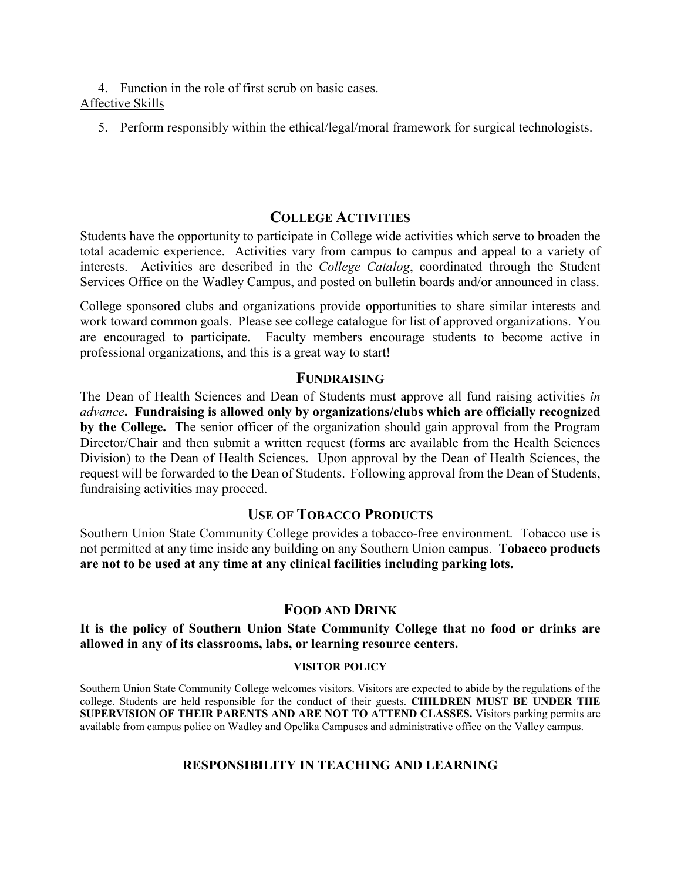4. Function in the role of first scrub on basic cases.

<u>Affective Skills</u>

5. Perform responsibly within the ethical/legal/moral framework for surgical technologists.

## COLLEGE ACTIVITIES

Students have the opportunity to participate in College wide activities which serve to broaden the total academic experience. Activities vary from campus to campus and appeal to a variety of interests. Activities are described in the *College Catalog*, coordinated through the Student Services Office on the Wadley Campus, and posted on bulletin boards and/or announced in class.

College sponsored clubs and organizations provide opportunities to share similar interests and work toward common goals. Please see college catalogue for list of approved organizations. You are encouraged to participate. Faculty members encourage students to become active in professional organizations, and this is a great way to start!

## FUNDRAISING

The Dean of Health Sciences and Dean of Students must approve all fund raising activities *in advance*. **Fundraising is allowed only by organizations/clubs which are officially recognized by the College.** The senior officer of the organization should gain approval from the Program Director/Chair and then submit a written request (forms are available from the Health Sciences Division) to the Dean of Health Sciences. Upon approval by the Dean of Health Sciences, the request will be forwarded to the Dean of Students. Following approval from the Dean of Students, fundraising activities may proceed.

## USE OF TOBACCO PRODUCTS

Southern Union State Community College provides a tobacco-free environment. Tobacco use is not permitted at any time inside any building on any Southern Union campus. **Tobacco products are not to be used at any time at any clinical facilities including parking lots.**

## FOOD AND DRINK

**It is the policy of Southern Union State Community College that no food or drinks are allowed in any of its classrooms, labs, or learning resource centers.**

### VISITOR POLICY

Southern Union State Community College welcomes visitors. Visitors are expected to abide by the regulations of the college. Students are held responsible for the conduct of their guests. **CHILDREN MUST BE UNDER THE SUPERVISION OF THEIR PARENTS AND ARE NOT TO ATTEND CLASSES.** Visitors parking permits are available from campus police on Wadley and Opelika Campuses and administrative office on the Valley campus.

## RESPONSIBILITY IN TEACHING AND LEARNING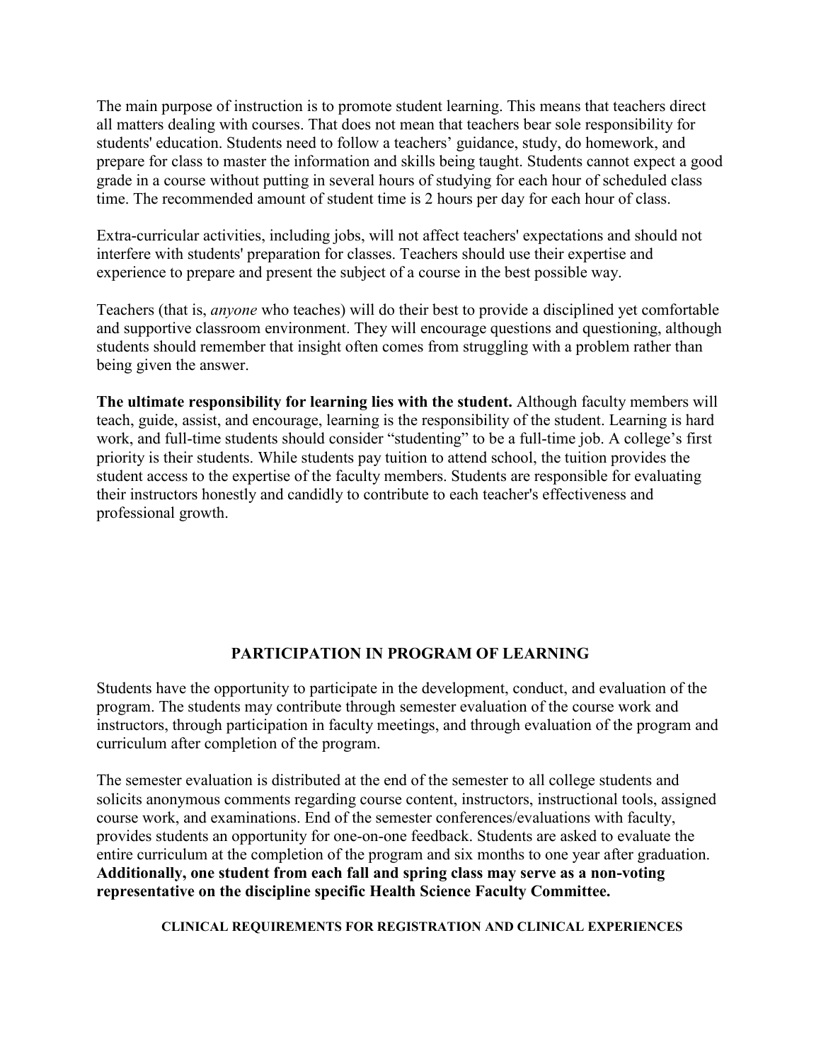The main purpose of instruction is to promote student learning. This means that teachers direct all matters dealing with courses. That does not mean that teachers bear sole responsibility for students' education. Students need to follow a teachers' guidance, study, do homework, and prepare for class to master the information and skills being taught. Students cannot expect a good grade in a course without putting in several hours of studying for each hour of scheduled class time. The recommended amount of student time is 2 hours per day for each hour of class.

Extra-curricular activities, including jobs, will not affect teachers' expectations and should not interfere with students' preparation for classes. Teachers should use their expertise and experience to prepare and present the subject of a course in the best possible way.

Teachers (that is, *anyone* who teaches) will do their best to provide a disciplined yet comfortable and supportive classroom environment. They will encourage questions and questioning, although students should remember that insight often comes from struggling with a problem rather than being given the answer.

**The ultimate responsibility for learning lies with the student.** Although faculty members will teach, guide, assist, and encourage, learning is the responsibility of the student. Learning is hard work, and full-time students should consider "studenting" to be a full-time job. A college's first priority is their students. While students pay tuition to attend school, the tuition provides the student access to the expertise of the faculty members. Students are responsible for evaluating their instructors honestly and candidly to contribute to each teacher's effectiveness and professional growth.

## PARTICIPATION IN PROGRAM OF LEARNING

Students have the opportunity to participate in the development, conduct, and evaluation of the program. The students may contribute through semester evaluation of the course work and instructors, through participation in faculty meetings, and through evaluation of the program and curriculum after completion of the program.

The semester evaluation is distributed at the end of the semester to all college students and solicits anonymous comments regarding course content, instructors, instructional tools, assigned course work, and examinations. End of the semester conferences/evaluations with faculty, provides students an opportunity for one-on-one feedback. Students are asked to evaluate the entire curriculum at the completion of the program and six months to one year after graduation. **Additionally, one student from each fall and spring class may serve as a non-voting representative on the discipline specific Health Science Faculty Committee.**

### CLINICAL REQUIREMENTS FOR REGISTRATION AND CLINICAL EXPERIENCES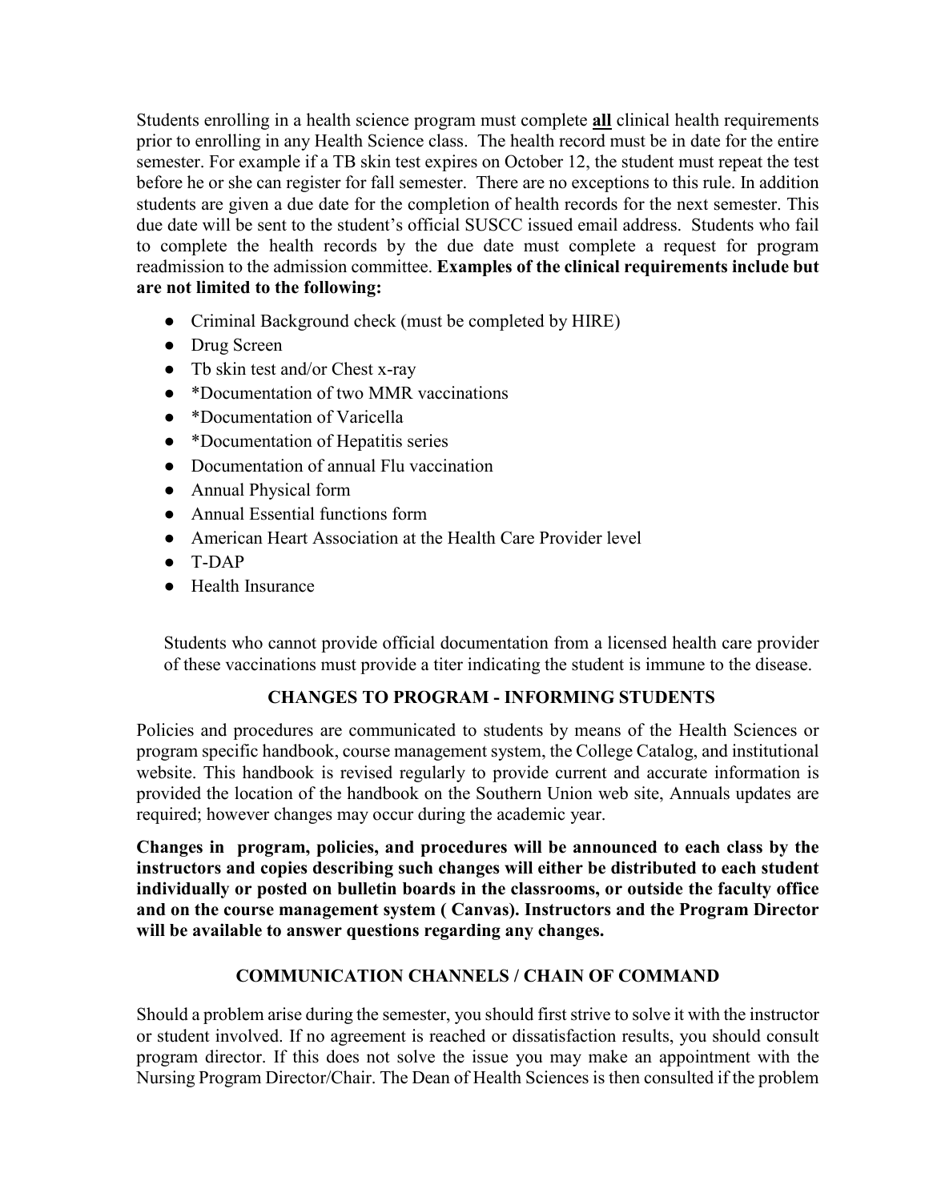Students enrolling in a health science program must complete **<u>all</u>** clinical health requirements prior to enrolling in any Health Science class. The health record must be in date for the entire semester. For example if a TB skin test expires on October 12, the student must repeat the test before he or she can register for fall semester. There are no exceptions to this rule. In addition students are given a due date for the completion of health records for the next semester. This due date will be sent to the student's official SUSCC issued email address. Students who fail to complete the health records by the due date must complete a request for program readmission to the admission committee. **Examples of the clinical requirements include but are not limited to the following:**

- Criminal Background check (must be completed by HIRE)
- Drug Screen
- Tb skin test and/or Chest x-ray
- *Documentation of two MMR vaccinations
- *Documentation of Varicella
- *Documentation of Hepatitis series
- Documentation of annual Flu vaccination
- Annual Physical form
- Annual Essential functions form
- American Heart Association at the Health Care Provider level
- T-DAP
- Health Insurance

Students who cannot provide official documentation from a licensed health care provider of these vaccinations must provide a titer indicating the student is immune to the disease.

## CHANGES TO PROGRAM - INFORMING STUDENTS

Policies and procedures are communicated to students by means of the Health Sciences or program specific handbook, course management system, the College Catalog, and institutional website. This handbook is revised regularly to provide current and accurate information is provided the location of the handbook on the Southern Union web site, Annuals updates are required; however changes may occur during the academic year.

**Changes in program, policies, and procedures will be announced to each class by the instructors and copies describing such changes will either be distributed to each student individually or posted on bulletin boards in the classrooms, or outside the faculty office and on the course management system ( Canvas). Instructors and the Program Director will be available to answer questions regarding any changes.**

## COMMUNICATION CHANNELS / CHAIN OF COMMAND

Should a problem arise during the semester, you should first strive to solve it with the instructor or student involved. If no agreement is reached or dissatisfaction results, you should consult program director. If this does not solve the issue you may make an appointment with the Nursing Program Director/Chair. The Dean of Health Sciences is then consulted if the problem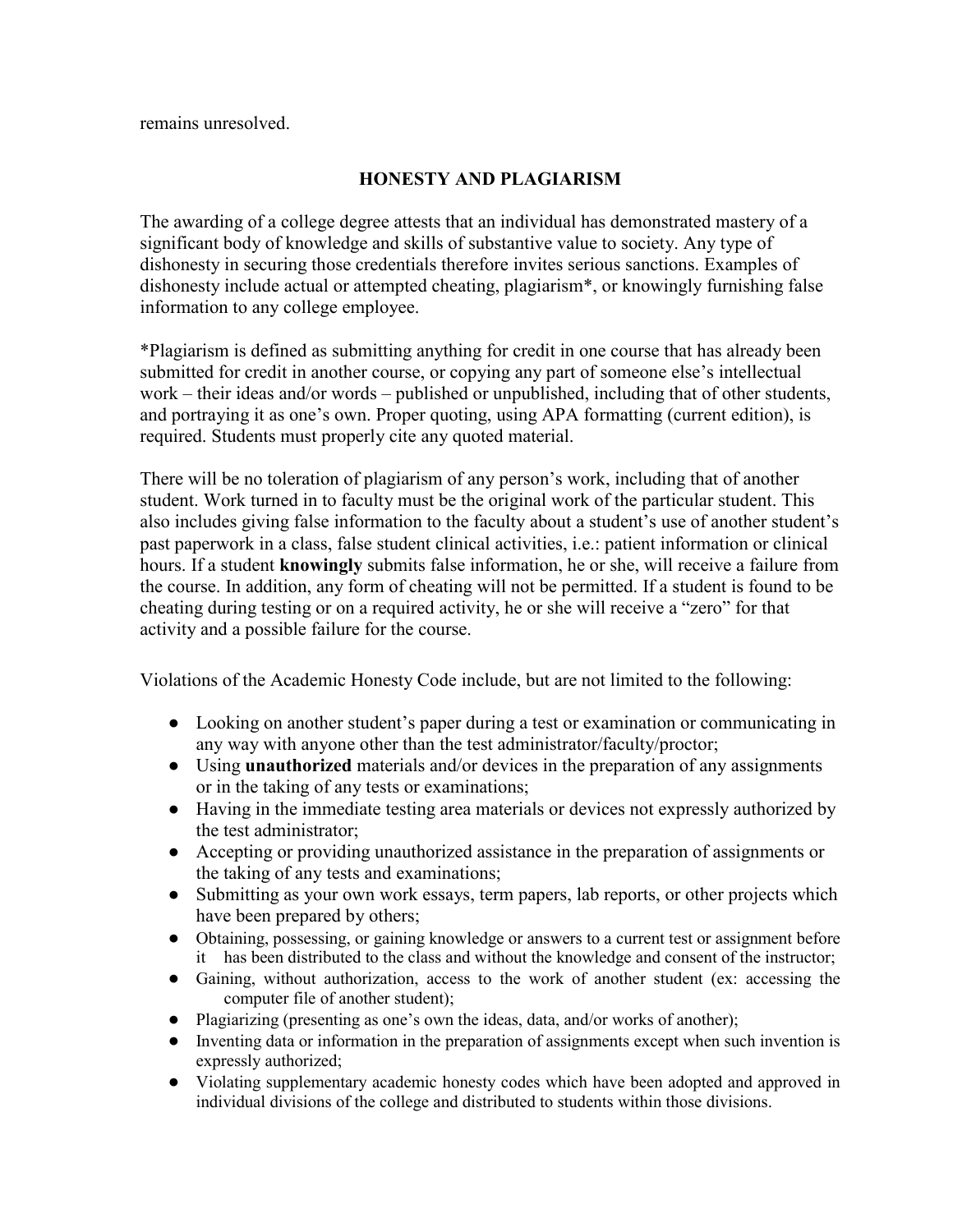remains unresolved.

## HONESTY AND PLAGIARISM

The awarding of a college degree attests that an individual has demonstrated mastery of a significant body of knowledge and skills of substantive value to society. Any type of dishonesty in securing those credentials therefore invites serious sanctions. Examples of dishonesty include actual or attempted cheating, plagiarism*, or knowingly furnishing false information to any college employee.

*Plagiarism is defined as submitting anything for credit in one course that has already been submitted for credit in another course, or copying any part of someone else's intellectual work – their ideas and/or words – published or unpublished, including that of other students, and portraying it as one's own. Proper quoting, using APA formatting (current edition), is required. Students must properly cite any quoted material.

There will be no toleration of plagiarism of any person's work, including that of another student. Work turned in to faculty must be the original work of the particular student. This also includes giving false information to the faculty about a student's use of another student's past paperwork in a class, false student clinical activities, i.e.: patient information or clinical hours. If a student **knowingly** submits false information, he or she, will receive a failure from the course. In addition, any form of cheating will not be permitted. If a student is found to be cheating during testing or on a required activity, he or she will receive a "zero" for that activity and a possible failure for the course.

Violations of the Academic Honesty Code include, but are not limited to the following:

- Looking on another student's paper during a test or examination or communicating in any way with anyone other than the test administrator/faculty/proctor;
- Using **unauthorized** materials and/or devices in the preparation of any assignments or in the taking of any tests or examinations;
- Having in the immediate testing area materials or devices not expressly authorized by the test administrator;
- Accepting or providing unauthorized assistance in the preparation of assignments or the taking of any tests and examinations;
- Submitting as your own work essays, term papers, lab reports, or other projects which have been prepared by others;
- Obtaining, possessing, or gaining knowledge or answers to a current test or assignment before it has been distributed to the class and without the knowledge and consent of the instructor;
- Gaining, without authorization, access to the work of another student (ex: accessing the computer file of another student);
- Plagiarizing (presenting as one's own the ideas, data, and/or works of another);
- Inventing data or information in the preparation of assignments except when such invention is expressly authorized;
- Violating supplementary academic honesty codes which have been adopted and approved in individual divisions of the college and distributed to students within those divisions.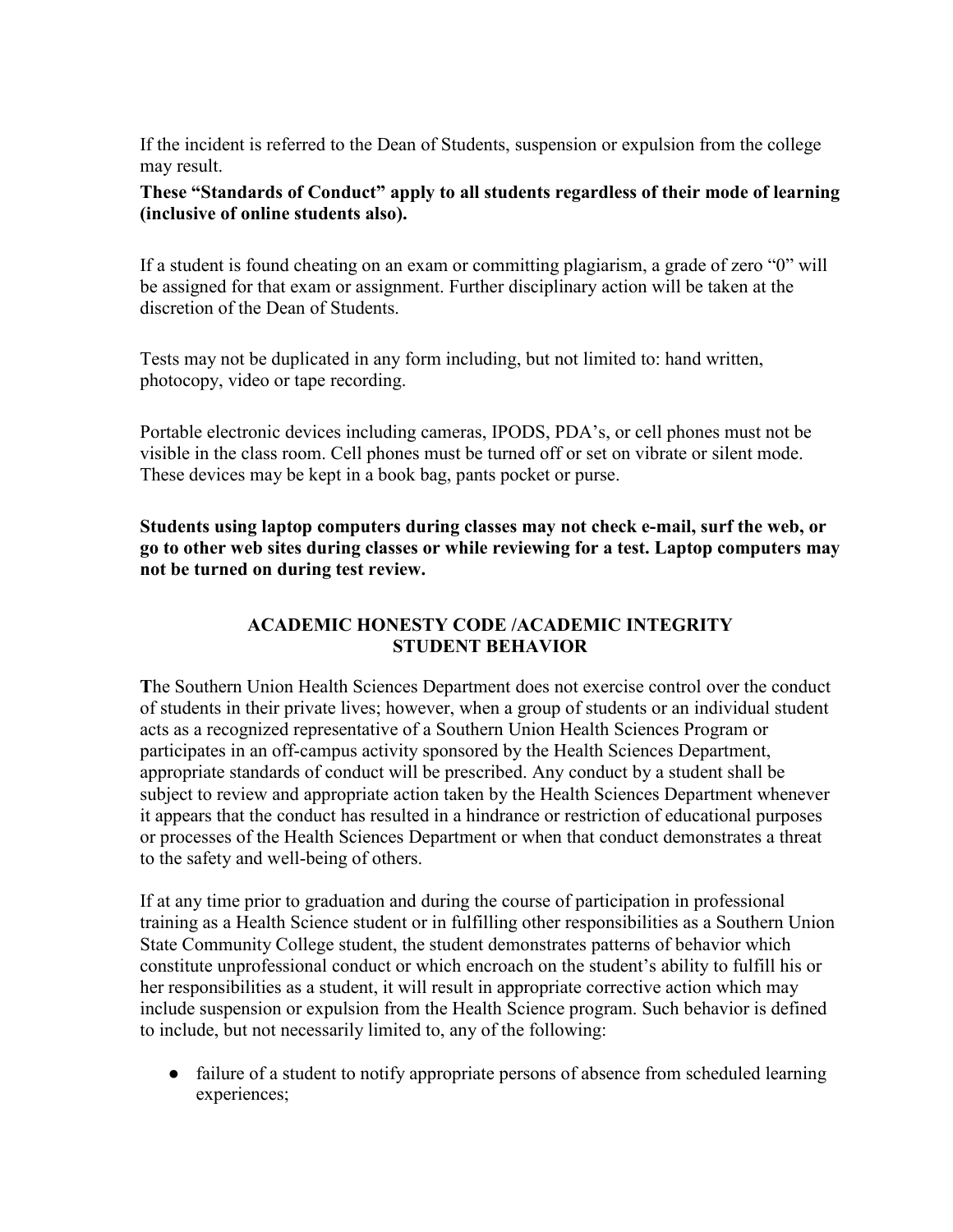If the incident is referred to the Dean of Students, suspension or expulsion from the college may result.

**These "Standards of Conduct" apply to all students regardless of their mode of learning (inclusive of online students also).**

If a student is found cheating on an exam or committing plagiarism, a grade of zero "0" will be assigned for that exam or assignment. Further disciplinary action will be taken at the discretion of the Dean of Students.

Tests may not be duplicated in any form including, but not limited to: hand written, photocopy, video or tape recording.

Portable electronic devices including cameras, IPODS, PDA's, or cell phones must not be visible in the class room. Cell phones must be turned off or set on vibrate or silent mode. These devices may be kept in a book bag, pants pocket or purse.

**Students using laptop computers during classes may not check e-mail, surf the web, or go to other web sites during classes or while reviewing for a test. Laptop computers may not be turned on during test review.**

## ACADEMIC HONESTY CODE /ACADEMIC INTEGRITY STUDENT BEHAVIOR

**T**he Southern Union Health Sciences Department does not exercise control over the conduct of students in their private lives; however, when a group of students or an individual student acts as a recognized representative of a Southern Union Health Sciences Program or participates in an off-campus activity sponsored by the Health Sciences Department, appropriate standards of conduct will be prescribed. Any conduct by a student shall be subject to review and appropriate action taken by the Health Sciences Department whenever it appears that the conduct has resulted in a hindrance or restriction of educational purposes or processes of the Health Sciences Department or when that conduct demonstrates a threat to the safety and well-being of others.

If at any time prior to graduation and during the course of participation in professional training as a Health Science student or in fulfilling other responsibilities as a Southern Union State Community College student, the student demonstrates patterns of behavior which constitute unprofessional conduct or which encroach on the student's ability to fulfill his or her responsibilities as a student, it will result in appropriate corrective action which may include suspension or expulsion from the Health Science program. Such behavior is defined to include, but not necessarily limited to, any of the following:

- failure of a student to notify appropriate persons of absence from scheduled learning experiences;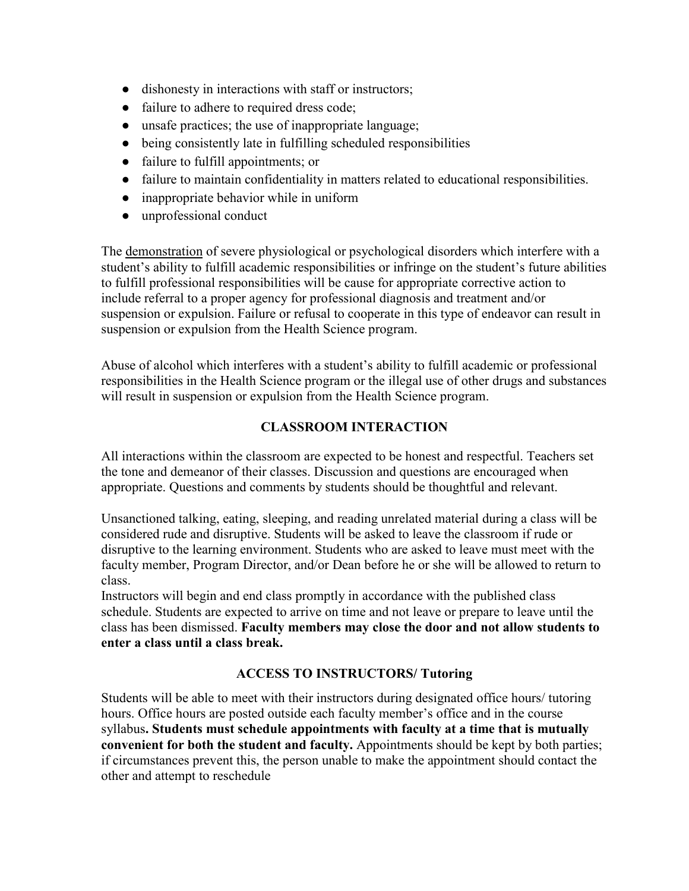- dishonesty in interactions with staff or instructors;
- failure to adhere to required dress code;
- unsafe practices; the use of inappropriate language;
- being consistently late in fulfilling scheduled responsibilities
- failure to fulfill appointments; or
- failure to maintain confidentiality in matters related to educational responsibilities.
- inappropriate behavior while in uniform
- unprofessional conduct

The <u>demonstration</u> of severe physiological or psychological disorders which interfere with a student's ability to fulfill academic responsibilities or infringe on the student's future abilities to fulfill professional responsibilities will be cause for appropriate corrective action to include referral to a proper agency for professional diagnosis and treatment and/or suspension or expulsion. Failure or refusal to cooperate in this type of endeavor can result in suspension or expulsion from the Health Science program.

Abuse of alcohol which interferes with a student's ability to fulfill academic or professional responsibilities in the Health Science program or the illegal use of other drugs and substances will result in suspension or expulsion from the Health Science program.

## CLASSROOM INTERACTION

All interactions within the classroom are expected to be honest and respectful. Teachers set the tone and demeanor of their classes. Discussion and questions are encouraged when appropriate. Questions and comments by students should be thoughtful and relevant.

Unsanctioned talking, eating, sleeping, and reading unrelated material during a class will be considered rude and disruptive. Students will be asked to leave the classroom if rude or disruptive to the learning environment. Students who are asked to leave must meet with the faculty member, Program Director, and/or Dean before he or she will be allowed to return to class.

Instructors will begin and end class promptly in accordance with the published class schedule. Students are expected to arrive on time and not leave or prepare to leave until the class has been dismissed. **Faculty members may close the door and not allow students to enter a class until a class break.**

## ACCESS TO INSTRUCTORS/ Tutoring

Students will be able to meet with their instructors during designated office hours/ tutoring hours. Office hours are posted outside each faculty member's office and in the course syllabus**. Students must schedule appointments with faculty at a time that is mutually convenient for both the student and faculty.** Appointments should be kept by both parties; if circumstances prevent this, the person unable to make the appointment should contact the other and attempt to reschedule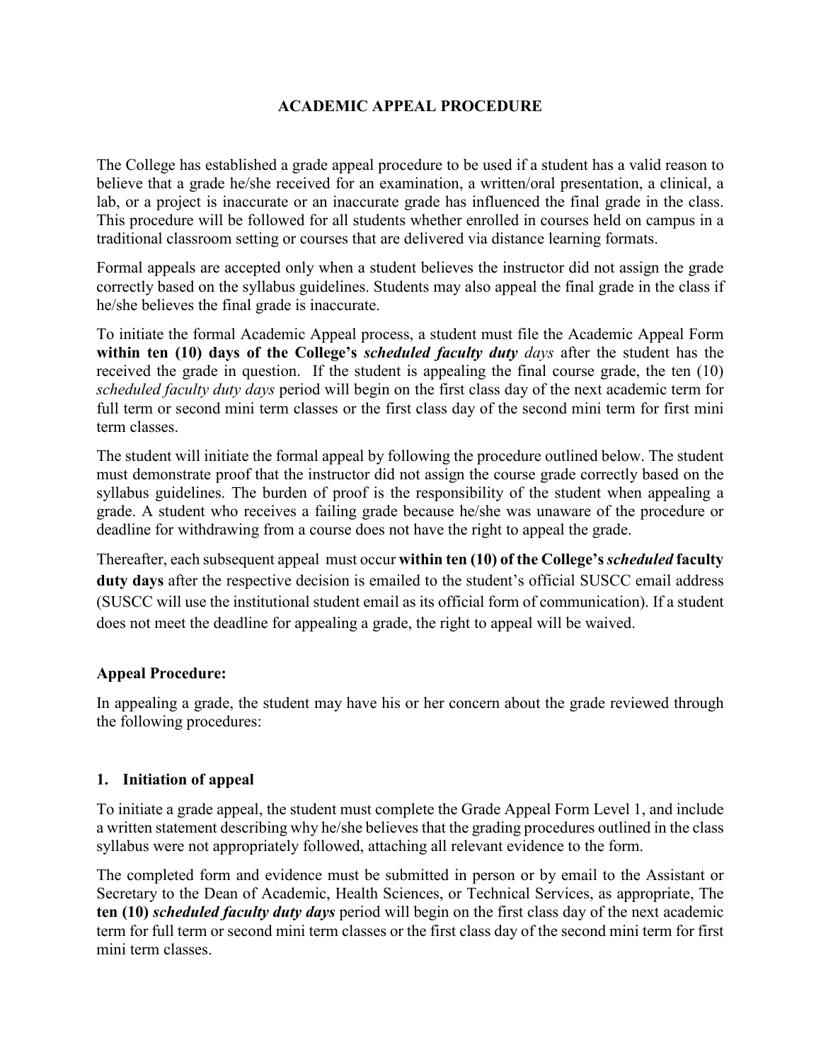# ACADEMIC APPEAL PROCEDURE

The College has established a grade appeal procedure to be used if a student has a valid reason to believe that a grade he/she received for an examination, a written/oral presentation, a clinical, a lab, or a project is inaccurate or an inaccurate grade has influenced the final grade in the class. This procedure will be followed for all students whether enrolled in courses held on campus in a traditional classroom setting or courses that are delivered via distance learning formats.

Formal appeals are accepted only when a student believes the instructor did not assign the grade correctly based on the syllabus guidelines. Students may also appeal the final grade in the class if he/she believes the final grade is inaccurate.

To initiate the formal Academic Appeal process, a student must file the Academic Appeal Form **within ten (10) days of the College's** ***scheduled faculty duty*** *days* after the student has the received the grade in question. If the student is appealing the final course grade, the ten (10) *scheduled faculty duty days* period will begin on the first class day of the next academic term for full term or second mini term classes or the first class day of the second mini term for first mini term classes.

The student will initiate the formal appeal by following the procedure outlined below. The student must demonstrate proof that the instructor did not assign the course grade correctly based on the syllabus guidelines. The burden of proof is the responsibility of the student when appealing a grade. A student who receives a failing grade because he/she was unaware of the procedure or deadline for withdrawing from a course does not have the right to appeal the grade.

Thereafter, each subsequent appeal must occur **within ten (10) of the College's** ***scheduled*** **faculty duty days** after the respective decision is emailed to the student's official SUSCC email address (SUSCC will use the institutional student email as its official form of communication). If a student does not meet the deadline for appealing a grade, the right to appeal will be waived.

## Appeal Procedure:

In appealing a grade, the student may have his or her concern about the grade reviewed through the following procedures:

### 1. Initiation of appeal

To initiate a grade appeal, the student must complete the Grade Appeal Form Level 1, and include a written statement describing why he/she believes that the grading procedures outlined in the class syllabus were not appropriately followed, attaching all relevant evidence to the form.

The completed form and evidence must be submitted in person or by email to the Assistant or Secretary to the Dean of Academic, Health Sciences, or Technical Services, as appropriate, The **ten (10)** ***scheduled faculty duty days*** period will begin on the first class day of the next academic term for full term or second mini term classes or the first class day of the second mini term for first mini term classes.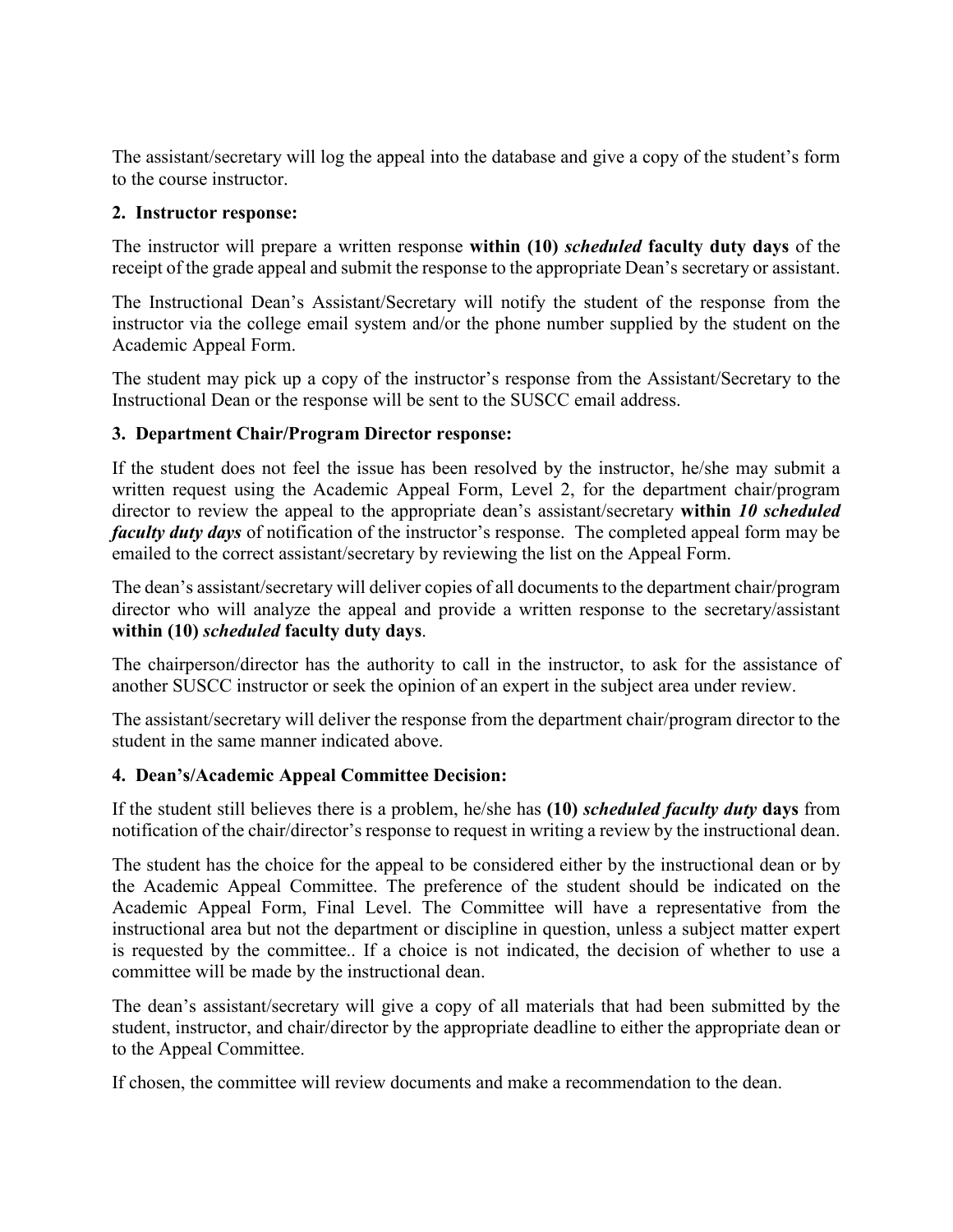The assistant/secretary will log the appeal into the database and give a copy of the student's form to the course instructor.

**2. Instructor response:**

The instructor will prepare a written response **within (10) *scheduled* faculty duty days** of the receipt of the grade appeal and submit the response to the appropriate Dean's secretary or assistant.

The Instructional Dean's Assistant/Secretary will notify the student of the response from the instructor via the college email system and/or the phone number supplied by the student on the Academic Appeal Form.

The student may pick up a copy of the instructor's response from the Assistant/Secretary to the Instructional Dean or the response will be sent to the SUSCC email address.

**3. Department Chair/Program Director response:**

If the student does not feel the issue has been resolved by the instructor, he/she may submit a written request using the Academic Appeal Form, Level 2, for the department chair/program director to review the appeal to the appropriate dean's assistant/secretary **within *10 scheduled faculty duty days*** of notification of the instructor's response. The completed appeal form may be emailed to the correct assistant/secretary by reviewing the list on the Appeal Form.

The dean's assistant/secretary will deliver copies of all documents to the department chair/program director who will analyze the appeal and provide a written response to the secretary/assistant **within (10) *scheduled* faculty duty days**.

The chairperson/director has the authority to call in the instructor, to ask for the assistance of another SUSCC instructor or seek the opinion of an expert in the subject area under review.

The assistant/secretary will deliver the response from the department chair/program director to the student in the same manner indicated above.

**4. Dean's/Academic Appeal Committee Decision:**

If the student still believes there is a problem, he/she has **(10) *scheduled faculty duty* days** from notification of the chair/director's response to request in writing a review by the instructional dean.

The student has the choice for the appeal to be considered either by the instructional dean or by the Academic Appeal Committee. The preference of the student should be indicated on the Academic Appeal Form, Final Level. The Committee will have a representative from the instructional area but not the department or discipline in question, unless a subject matter expert is requested by the committee.. If a choice is not indicated, the decision of whether to use a committee will be made by the instructional dean.

The dean's assistant/secretary will give a copy of all materials that had been submitted by the student, instructor, and chair/director by the appropriate deadline to either the appropriate dean or to the Appeal Committee.

If chosen, the committee will review documents and make a recommendation to the dean.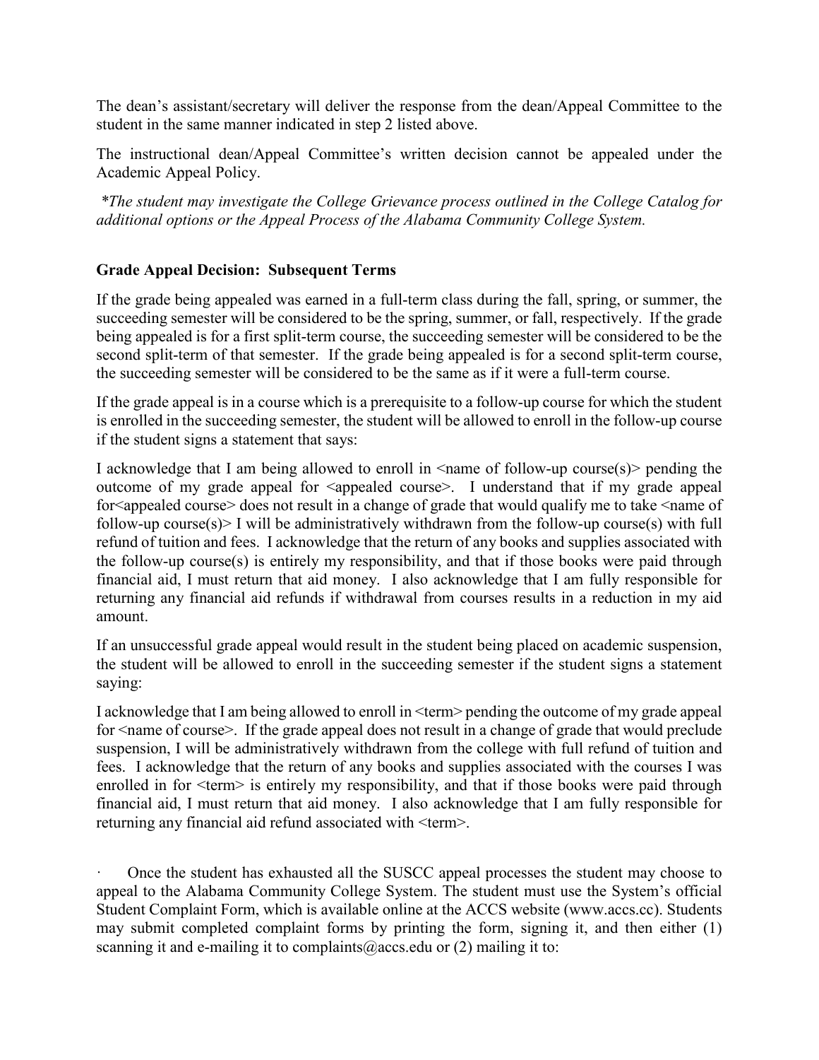The dean's assistant/secretary will deliver the response from the dean/Appeal Committee to the student in the same manner indicated in step 2 listed above.

The instructional dean/Appeal Committee's written decision cannot be appealed under the Academic Appeal Policy.

*\*The student may investigate the College Grievance process outlined in the College Catalog for additional options or the Appeal Process of the Alabama Community College System.*

**Grade Appeal Decision: Subsequent Terms**

If the grade being appealed was earned in a full-term class during the fall, spring, or summer, the succeeding semester will be considered to be the spring, summer, or fall, respectively. If the grade being appealed is for a first split-term course, the succeeding semester will be considered to be the second split-term of that semester. If the grade being appealed is for a second split-term course, the succeeding semester will be considered to be the same as if it were a full-term course.

If the grade appeal is in a course which is a prerequisite to a follow-up course for which the student is enrolled in the succeeding semester, the student will be allowed to enroll in the follow-up course if the student signs a statement that says:

I acknowledge that I am being allowed to enroll in <name of follow-up course(s)> pending the outcome of my grade appeal for <appealed course>. I understand that if my grade appeal for<appealed course> does not result in a change of grade that would qualify me to take <name of follow-up course(s)> I will be administratively withdrawn from the follow-up course(s) with full refund of tuition and fees. I acknowledge that the return of any books and supplies associated with the follow-up course(s) is entirely my responsibility, and that if those books were paid through financial aid, I must return that aid money. I also acknowledge that I am fully responsible for returning any financial aid refunds if withdrawal from courses results in a reduction in my aid amount.

If an unsuccessful grade appeal would result in the student being placed on academic suspension, the student will be allowed to enroll in the succeeding semester if the student signs a statement saying:

I acknowledge that I am being allowed to enroll in <term> pending the outcome of my grade appeal for <name of course>. If the grade appeal does not result in a change of grade that would preclude suspension, I will be administratively withdrawn from the college with full refund of tuition and fees. I acknowledge that the return of any books and supplies associated with the courses I was enrolled in for <term> is entirely my responsibility, and that if those books were paid through financial aid, I must return that aid money. I also acknowledge that I am fully responsible for returning any financial aid refund associated with <term>.

- Once the student has exhausted all the SUSCC appeal processes the student may choose to appeal to the Alabama Community College System. The student must use the System's official Student Complaint Form, which is available online at the ACCS website (www.accs.cc). Students may submit completed complaint forms by printing the form, signing it, and then either (1) scanning it and e-mailing it to complaints@accs.edu or (2) mailing it to: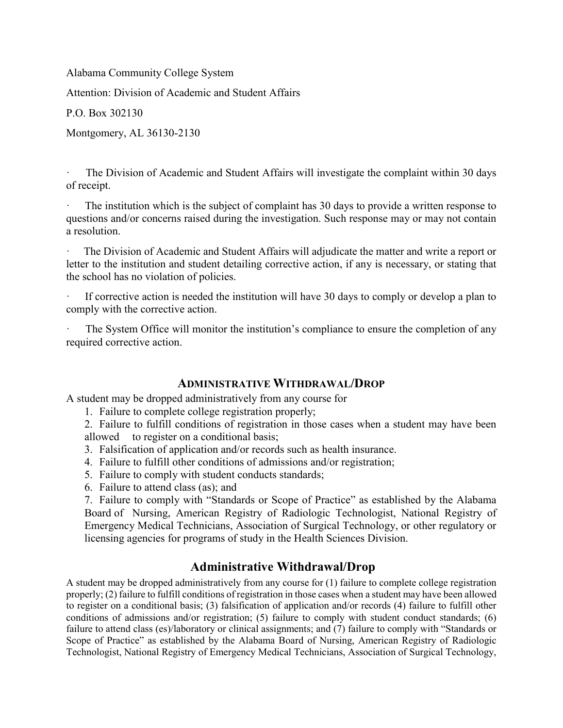Alabama Community College System

Attention: Division of Academic and Student Affairs

P.O. Box 302130

Montgomery, AL 36130-2130

- The Division of Academic and Student Affairs will investigate the complaint within 30 days of receipt.
- The institution which is the subject of complaint has 30 days to provide a written response to questions and/or concerns raised during the investigation. Such response may or may not contain a resolution.
- The Division of Academic and Student Affairs will adjudicate the matter and write a report or letter to the institution and student detailing corrective action, if any is necessary, or stating that the school has no violation of policies.
- If corrective action is needed the institution will have 30 days to comply or develop a plan to comply with the corrective action.
- The System Office will monitor the institution's compliance to ensure the completion of any required corrective action.

## ADMINISTRATIVE WITHDRAWAL/DROP

A student may be dropped administratively from any course for

1. Failure to complete college registration properly;
2. Failure to fulfill conditions of registration in those cases when a student may have been allowed to register on a conditional basis;
3. Falsification of application and/or records such as health insurance.
4. Failure to fulfill other conditions of admissions and/or registration;
5. Failure to comply with student conducts standards;
6. Failure to attend class (as); and
7. Failure to comply with "Standards or Scope of Practice" as established by the Alabama Board of Nursing, American Registry of Radiologic Technologist, National Registry of Emergency Medical Technicians, Association of Surgical Technology, or other regulatory or licensing agencies for programs of study in the Health Sciences Division.

## Administrative Withdrawal/Drop

A student may be dropped administratively from any course for (1) failure to complete college registration properly; (2) failure to fulfill conditions of registration in those cases when a student may have been allowed to register on a conditional basis; (3) falsification of application and/or records (4) failure to fulfill other conditions of admissions and/or registration; (5) failure to comply with student conduct standards; (6) failure to attend class (es)/laboratory or clinical assignments; and (7) failure to comply with "Standards or Scope of Practice" as established by the Alabama Board of Nursing, American Registry of Radiologic Technologist, National Registry of Emergency Medical Technicians, Association of Surgical Technology,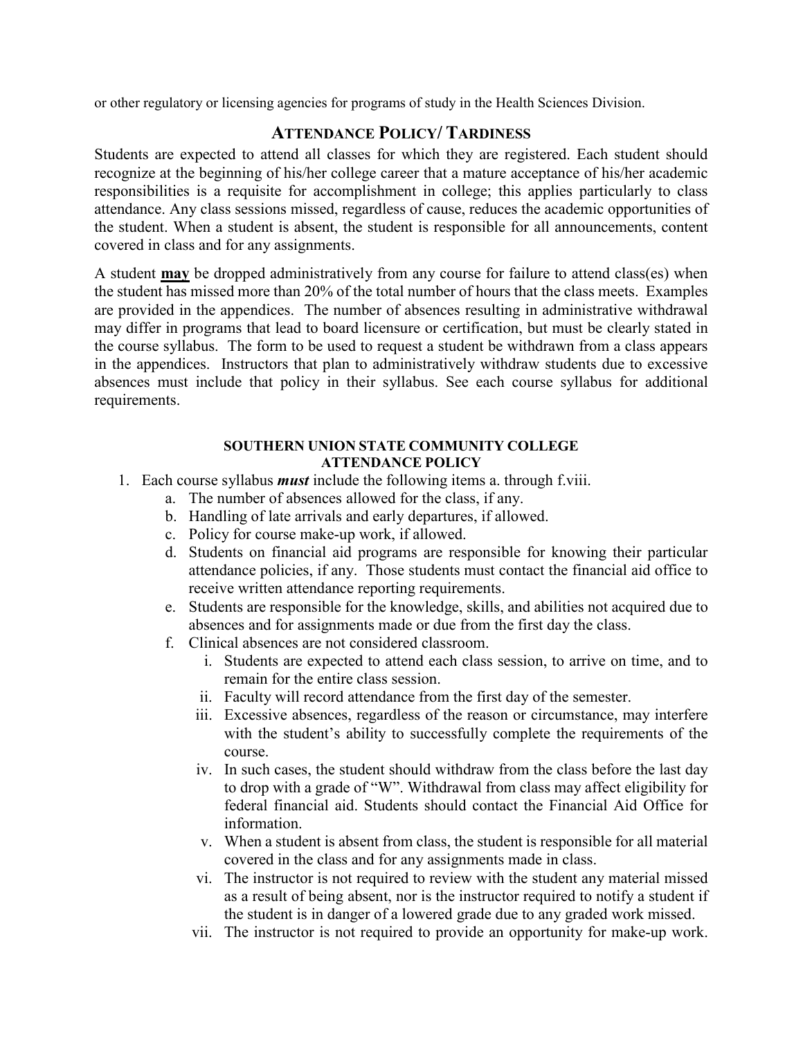or other regulatory or licensing agencies for programs of study in the Health Sciences Division.

## ATTENDANCE POLICY/ TARDINESS

Students are expected to attend all classes for which they are registered. Each student should recognize at the beginning of his/her college career that a mature acceptance of his/her academic responsibilities is a requisite for accomplishment in college; this applies particularly to class attendance. Any class sessions missed, regardless of cause, reduces the academic opportunities of the student. When a student is absent, the student is responsible for all announcements, content covered in class and for any assignments.

A student **may** be dropped administratively from any course for failure to attend class(es) when the student has missed more than 20% of the total number of hours that the class meets. Examples are provided in the appendices. The number of absences resulting in administrative withdrawal may differ in programs that lead to board licensure or certification, but must be clearly stated in the course syllabus. The form to be used to request a student be withdrawn from a class appears in the appendices. Instructors that plan to administratively withdraw students due to excessive absences must include that policy in their syllabus. See each course syllabus for additional requirements.

### SOUTHERN UNION STATE COMMUNITY COLLEGE ATTENDANCE POLICY

1. Each course syllabus ***must*** include the following items a. through f.viii.
   a. The number of absences allowed for the class, if any.
   b. Handling of late arrivals and early departures, if allowed.
   c. Policy for course make-up work, if allowed.
   d. Students on financial aid programs are responsible for knowing their particular attendance policies, if any. Those students must contact the financial aid office to receive written attendance reporting requirements.
   e. Students are responsible for the knowledge, skills, and abilities not acquired due to absences and for assignments made or due from the first day the class.
   f. Clinical absences are not considered classroom.
      i. Students are expected to attend each class session, to arrive on time, and to remain for the entire class session.
      ii. Faculty will record attendance from the first day of the semester.
      iii. Excessive absences, regardless of the reason or circumstance, may interfere with the student's ability to successfully complete the requirements of the course.
      iv. In such cases, the student should withdraw from the class before the last day to drop with a grade of "W". Withdrawal from class may affect eligibility for federal financial aid. Students should contact the Financial Aid Office for information.
      v. When a student is absent from class, the student is responsible for all material covered in the class and for any assignments made in class.
      vi. The instructor is not required to review with the student any material missed as a result of being absent, nor is the instructor required to notify a student if the student is in danger of a lowered grade due to any graded work missed.
      vii. The instructor is not required to provide an opportunity for make-up work.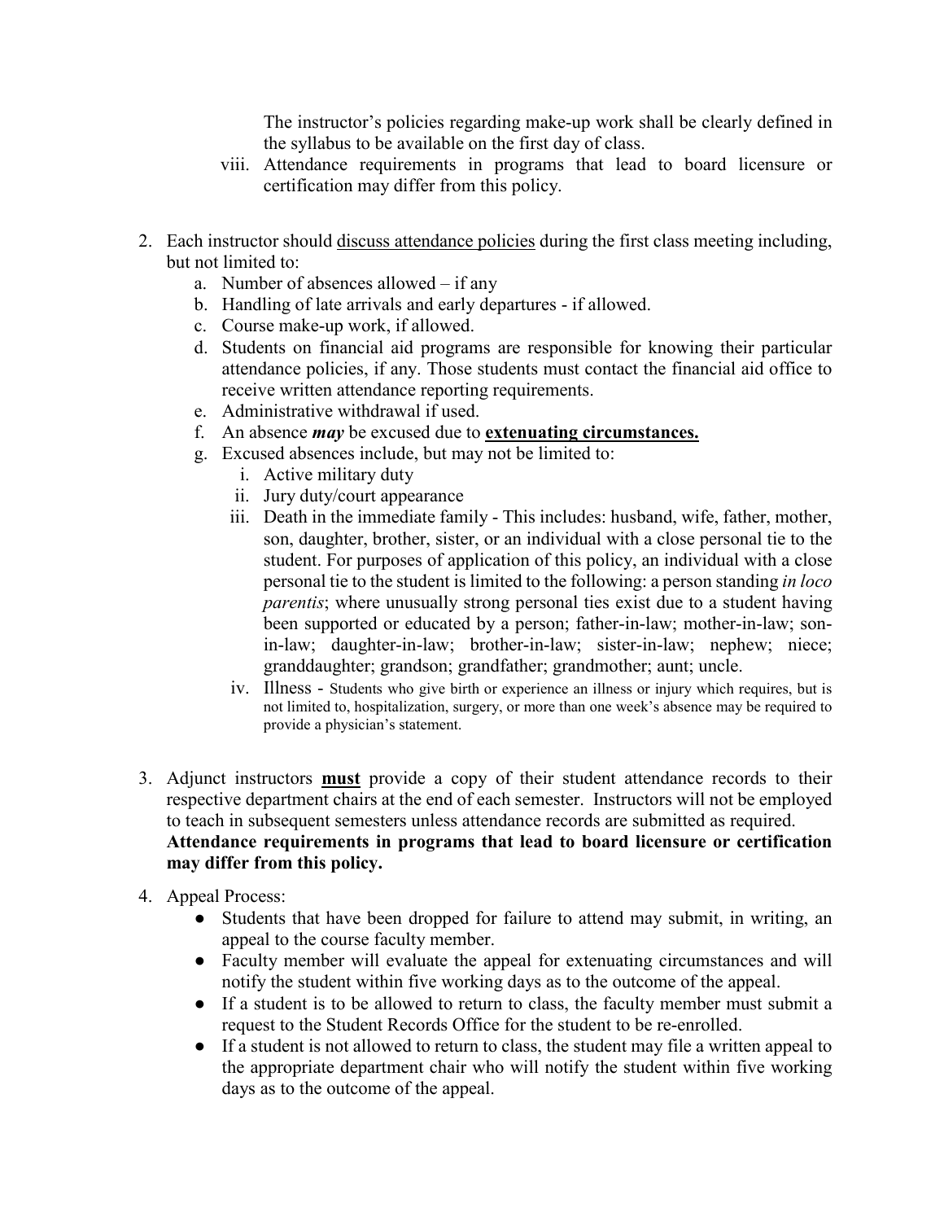The instructor's policies regarding make-up work shall be clearly defined in the syllabus to be available on the first day of class.

viii. Attendance requirements in programs that lead to board licensure or certification may differ from this policy.

2. Each instructor should <u>discuss attendance policies</u> during the first class meeting including, but not limited to:
    a. Number of absences allowed – if any
    b. Handling of late arrivals and early departures - if allowed.
    c. Course make-up work, if allowed.
    d. Students on financial aid programs are responsible for knowing their particular attendance policies, if any. Those students must contact the financial aid office to receive written attendance reporting requirements.
    e. Administrative withdrawal if used.
    f. An absence ***may*** be excused due to **<u>extenuating circumstances.</u>**
    g. Excused absences include, but may not be limited to:
        i. Active military duty
        ii. Jury duty/court appearance
        iii. Death in the immediate family - This includes: husband, wife, father, mother, son, daughter, brother, sister, or an individual with a close personal tie to the student. For purposes of application of this policy, an individual with a close personal tie to the student is limited to the following: a person standing *in loco parentis*; where unusually strong personal ties exist due to a student having been supported or educated by a person; father-in-law; mother-in-law; son-in-law; daughter-in-law; brother-in-law; sister-in-law; nephew; niece; granddaughter; grandson; grandfather; grandmother; aunt; uncle.
        iv. Illness - Students who give birth or experience an illness or injury which requires, but is not limited to, hospitalization, surgery, or more than one week's absence may be required to provide a physician's statement.

3. Adjunct instructors **<u>must</u>** provide a copy of their student attendance records to their respective department chairs at the end of each semester. Instructors will not be employed to teach in subsequent semesters unless attendance records are submitted as required. **Attendance requirements in programs that lead to board licensure or certification may differ from this policy.**

4. Appeal Process:
    - Students that have been dropped for failure to attend may submit, in writing, an appeal to the course faculty member.
    - Faculty member will evaluate the appeal for extenuating circumstances and will notify the student within five working days as to the outcome of the appeal.
    - If a student is to be allowed to return to class, the faculty member must submit a request to the Student Records Office for the student to be re-enrolled.
    - If a student is not allowed to return to class, the student may file a written appeal to the appropriate department chair who will notify the student within five working days as to the outcome of the appeal.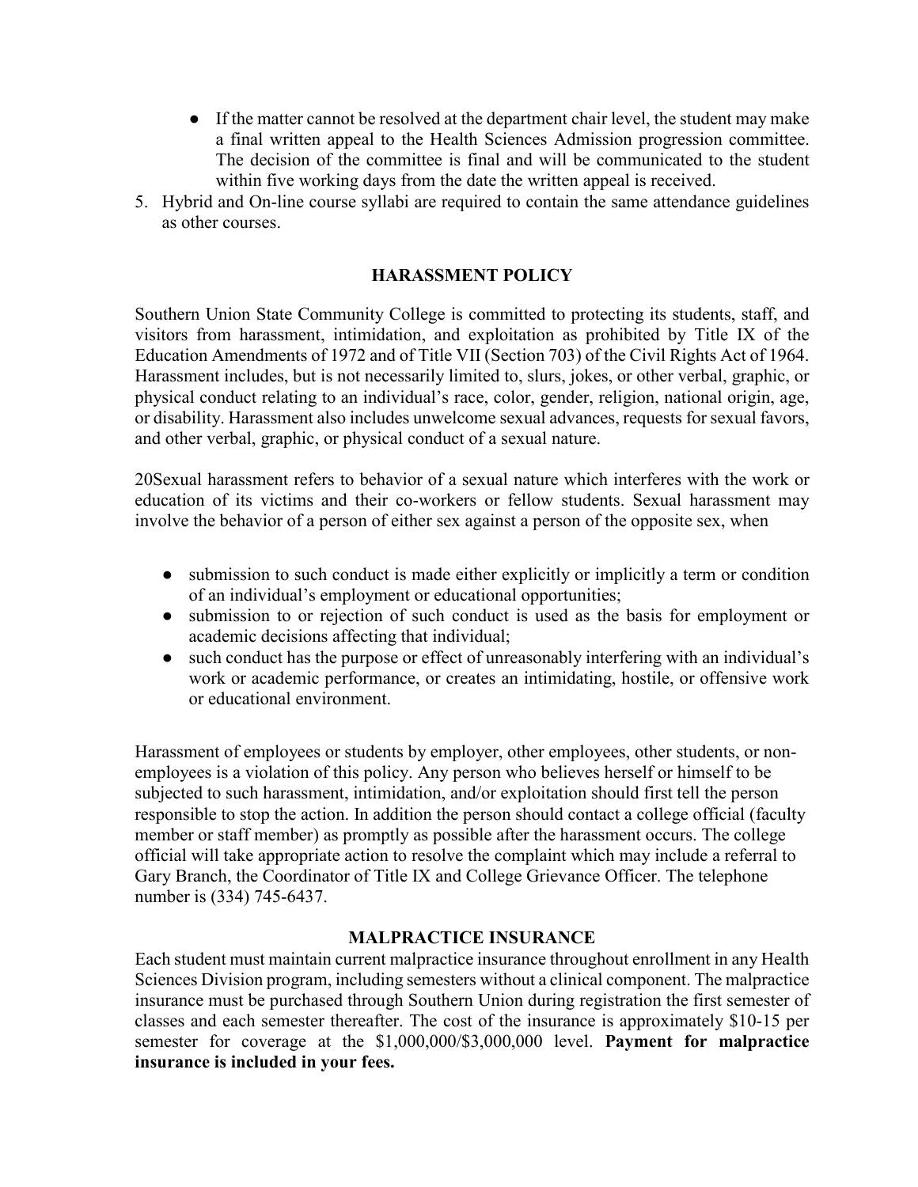- If the matter cannot be resolved at the department chair level, the student may make a final written appeal to the Health Sciences Admission progression committee. The decision of the committee is final and will be communicated to the student within five working days from the date the written appeal is received.

5. Hybrid and On-line course syllabi are required to contain the same attendance guidelines as other courses.

## HARASSMENT POLICY

Southern Union State Community College is committed to protecting its students, staff, and visitors from harassment, intimidation, and exploitation as prohibited by Title IX of the Education Amendments of 1972 and of Title VII (Section 703) of the Civil Rights Act of 1964. Harassment includes, but is not necessarily limited to, slurs, jokes, or other verbal, graphic, or physical conduct relating to an individual's race, color, gender, religion, national origin, age, or disability. Harassment also includes unwelcome sexual advances, requests for sexual favors, and other verbal, graphic, or physical conduct of a sexual nature.

20Sexual harassment refers to behavior of a sexual nature which interferes with the work or education of its victims and their co-workers or fellow students. Sexual harassment may involve the behavior of a person of either sex against a person of the opposite sex, when

- submission to such conduct is made either explicitly or implicitly a term or condition of an individual's employment or educational opportunities;
- submission to or rejection of such conduct is used as the basis for employment or academic decisions affecting that individual;
- such conduct has the purpose or effect of unreasonably interfering with an individual's work or academic performance, or creates an intimidating, hostile, or offensive work or educational environment.

Harassment of employees or students by employer, other employees, other students, or non-employees is a violation of this policy. Any person who believes herself or himself to be subjected to such harassment, intimidation, and/or exploitation should first tell the person responsible to stop the action. In addition the person should contact a college official (faculty member or staff member) as promptly as possible after the harassment occurs. The college official will take appropriate action to resolve the complaint which may include a referral to Gary Branch, the Coordinator of Title IX and College Grievance Officer. The telephone number is (334) 745-6437.

## MALPRACTICE INSURANCE

Each student must maintain current malpractice insurance throughout enrollment in any Health Sciences Division program, including semesters without a clinical component. The malpractice insurance must be purchased through Southern Union during registration the first semester of classes and each semester thereafter. The cost of the insurance is approximately $10-15 per semester for coverage at the $1,000,000/$3,000,000 level. **Payment for malpractice insurance is included in your fees.**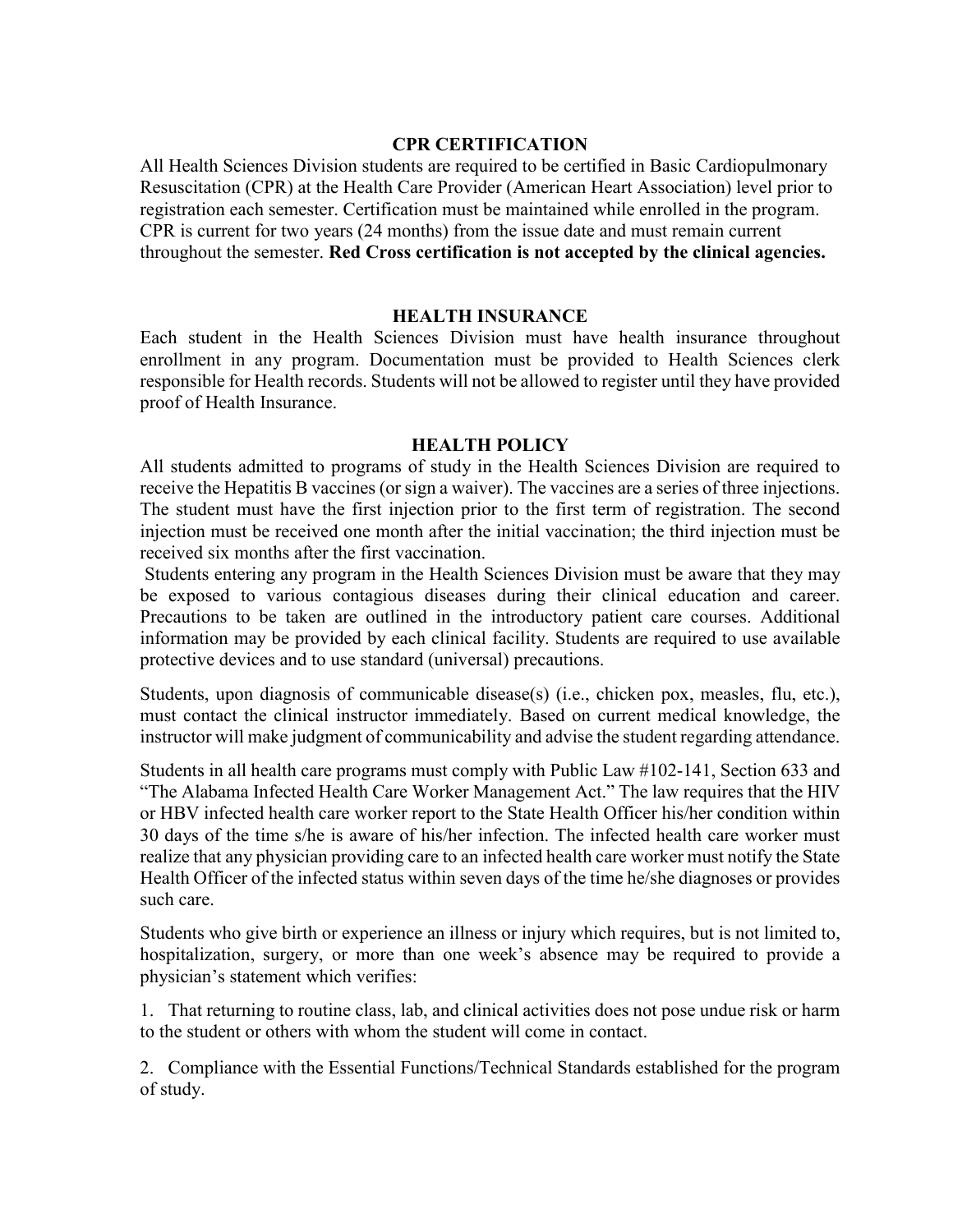## CPR CERTIFICATION

All Health Sciences Division students are required to be certified in Basic Cardiopulmonary Resuscitation (CPR) at the Health Care Provider (American Heart Association) level prior to registration each semester. Certification must be maintained while enrolled in the program. CPR is current for two years (24 months) from the issue date and must remain current throughout the semester. **Red Cross certification is not accepted by the clinical agencies.**

## HEALTH INSURANCE

Each student in the Health Sciences Division must have health insurance throughout enrollment in any program. Documentation must be provided to Health Sciences clerk responsible for Health records. Students will not be allowed to register until they have provided proof of Health Insurance.

## HEALTH POLICY

All students admitted to programs of study in the Health Sciences Division are required to receive the Hepatitis B vaccines (or sign a waiver). The vaccines are a series of three injections. The student must have the first injection prior to the first term of registration. The second injection must be received one month after the initial vaccination; the third injection must be received six months after the first vaccination.

Students entering any program in the Health Sciences Division must be aware that they may be exposed to various contagious diseases during their clinical education and career. Precautions to be taken are outlined in the introductory patient care courses. Additional information may be provided by each clinical facility. Students are required to use available protective devices and to use standard (universal) precautions.

Students, upon diagnosis of communicable disease(s) (i.e., chicken pox, measles, flu, etc.), must contact the clinical instructor immediately. Based on current medical knowledge, the instructor will make judgment of communicability and advise the student regarding attendance.

Students in all health care programs must comply with Public Law #102-141, Section 633 and "The Alabama Infected Health Care Worker Management Act." The law requires that the HIV or HBV infected health care worker report to the State Health Officer his/her condition within 30 days of the time s/he is aware of his/her infection. The infected health care worker must realize that any physician providing care to an infected health care worker must notify the State Health Officer of the infected status within seven days of the time he/she diagnoses or provides such care.

Students who give birth or experience an illness or injury which requires, but is not limited to, hospitalization, surgery, or more than one week's absence may be required to provide a physician's statement which verifies:

1. That returning to routine class, lab, and clinical activities does not pose undue risk or harm to the student or others with whom the student will come in contact.

2. Compliance with the Essential Functions/Technical Standards established for the program of study.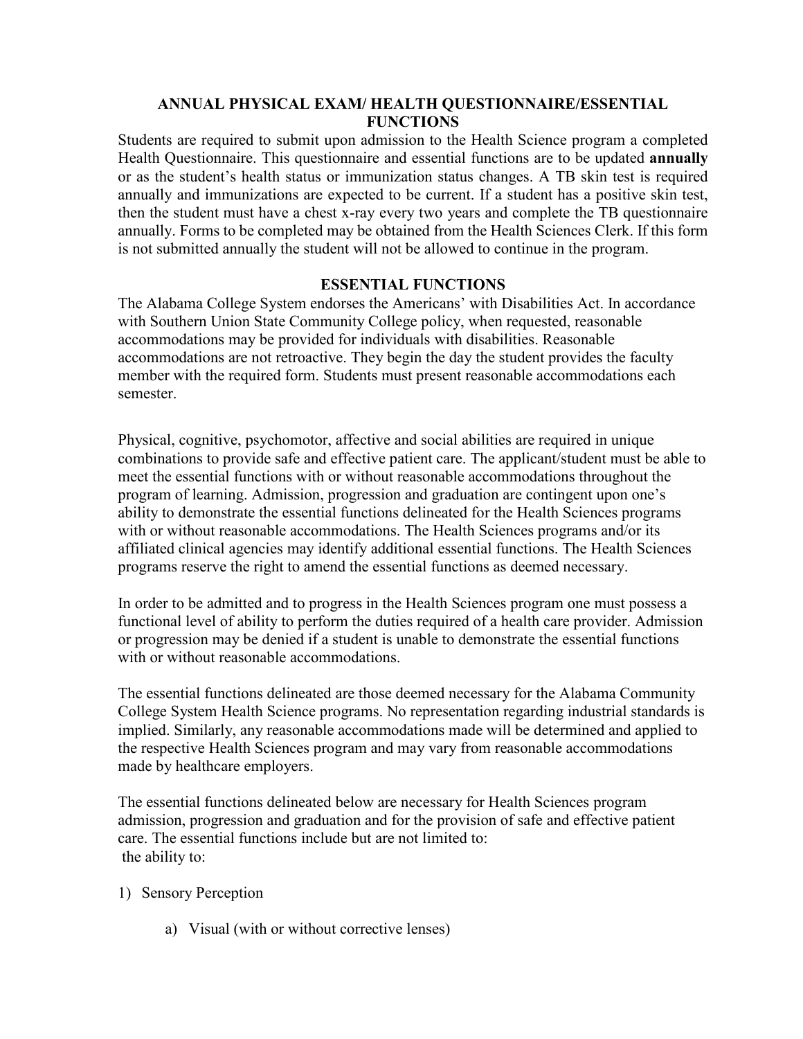## ANNUAL PHYSICAL EXAM/ HEALTH QUESTIONNAIRE/ESSENTIAL FUNCTIONS

Students are required to submit upon admission to the Health Science program a completed Health Questionnaire. This questionnaire and essential functions are to be updated **annually** or as the student's health status or immunization status changes. A TB skin test is required annually and immunizations are expected to be current. If a student has a positive skin test, then the student must have a chest x-ray every two years and complete the TB questionnaire annually. Forms to be completed may be obtained from the Health Sciences Clerk. If this form is not submitted annually the student will not be allowed to continue in the program.

## ESSENTIAL FUNCTIONS

The Alabama College System endorses the Americans' with Disabilities Act. In accordance with Southern Union State Community College policy, when requested, reasonable accommodations may be provided for individuals with disabilities. Reasonable accommodations are not retroactive. They begin the day the student provides the faculty member with the required form. Students must present reasonable accommodations each semester.

Physical, cognitive, psychomotor, affective and social abilities are required in unique combinations to provide safe and effective patient care. The applicant/student must be able to meet the essential functions with or without reasonable accommodations throughout the program of learning. Admission, progression and graduation are contingent upon one's ability to demonstrate the essential functions delineated for the Health Sciences programs with or without reasonable accommodations. The Health Sciences programs and/or its affiliated clinical agencies may identify additional essential functions. The Health Sciences programs reserve the right to amend the essential functions as deemed necessary.

In order to be admitted and to progress in the Health Sciences program one must possess a functional level of ability to perform the duties required of a health care provider. Admission or progression may be denied if a student is unable to demonstrate the essential functions with or without reasonable accommodations.

The essential functions delineated are those deemed necessary for the Alabama Community College System Health Science programs. No representation regarding industrial standards is implied. Similarly, any reasonable accommodations made will be determined and applied to the respective Health Sciences program and may vary from reasonable accommodations made by healthcare employers.

The essential functions delineated below are necessary for Health Sciences program admission, progression and graduation and for the provision of safe and effective patient care. The essential functions include but are not limited to:
the ability to:

1) Sensory Perception

    a) Visual (with or without corrective lenses)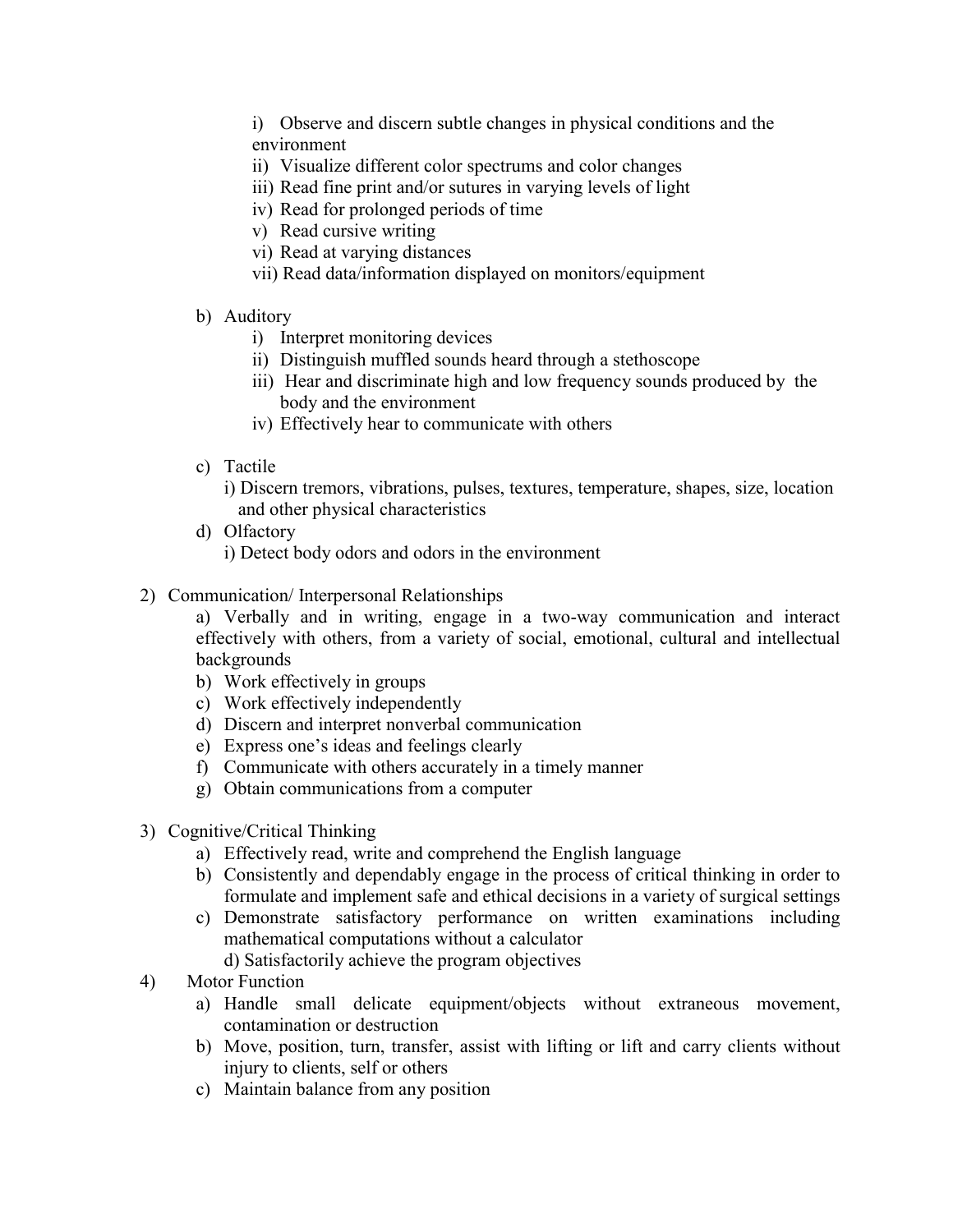i) Observe and discern subtle changes in physical conditions and the environment
ii) Visualize different color spectrums and color changes
iii) Read fine print and/or sutures in varying levels of light
iv) Read for prolonged periods of time
v) Read cursive writing
vi) Read at varying distances
vii) Read data/information displayed on monitors/equipment

b) Auditory
   i) Interpret monitoring devices
   ii) Distinguish muffled sounds heard through a stethoscope
   iii) Hear and discriminate high and low frequency sounds produced by the body and the environment
   iv) Effectively hear to communicate with others

c) Tactile
   i) Discern tremors, vibrations, pulses, textures, temperature, shapes, size, location and other physical characteristics

d) Olfactory
   i) Detect body odors and odors in the environment

2) Communication/ Interpersonal Relationships
   a) Verbally and in writing, engage in a two-way communication and interact effectively with others, from a variety of social, emotional, cultural and intellectual backgrounds
   b) Work effectively in groups
   c) Work effectively independently
   d) Discern and interpret nonverbal communication
   e) Express one's ideas and feelings clearly
   f) Communicate with others accurately in a timely manner
   g) Obtain communications from a computer

3) Cognitive/Critical Thinking
   a) Effectively read, write and comprehend the English language
   b) Consistently and dependably engage in the process of critical thinking in order to formulate and implement safe and ethical decisions in a variety of surgical settings
   c) Demonstrate satisfactory performance on written examinations including mathematical computations without a calculator
   d) Satisfactorily achieve the program objectives

4) Motor Function
   a) Handle small delicate equipment/objects without extraneous movement, contamination or destruction
   b) Move, position, turn, transfer, assist with lifting or lift and carry clients without injury to clients, self or others
   c) Maintain balance from any position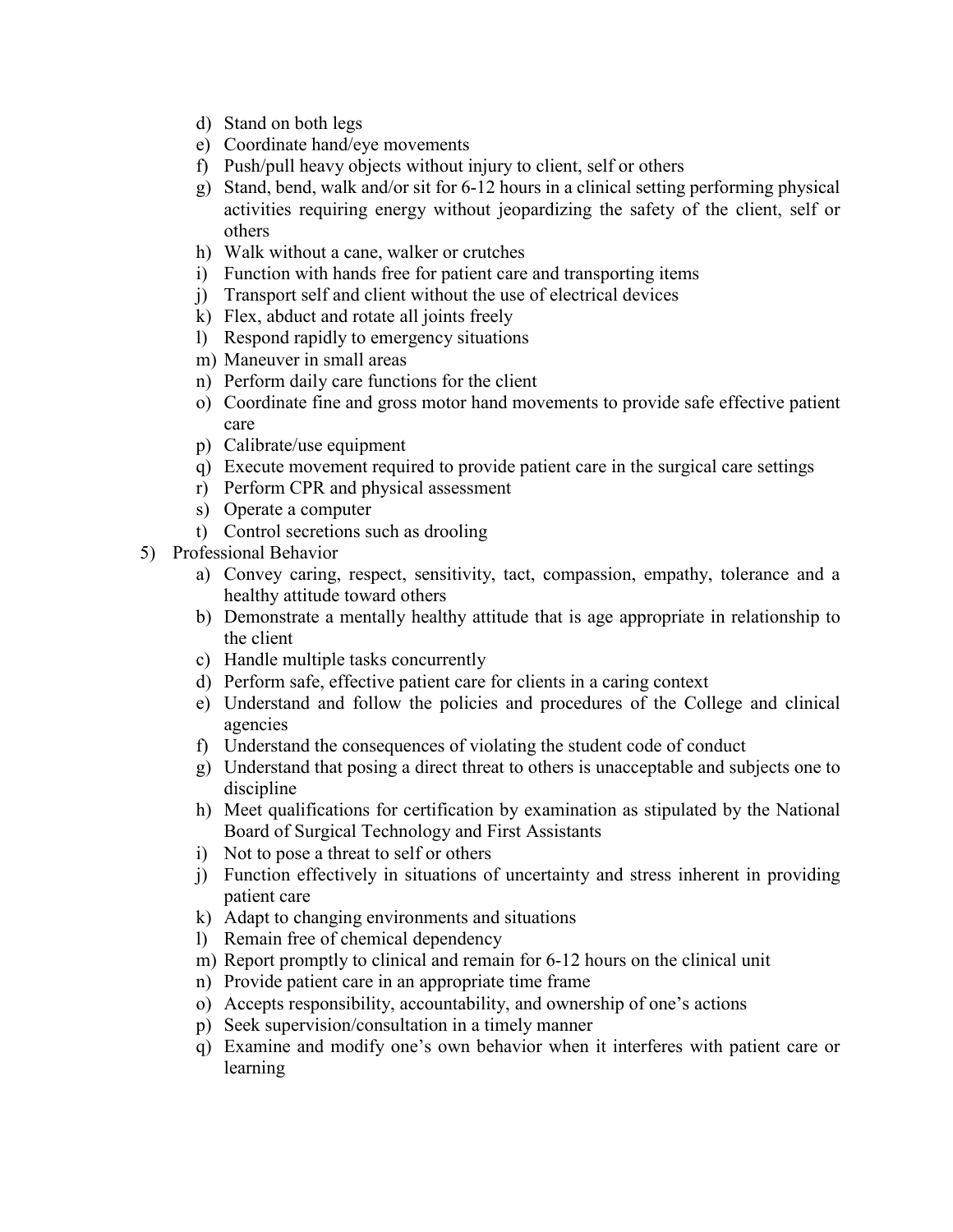d) Stand on both legs
e) Coordinate hand/eye movements
f) Push/pull heavy objects without injury to client, self or others
g) Stand, bend, walk and/or sit for 6-12 hours in a clinical setting performing physical activities requiring energy without jeopardizing the safety of the client, self or others
h) Walk without a cane, walker or crutches
i) Function with hands free for patient care and transporting items
j) Transport self and client without the use of electrical devices
k) Flex, abduct and rotate all joints freely
l) Respond rapidly to emergency situations
m) Maneuver in small areas
n) Perform daily care functions for the client
o) Coordinate fine and gross motor hand movements to provide safe effective patient care
p) Calibrate/use equipment
q) Execute movement required to provide patient care in the surgical care settings
r) Perform CPR and physical assessment
s) Operate a computer
t) Control secretions such as drooling

5) Professional Behavior
   a) Convey caring, respect, sensitivity, tact, compassion, empathy, tolerance and a healthy attitude toward others
   b) Demonstrate a mentally healthy attitude that is age appropriate in relationship to the client
   c) Handle multiple tasks concurrently
   d) Perform safe, effective patient care for clients in a caring context
   e) Understand and follow the policies and procedures of the College and clinical agencies
   f) Understand the consequences of violating the student code of conduct
   g) Understand that posing a direct threat to others is unacceptable and subjects one to discipline
   h) Meet qualifications for certification by examination as stipulated by the National Board of Surgical Technology and First Assistants
   i) Not to pose a threat to self or others
   j) Function effectively in situations of uncertainty and stress inherent in providing patient care
   k) Adapt to changing environments and situations
   l) Remain free of chemical dependency
   m) Report promptly to clinical and remain for 6-12 hours on the clinical unit
   n) Provide patient care in an appropriate time frame
   o) Accepts responsibility, accountability, and ownership of one's actions
   p) Seek supervision/consultation in a timely manner
   q) Examine and modify one's own behavior when it interferes with patient care or learning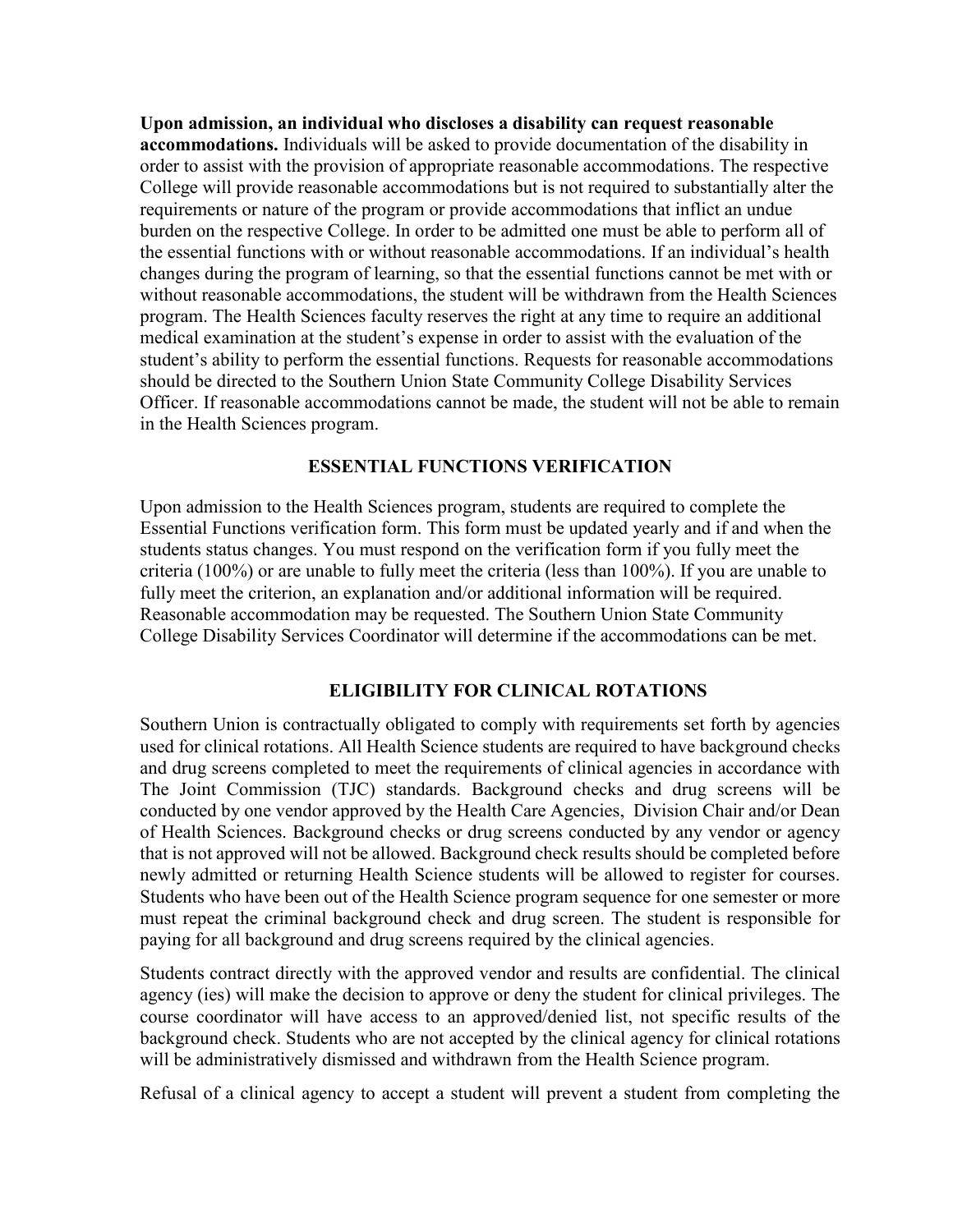**Upon admission, an individual who discloses a disability can request reasonable accommodations.** Individuals will be asked to provide documentation of the disability in order to assist with the provision of appropriate reasonable accommodations. The respective College will provide reasonable accommodations but is not required to substantially alter the requirements or nature of the program or provide accommodations that inflict an undue burden on the respective College. In order to be admitted one must be able to perform all of the essential functions with or without reasonable accommodations. If an individual's health changes during the program of learning, so that the essential functions cannot be met with or without reasonable accommodations, the student will be withdrawn from the Health Sciences program. The Health Sciences faculty reserves the right at any time to require an additional medical examination at the student's expense in order to assist with the evaluation of the student's ability to perform the essential functions. Requests for reasonable accommodations should be directed to the Southern Union State Community College Disability Services Officer. If reasonable accommodations cannot be made, the student will not be able to remain in the Health Sciences program.

## ESSENTIAL FUNCTIONS VERIFICATION

Upon admission to the Health Sciences program, students are required to complete the Essential Functions verification form. This form must be updated yearly and if and when the students status changes. You must respond on the verification form if you fully meet the criteria (100%) or are unable to fully meet the criteria (less than 100%). If you are unable to fully meet the criterion, an explanation and/or additional information will be required. Reasonable accommodation may be requested. The Southern Union State Community College Disability Services Coordinator will determine if the accommodations can be met.

## ELIGIBILITY FOR CLINICAL ROTATIONS

Southern Union is contractually obligated to comply with requirements set forth by agencies used for clinical rotations. All Health Science students are required to have background checks and drug screens completed to meet the requirements of clinical agencies in accordance with The Joint Commission (TJC) standards. Background checks and drug screens will be conducted by one vendor approved by the Health Care Agencies, Division Chair and/or Dean of Health Sciences. Background checks or drug screens conducted by any vendor or agency that is not approved will not be allowed. Background check results should be completed before newly admitted or returning Health Science students will be allowed to register for courses. Students who have been out of the Health Science program sequence for one semester or more must repeat the criminal background check and drug screen. The student is responsible for paying for all background and drug screens required by the clinical agencies.

Students contract directly with the approved vendor and results are confidential. The clinical agency (ies) will make the decision to approve or deny the student for clinical privileges. The course coordinator will have access to an approved/denied list, not specific results of the background check. Students who are not accepted by the clinical agency for clinical rotations will be administratively dismissed and withdrawn from the Health Science program.

Refusal of a clinical agency to accept a student will prevent a student from completing the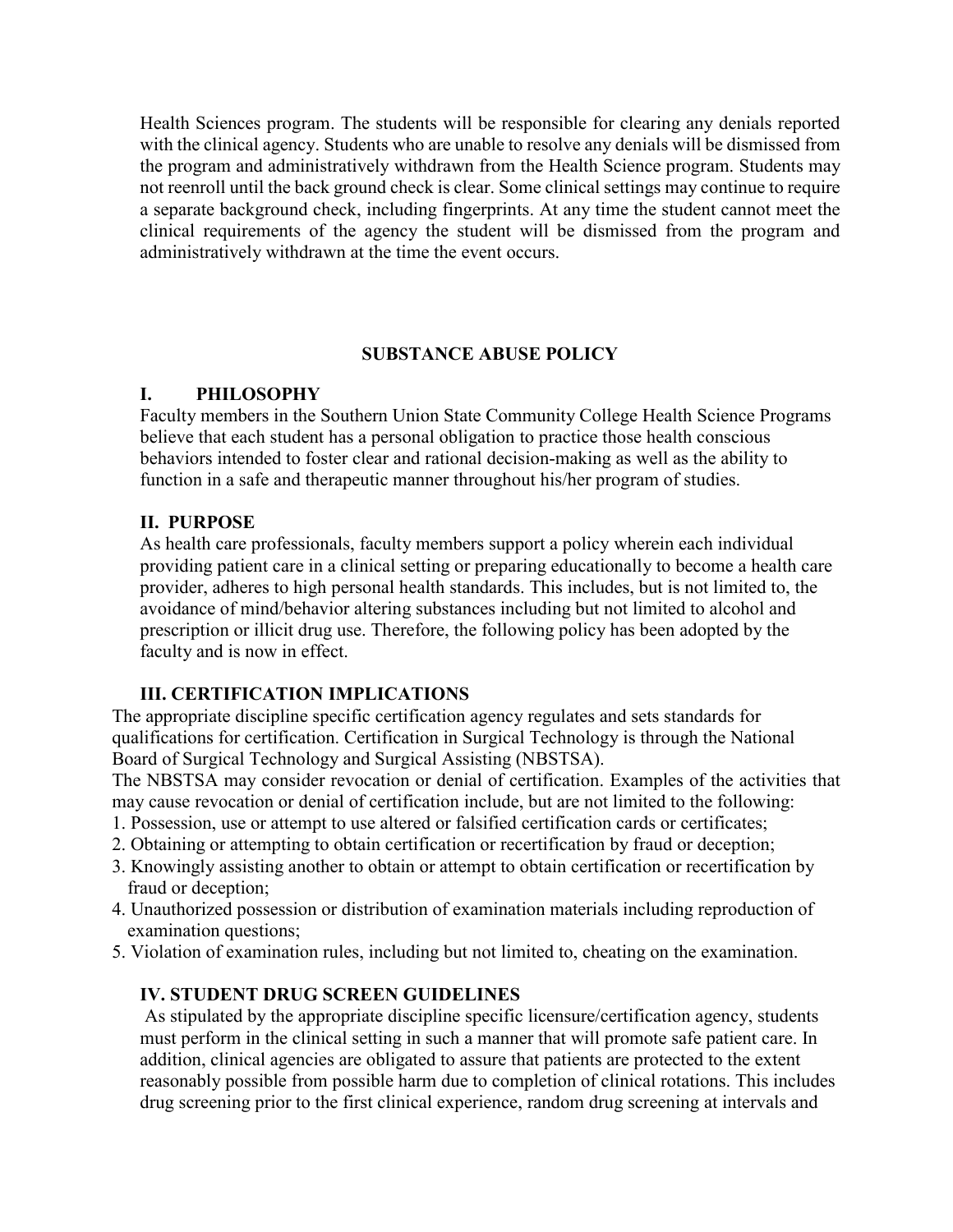Health Sciences program. The students will be responsible for clearing any denials reported with the clinical agency. Students who are unable to resolve any denials will be dismissed from the program and administratively withdrawn from the Health Science program. Students may not reenroll until the back ground check is clear. Some clinical settings may continue to require a separate background check, including fingerprints. At any time the student cannot meet the clinical requirements of the agency the student will be dismissed from the program and administratively withdrawn at the time the event occurs.

## SUBSTANCE ABUSE POLICY

### I. PHILOSOPHY

Faculty members in the Southern Union State Community College Health Science Programs believe that each student has a personal obligation to practice those health conscious behaviors intended to foster clear and rational decision-making as well as the ability to function in a safe and therapeutic manner throughout his/her program of studies.

### II. PURPOSE

As health care professionals, faculty members support a policy wherein each individual providing patient care in a clinical setting or preparing educationally to become a health care provider, adheres to high personal health standards. This includes, but is not limited to, the avoidance of mind/behavior altering substances including but not limited to alcohol and prescription or illicit drug use. Therefore, the following policy has been adopted by the faculty and is now in effect.

### III. CERTIFICATION IMPLICATIONS

The appropriate discipline specific certification agency regulates and sets standards for qualifications for certification. Certification in Surgical Technology is through the National Board of Surgical Technology and Surgical Assisting (NBSTSA).

The NBSTSA may consider revocation or denial of certification. Examples of the activities that may cause revocation or denial of certification include, but are not limited to the following:

1. Possession, use or attempt to use altered or falsified certification cards or certificates;
2. Obtaining or attempting to obtain certification or recertification by fraud or deception;
3. Knowingly assisting another to obtain or attempt to obtain certification or recertification by fraud or deception;
4. Unauthorized possession or distribution of examination materials including reproduction of examination questions;
5. Violation of examination rules, including but not limited to, cheating on the examination.

### IV. STUDENT DRUG SCREEN GUIDELINES

As stipulated by the appropriate discipline specific licensure/certification agency, students must perform in the clinical setting in such a manner that will promote safe patient care. In addition, clinical agencies are obligated to assure that patients are protected to the extent reasonably possible from possible harm due to completion of clinical rotations. This includes drug screening prior to the first clinical experience, random drug screening at intervals and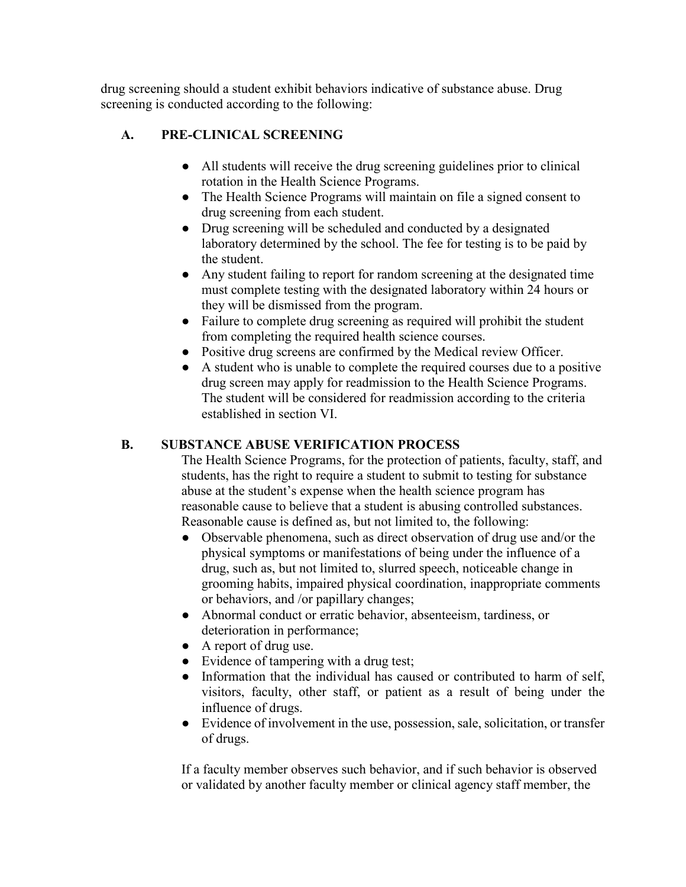drug screening should a student exhibit behaviors indicative of substance abuse. Drug screening is conducted according to the following:

### A. PRE-CLINICAL SCREENING

- All students will receive the drug screening guidelines prior to clinical rotation in the Health Science Programs.
- The Health Science Programs will maintain on file a signed consent to drug screening from each student.
- Drug screening will be scheduled and conducted by a designated laboratory determined by the school. The fee for testing is to be paid by the student.
- Any student failing to report for random screening at the designated time must complete testing with the designated laboratory within 24 hours or they will be dismissed from the program.
- Failure to complete drug screening as required will prohibit the student from completing the required health science courses.
- Positive drug screens are confirmed by the Medical review Officer.
- A student who is unable to complete the required courses due to a positive drug screen may apply for readmission to the Health Science Programs. The student will be considered for readmission according to the criteria established in section VI.

### B. SUBSTANCE ABUSE VERIFICATION PROCESS

The Health Science Programs, for the protection of patients, faculty, staff, and students, has the right to require a student to submit to testing for substance abuse at the student's expense when the health science program has reasonable cause to believe that a student is abusing controlled substances. Reasonable cause is defined as, but not limited to, the following:

- Observable phenomena, such as direct observation of drug use and/or the physical symptoms or manifestations of being under the influence of a drug, such as, but not limited to, slurred speech, noticeable change in grooming habits, impaired physical coordination, inappropriate comments or behaviors, and /or papillary changes;
- Abnormal conduct or erratic behavior, absenteeism, tardiness, or deterioration in performance;
- A report of drug use.
- Evidence of tampering with a drug test;
- Information that the individual has caused or contributed to harm of self, visitors, faculty, other staff, or patient as a result of being under the influence of drugs.
- Evidence of involvement in the use, possession, sale, solicitation, or transfer of drugs.

If a faculty member observes such behavior, and if such behavior is observed or validated by another faculty member or clinical agency staff member, the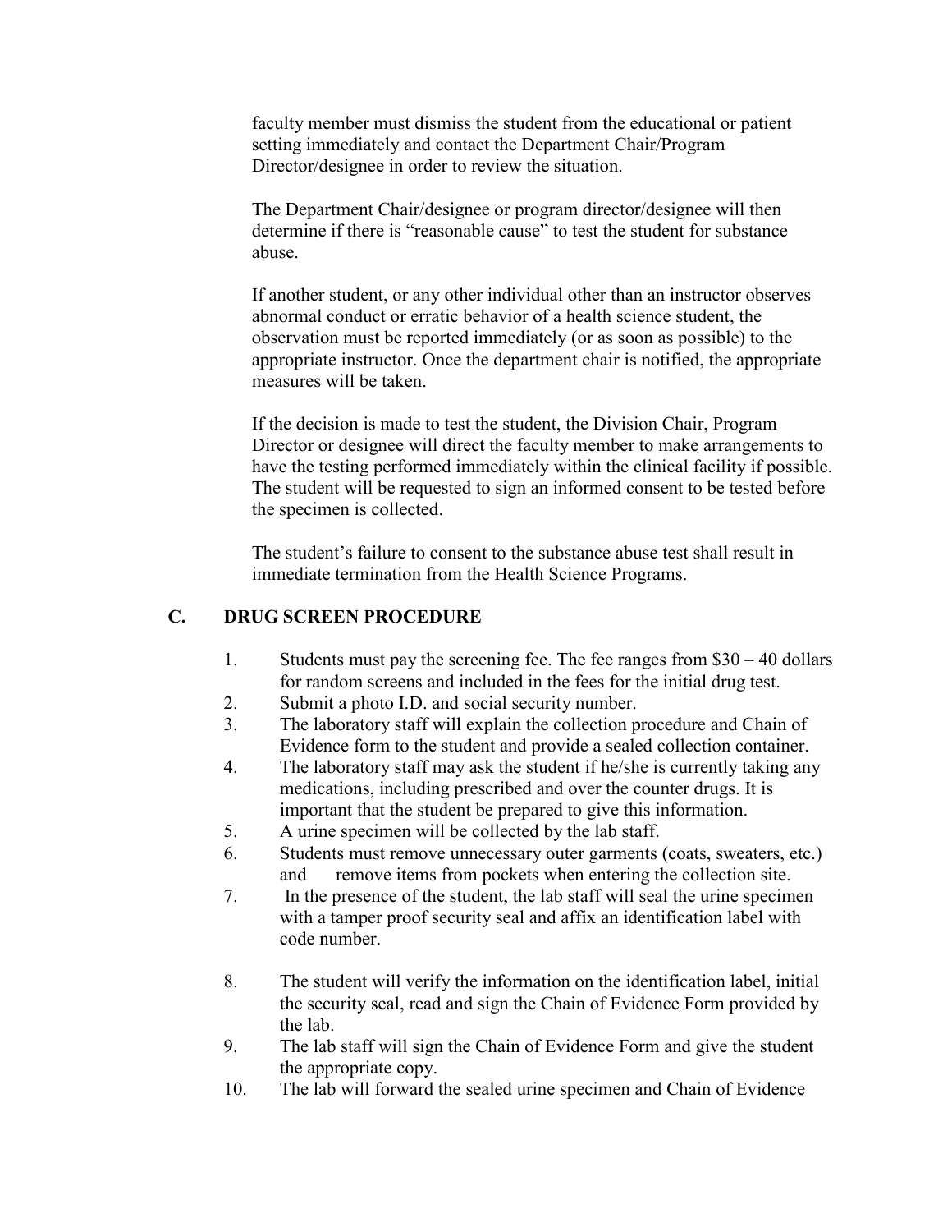faculty member must dismiss the student from the educational or patient setting immediately and contact the Department Chair/Program Director/designee in order to review the situation.

The Department Chair/designee or program director/designee will then determine if there is "reasonable cause" to test the student for substance abuse.

If another student, or any other individual other than an instructor observes abnormal conduct or erratic behavior of a health science student, the observation must be reported immediately (or as soon as possible) to the appropriate instructor. Once the department chair is notified, the appropriate measures will be taken.

If the decision is made to test the student, the Division Chair, Program Director or designee will direct the faculty member to make arrangements to have the testing performed immediately within the clinical facility if possible. The student will be requested to sign an informed consent to be tested before the specimen is collected.

The student's failure to consent to the substance abuse test shall result in immediate termination from the Health Science Programs.

## C. DRUG SCREEN PROCEDURE

1. Students must pay the screening fee. The fee ranges from $30 – 40 dollars for random screens and included in the fees for the initial drug test.
2. Submit a photo I.D. and social security number.
3. The laboratory staff will explain the collection procedure and Chain of Evidence form to the student and provide a sealed collection container.
4. The laboratory staff may ask the student if he/she is currently taking any medications, including prescribed and over the counter drugs. It is important that the student be prepared to give this information.
5. A urine specimen will be collected by the lab staff.
6. Students must remove unnecessary outer garments (coats, sweaters, etc.) and remove items from pockets when entering the collection site.
7. In the presence of the student, the lab staff will seal the urine specimen with a tamper proof security seal and affix an identification label with code number.
8. The student will verify the information on the identification label, initial the security seal, read and sign the Chain of Evidence Form provided by the lab.
9. The lab staff will sign the Chain of Evidence Form and give the student the appropriate copy.
10. The lab will forward the sealed urine specimen and Chain of Evidence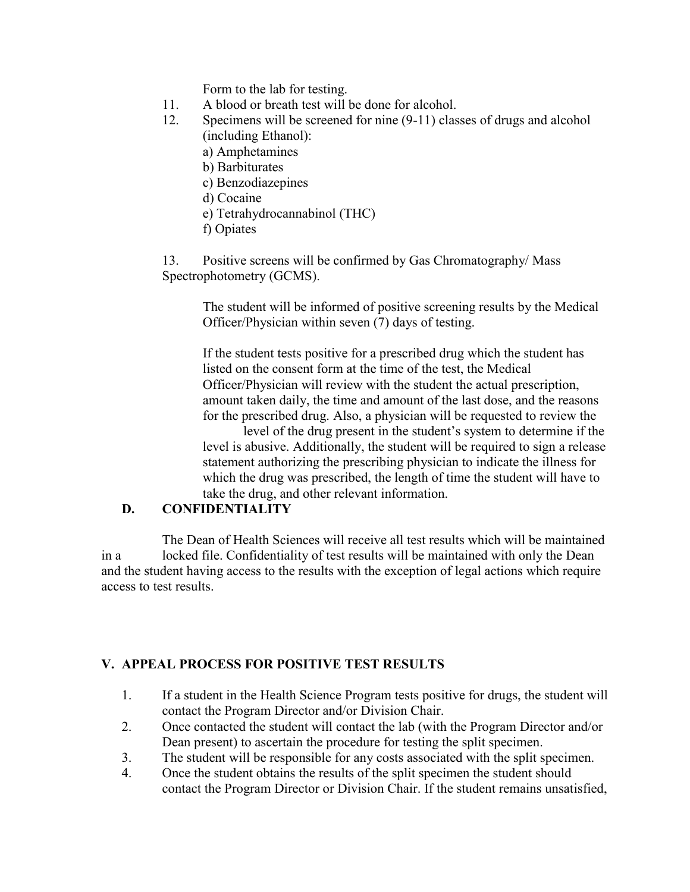Form to the lab for testing.

11. A blood or breath test will be done for alcohol.
12. Specimens will be screened for nine (9-11) classes of drugs and alcohol (including Ethanol):
    a) Amphetamines
    b) Barbiturates
    c) Benzodiazepines
    d) Cocaine
    e) Tetrahydrocannabinol (THC)
    f) Opiates

13. Positive screens will be confirmed by Gas Chromatography/ Mass Spectrophotometry (GCMS).

    The student will be informed of positive screening results by the Medical Officer/Physician within seven (7) days of testing.

    If the student tests positive for a prescribed drug which the student has listed on the consent form at the time of the test, the Medical Officer/Physician will review with the student the actual prescription, amount taken daily, the time and amount of the last dose, and the reasons for the prescribed drug. Also, a physician will be requested to review the level of the drug present in the student's system to determine if the level is abusive. Additionally, the student will be required to sign a release statement authorizing the prescribing physician to indicate the illness for which the drug was prescribed, the length of time the student will have to take the drug, and other relevant information.

### D. CONFIDENTIALITY

The Dean of Health Sciences will receive all test results which will be maintained in a locked file. Confidentiality of test results will be maintained with only the Dean and the student having access to the results with the exception of legal actions which require access to test results.

## V. APPEAL PROCESS FOR POSITIVE TEST RESULTS

1. If a student in the Health Science Program tests positive for drugs, the student will contact the Program Director and/or Division Chair.
2. Once contacted the student will contact the lab (with the Program Director and/or Dean present) to ascertain the procedure for testing the split specimen.
3. The student will be responsible for any costs associated with the split specimen.
4. Once the student obtains the results of the split specimen the student should contact the Program Director or Division Chair. If the student remains unsatisfied,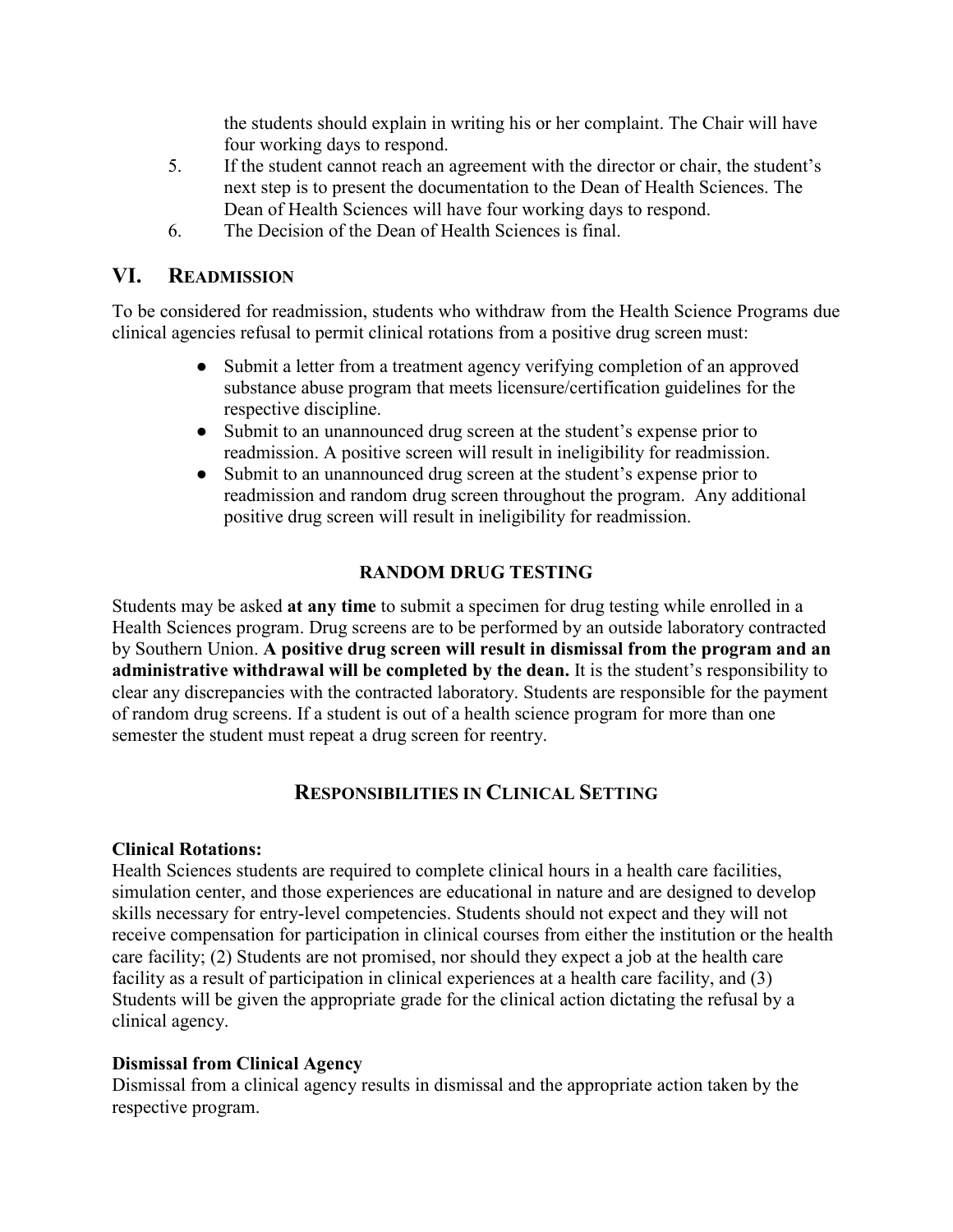the students should explain in writing his or her complaint. The Chair will have four working days to respond.

5. If the student cannot reach an agreement with the director or chair, the student's next step is to present the documentation to the Dean of Health Sciences. The Dean of Health Sciences will have four working days to respond.
6. The Decision of the Dean of Health Sciences is final.

## VI. READMISSION

To be considered for readmission, students who withdraw from the Health Science Programs due clinical agencies refusal to permit clinical rotations from a positive drug screen must:

- Submit a letter from a treatment agency verifying completion of an approved substance abuse program that meets licensure/certification guidelines for the respective discipline.
- Submit to an unannounced drug screen at the student's expense prior to readmission. A positive screen will result in ineligibility for readmission.
- Submit to an unannounced drug screen at the student's expense prior to readmission and random drug screen throughout the program. Any additional positive drug screen will result in ineligibility for readmission.

### RANDOM DRUG TESTING

Students may be asked **at any time** to submit a specimen for drug testing while enrolled in a Health Sciences program. Drug screens are to be performed by an outside laboratory contracted by Southern Union. **A positive drug screen will result in dismissal from the program and an administrative withdrawal will be completed by the dean.** It is the student's responsibility to clear any discrepancies with the contracted laboratory. Students are responsible for the payment of random drug screens. If a student is out of a health science program for more than one semester the student must repeat a drug screen for reentry.

## RESPONSIBILITIES IN CLINICAL SETTING

**Clinical Rotations:**

Health Sciences students are required to complete clinical hours in a health care facilities, simulation center, and those experiences are educational in nature and are designed to develop skills necessary for entry-level competencies. Students should not expect and they will not receive compensation for participation in clinical courses from either the institution or the health care facility; (2) Students are not promised, nor should they expect a job at the health care facility as a result of participation in clinical experiences at a health care facility, and (3) Students will be given the appropriate grade for the clinical action dictating the refusal by a clinical agency.

**Dismissal from Clinical Agency**

Dismissal from a clinical agency results in dismissal and the appropriate action taken by the respective program.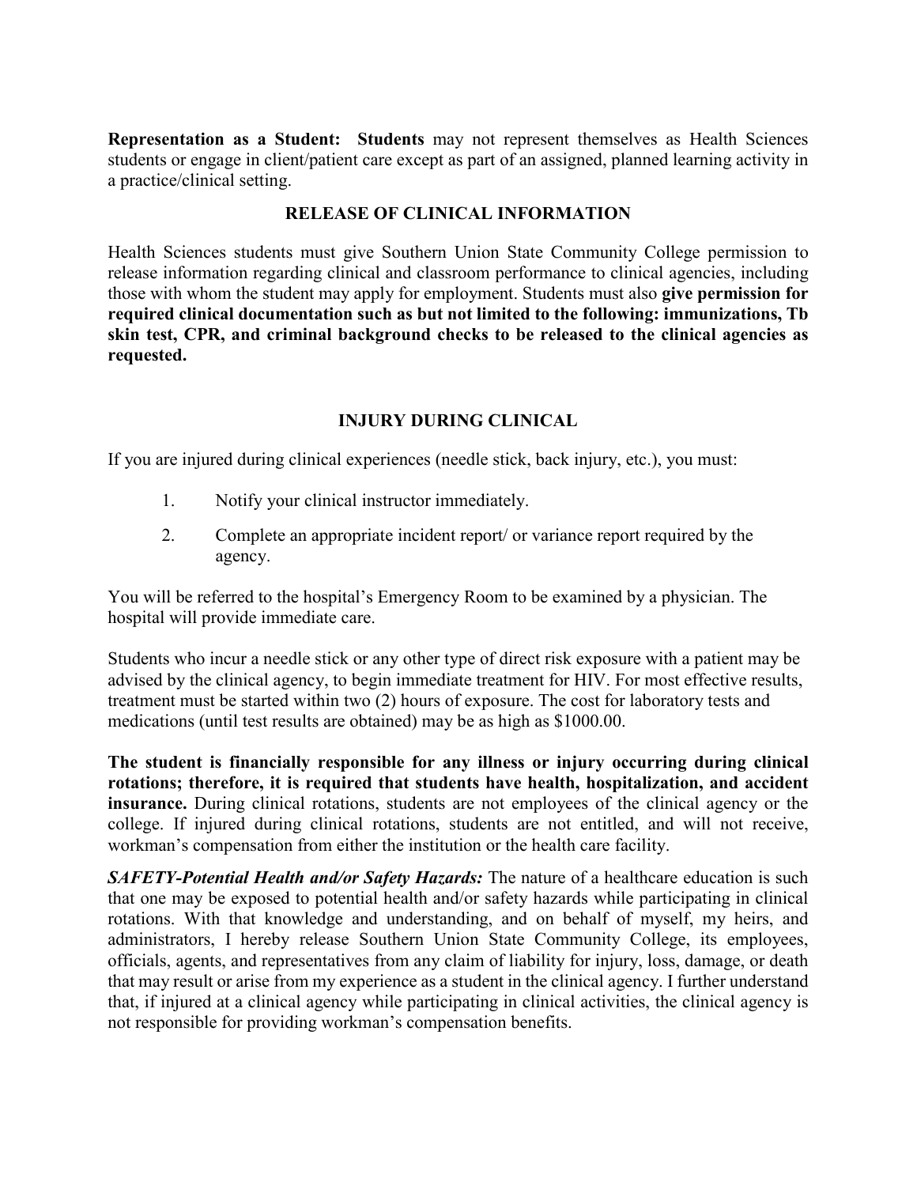**Representation as a Student: Students** may not represent themselves as Health Sciences students or engage in client/patient care except as part of an assigned, planned learning activity in a practice/clinical setting.

## RELEASE OF CLINICAL INFORMATION

Health Sciences students must give Southern Union State Community College permission to release information regarding clinical and classroom performance to clinical agencies, including those with whom the student may apply for employment. Students must also **give permission for required clinical documentation such as but not limited to the following: immunizations, Tb skin test, CPR, and criminal background checks to be released to the clinical agencies as requested.**

## INJURY DURING CLINICAL

If you are injured during clinical experiences (needle stick, back injury, etc.), you must:

1. Notify your clinical instructor immediately.
2. Complete an appropriate incident report/ or variance report required by the agency.

You will be referred to the hospital's Emergency Room to be examined by a physician. The hospital will provide immediate care.

Students who incur a needle stick or any other type of direct risk exposure with a patient may be advised by the clinical agency, to begin immediate treatment for HIV. For most effective results, treatment must be started within two (2) hours of exposure. The cost for laboratory tests and medications (until test results are obtained) may be as high as $1000.00.

**The student is financially responsible for any illness or injury occurring during clinical rotations; therefore, it is required that students have health, hospitalization, and accident insurance.** During clinical rotations, students are not employees of the clinical agency or the college. If injured during clinical rotations, students are not entitled, and will not receive, workman's compensation from either the institution or the health care facility.

***SAFETY-Potential Health and/or Safety Hazards:*** The nature of a healthcare education is such that one may be exposed to potential health and/or safety hazards while participating in clinical rotations. With that knowledge and understanding, and on behalf of myself, my heirs, and administrators, I hereby release Southern Union State Community College, its employees, officials, agents, and representatives from any claim of liability for injury, loss, damage, or death that may result or arise from my experience as a student in the clinical agency. I further understand that, if injured at a clinical agency while participating in clinical activities, the clinical agency is not responsible for providing workman's compensation benefits.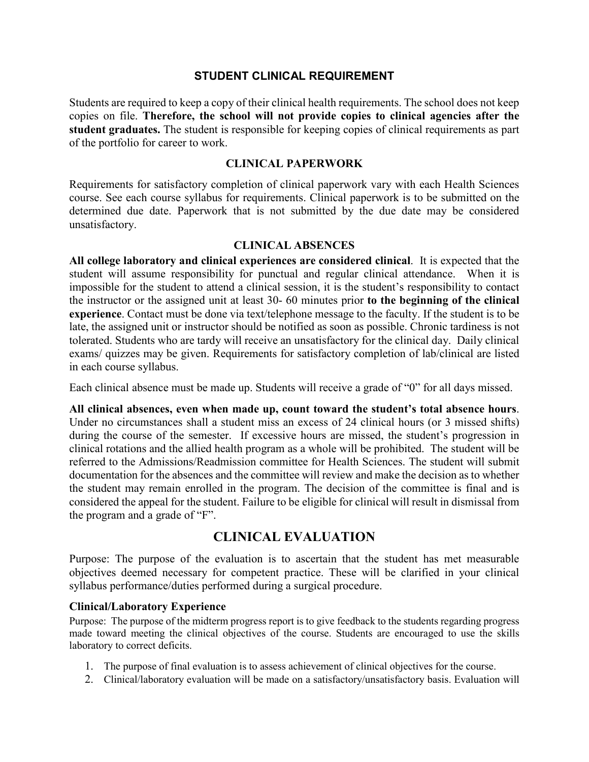## STUDENT CLINICAL REQUIREMENT

Students are required to keep a copy of their clinical health requirements. The school does not keep copies on file. **Therefore, the school will not provide copies to clinical agencies after the student graduates.** The student is responsible for keeping copies of clinical requirements as part of the portfolio for career to work.

### CLINICAL PAPERWORK

Requirements for satisfactory completion of clinical paperwork vary with each Health Sciences course. See each course syllabus for requirements. Clinical paperwork is to be submitted on the determined due date. Paperwork that is not submitted by the due date may be considered unsatisfactory.

### CLINICAL ABSENCES

**All college laboratory and clinical experiences are considered clinical**. It is expected that the student will assume responsibility for punctual and regular clinical attendance. When it is impossible for the student to attend a clinical session, it is the student's responsibility to contact the instructor or the assigned unit at least 30- 60 minutes prior **to the beginning of the clinical experience**. Contact must be done via text/telephone message to the faculty. If the student is to be late, the assigned unit or instructor should be notified as soon as possible. Chronic tardiness is not tolerated. Students who are tardy will receive an unsatisfactory for the clinical day. Daily clinical exams/ quizzes may be given. Requirements for satisfactory completion of lab/clinical are listed in each course syllabus.

Each clinical absence must be made up. Students will receive a grade of "0" for all days missed.

**All clinical absences, even when made up, count toward the student's total absence hours**. Under no circumstances shall a student miss an excess of 24 clinical hours (or 3 missed shifts) during the course of the semester. If excessive hours are missed, the student's progression in clinical rotations and the allied health program as a whole will be prohibited. The student will be referred to the Admissions/Readmission committee for Health Sciences. The student will submit documentation for the absences and the committee will review and make the decision as to whether the student may remain enrolled in the program. The decision of the committee is final and is considered the appeal for the student. Failure to be eligible for clinical will result in dismissal from the program and a grade of "F".

## CLINICAL EVALUATION

Purpose: The purpose of the evaluation is to ascertain that the student has met measurable objectives deemed necessary for competent practice. These will be clarified in your clinical syllabus performance/duties performed during a surgical procedure.

### Clinical/Laboratory Experience

Purpose: The purpose of the midterm progress report is to give feedback to the students regarding progress made toward meeting the clinical objectives of the course. Students are encouraged to use the skills laboratory to correct deficits.

1. The purpose of final evaluation is to assess achievement of clinical objectives for the course.
2. Clinical/laboratory evaluation will be made on a satisfactory/unsatisfactory basis. Evaluation will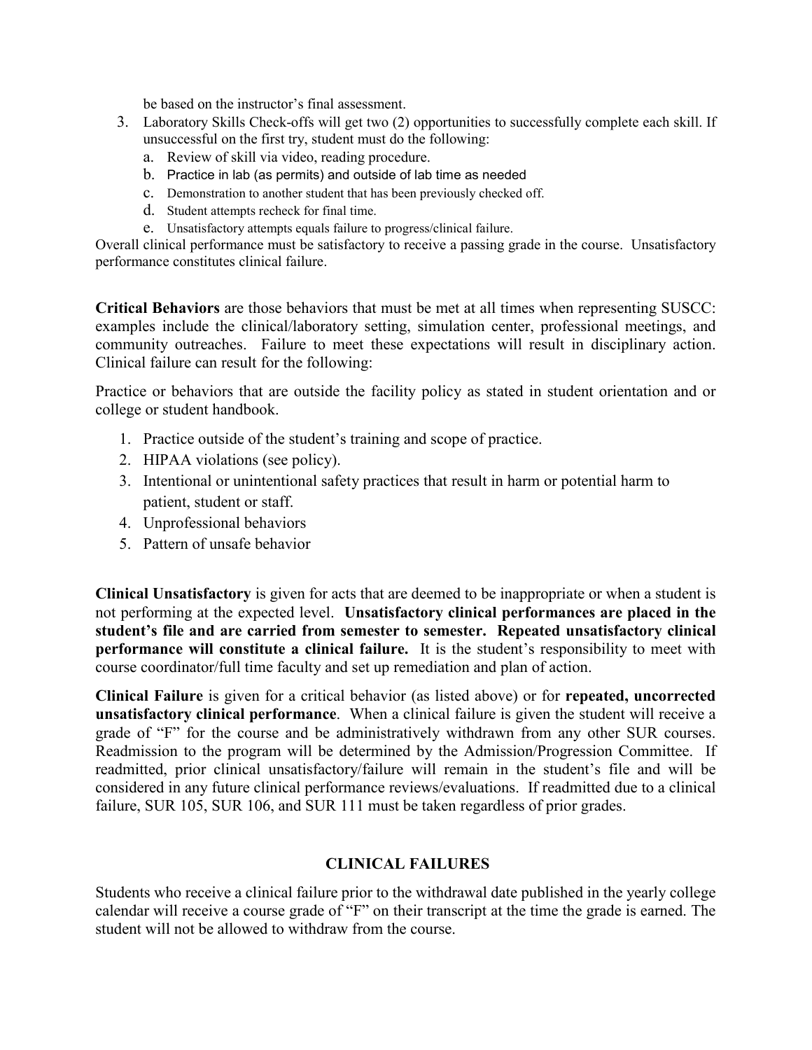be based on the instructor's final assessment.

3. Laboratory Skills Check-offs will get two (2) opportunities to successfully complete each skill. If unsuccessful on the first try, student must do the following:
   a. Review of skill via video, reading procedure.
   b. Practice in lab (as permits) and outside of lab time as needed
   c. Demonstration to another student that has been previously checked off.
   d. Student attempts recheck for final time.
   e. Unsatisfactory attempts equals failure to progress/clinical failure.

Overall clinical performance must be satisfactory to receive a passing grade in the course. Unsatisfactory performance constitutes clinical failure.

**Critical Behaviors** are those behaviors that must be met at all times when representing SUSCC: examples include the clinical/laboratory setting, simulation center, professional meetings, and community outreaches. Failure to meet these expectations will result in disciplinary action. Clinical failure can result for the following:

Practice or behaviors that are outside the facility policy as stated in student orientation and or college or student handbook.

1. Practice outside of the student's training and scope of practice.
2. HIPAA violations (see policy).
3. Intentional or unintentional safety practices that result in harm or potential harm to patient, student or staff.
4. Unprofessional behaviors
5. Pattern of unsafe behavior

**Clinical Unsatisfactory** is given for acts that are deemed to be inappropriate or when a student is not performing at the expected level. **Unsatisfactory clinical performances are placed in the student's file and are carried from semester to semester. Repeated unsatisfactory clinical performance will constitute a clinical failure.** It is the student's responsibility to meet with course coordinator/full time faculty and set up remediation and plan of action.

**Clinical Failure** is given for a critical behavior (as listed above) or for **repeated, uncorrected unsatisfactory clinical performance**. When a clinical failure is given the student will receive a grade of "F" for the course and be administratively withdrawn from any other SUR courses. Readmission to the program will be determined by the Admission/Progression Committee. If readmitted, prior clinical unsatisfactory/failure will remain in the student's file and will be considered in any future clinical performance reviews/evaluations. If readmitted due to a clinical failure, SUR 105, SUR 106, and SUR 111 must be taken regardless of prior grades.

## CLINICAL FAILURES

Students who receive a clinical failure prior to the withdrawal date published in the yearly college calendar will receive a course grade of "F" on their transcript at the time the grade is earned. The student will not be allowed to withdraw from the course.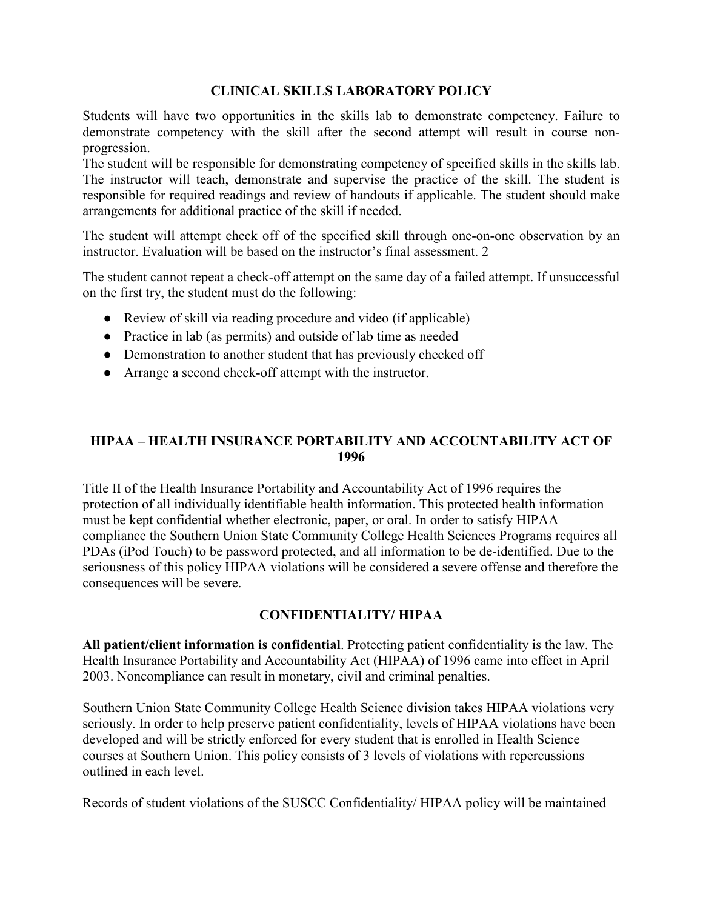## CLINICAL SKILLS LABORATORY POLICY

Students will have two opportunities in the skills lab to demonstrate competency. Failure to demonstrate competency with the skill after the second attempt will result in course non-progression.
The student will be responsible for demonstrating competency of specified skills in the skills lab. The instructor will teach, demonstrate and supervise the practice of the skill. The student is responsible for required readings and review of handouts if applicable. The student should make arrangements for additional practice of the skill if needed.

The student will attempt check off of the specified skill through one-on-one observation by an instructor. Evaluation will be based on the instructor's final assessment. 2

The student cannot repeat a check-off attempt on the same day of a failed attempt. If unsuccessful on the first try, the student must do the following:

- Review of skill via reading procedure and video (if applicable)
- Practice in lab (as permits) and outside of lab time as needed
- Demonstration to another student that has previously checked off
- Arrange a second check-off attempt with the instructor.

## HIPAA – HEALTH INSURANCE PORTABILITY AND ACCOUNTABILITY ACT OF 1996

Title II of the Health Insurance Portability and Accountability Act of 1996 requires the protection of all individually identifiable health information. This protected health information must be kept confidential whether electronic, paper, or oral. In order to satisfy HIPAA compliance the Southern Union State Community College Health Sciences Programs requires all PDAs (iPod Touch) to be password protected, and all information to be de-identified. Due to the seriousness of this policy HIPAA violations will be considered a severe offense and therefore the consequences will be severe.

## CONFIDENTIALITY/ HIPAA

**All patient/client information is confidential**. Protecting patient confidentiality is the law. The Health Insurance Portability and Accountability Act (HIPAA) of 1996 came into effect in April 2003. Noncompliance can result in monetary, civil and criminal penalties.

Southern Union State Community College Health Science division takes HIPAA violations very seriously. In order to help preserve patient confidentiality, levels of HIPAA violations have been developed and will be strictly enforced for every student that is enrolled in Health Science courses at Southern Union. This policy consists of 3 levels of violations with repercussions outlined in each level.

Records of student violations of the SUSCC Confidentiality/ HIPAA policy will be maintained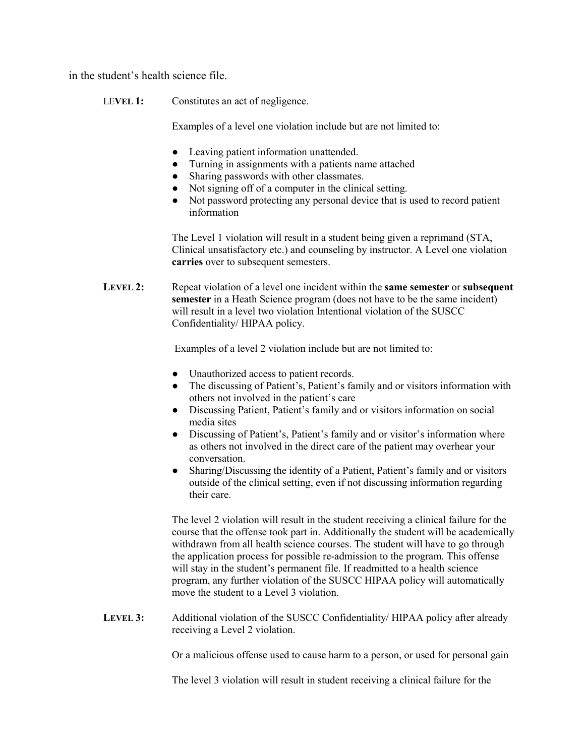in the student's health science file.

**LEVEL 1:** Constitutes an act of negligence.

Examples of a level one violation include but are not limited to:

- Leaving patient information unattended.
- Turning in assignments with a patients name attached
- Sharing passwords with other classmates.
- Not signing off of a computer in the clinical setting.
- Not password protecting any personal device that is used to record patient information

The Level 1 violation will result in a student being given a reprimand (STA, Clinical unsatisfactory etc.) and counseling by instructor. A Level one violation **carries** over to subsequent semesters.

**LEVEL 2:** Repeat violation of a level one incident within the **same semester** or **subsequent semester** in a Heath Science program (does not have to be the same incident) will result in a level two violation Intentional violation of the SUSCC Confidentiality/ HIPAA policy.

Examples of a level 2 violation include but are not limited to:

- Unauthorized access to patient records.
- The discussing of Patient's, Patient's family and or visitors information with others not involved in the patient's care
- Discussing Patient, Patient's family and or visitors information on social media sites
- Discussing of Patient's, Patient's family and or visitor's information where as others not involved in the direct care of the patient may overhear your conversation.
- Sharing/Discussing the identity of a Patient, Patient's family and or visitors outside of the clinical setting, even if not discussing information regarding their care.

The level 2 violation will result in the student receiving a clinical failure for the course that the offense took part in. Additionally the student will be academically withdrawn from all health science courses. The student will have to go through the application process for possible re-admission to the program. This offense will stay in the student's permanent file. If readmitted to a health science program, any further violation of the SUSCC HIPAA policy will automatically move the student to a Level 3 violation.

**LEVEL 3:** Additional violation of the SUSCC Confidentiality/ HIPAA policy after already receiving a Level 2 violation.

Or a malicious offense used to cause harm to a person, or used for personal gain

The level 3 violation will result in student receiving a clinical failure for the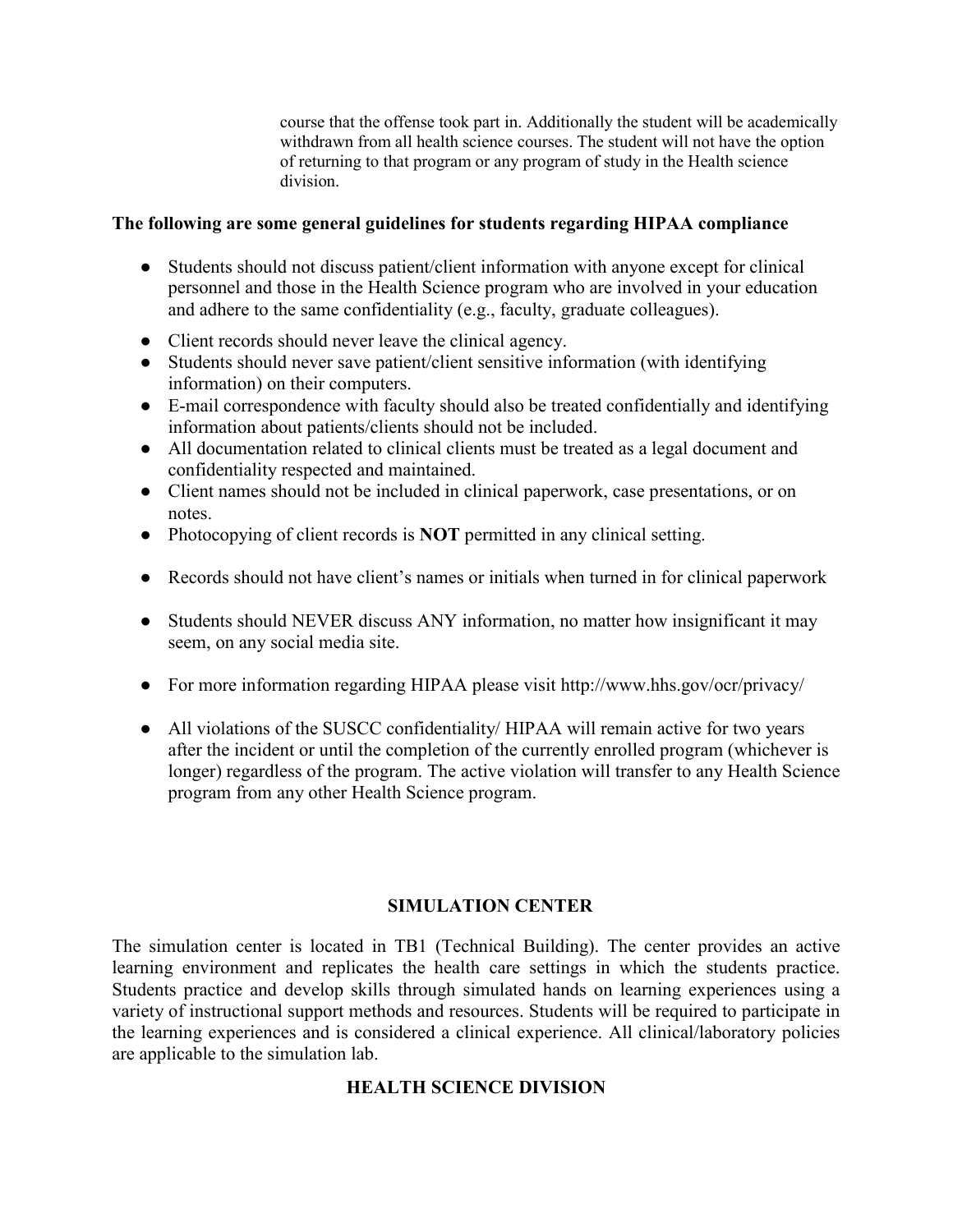course that the offense took part in. Additionally the student will be academically withdrawn from all health science courses. The student will not have the option of returning to that program or any program of study in the Health science division.

**The following are some general guidelines for students regarding HIPAA compliance**

- Students should not discuss patient/client information with anyone except for clinical personnel and those in the Health Science program who are involved in your education and adhere to the same confidentiality (e.g., faculty, graduate colleagues).
- Client records should never leave the clinical agency.
- Students should never save patient/client sensitive information (with identifying information) on their computers.
- E-mail correspondence with faculty should also be treated confidentially and identifying information about patients/clients should not be included.
- All documentation related to clinical clients must be treated as a legal document and confidentiality respected and maintained.
- Client names should not be included in clinical paperwork, case presentations, or on notes.
- Photocopying of client records is **NOT** permitted in any clinical setting.
- Records should not have client's names or initials when turned in for clinical paperwork
- Students should NEVER discuss ANY information, no matter how insignificant it may seem, on any social media site.
- For more information regarding HIPAA please visit http://www.hhs.gov/ocr/privacy/
- All violations of the SUSCC confidentiality/ HIPAA will remain active for two years after the incident or until the completion of the currently enrolled program (whichever is longer) regardless of the program. The active violation will transfer to any Health Science program from any other Health Science program.

## SIMULATION CENTER

The simulation center is located in TB1 (Technical Building). The center provides an active learning environment and replicates the health care settings in which the students practice. Students practice and develop skills through simulated hands on learning experiences using a variety of instructional support methods and resources. Students will be required to participate in the learning experiences and is considered a clinical experience. All clinical/laboratory policies are applicable to the simulation lab.

## HEALTH SCIENCE DIVISION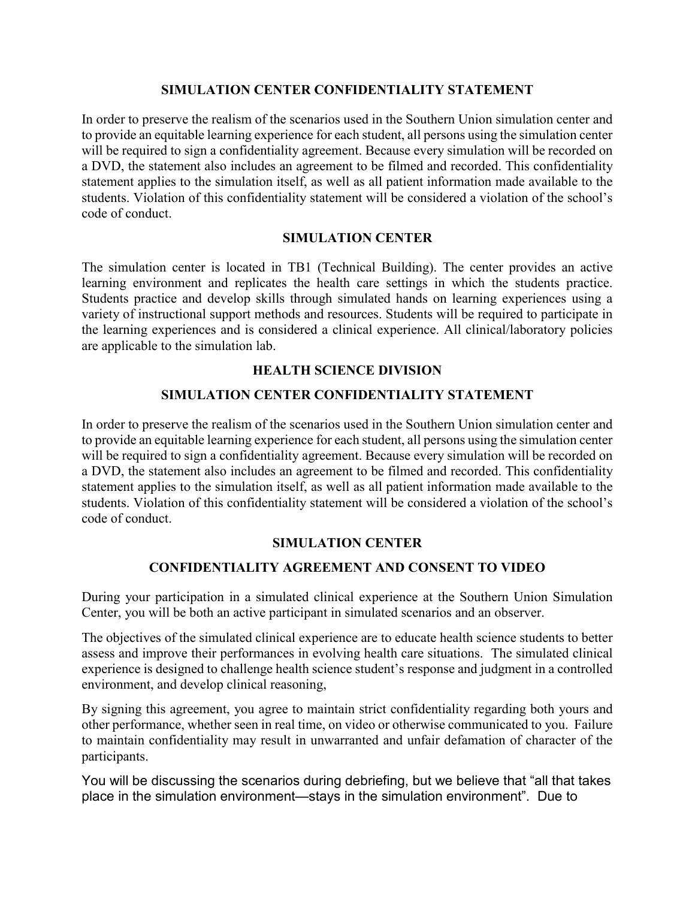## SIMULATION CENTER CONFIDENTIALITY STATEMENT

In order to preserve the realism of the scenarios used in the Southern Union simulation center and to provide an equitable learning experience for each student, all persons using the simulation center will be required to sign a confidentiality agreement. Because every simulation will be recorded on a DVD, the statement also includes an agreement to be filmed and recorded. This confidentiality statement applies to the simulation itself, as well as all patient information made available to the students. Violation of this confidentiality statement will be considered a violation of the school's code of conduct.

## SIMULATION CENTER

The simulation center is located in TB1 (Technical Building). The center provides an active learning environment and replicates the health care settings in which the students practice. Students practice and develop skills through simulated hands on learning experiences using a variety of instructional support methods and resources. Students will be required to participate in the learning experiences and is considered a clinical experience. All clinical/laboratory policies are applicable to the simulation lab.

## HEALTH SCIENCE DIVISION

## SIMULATION CENTER CONFIDENTIALITY STATEMENT

In order to preserve the realism of the scenarios used in the Southern Union simulation center and to provide an equitable learning experience for each student, all persons using the simulation center will be required to sign a confidentiality agreement. Because every simulation will be recorded on a DVD, the statement also includes an agreement to be filmed and recorded. This confidentiality statement applies to the simulation itself, as well as all patient information made available to the students. Violation of this confidentiality statement will be considered a violation of the school's code of conduct.

## SIMULATION CENTER

## CONFIDENTIALITY AGREEMENT AND CONSENT TO VIDEO

During your participation in a simulated clinical experience at the Southern Union Simulation Center, you will be both an active participant in simulated scenarios and an observer.

The objectives of the simulated clinical experience are to educate health science students to better assess and improve their performances in evolving health care situations. The simulated clinical experience is designed to challenge health science student's response and judgment in a controlled environment, and develop clinical reasoning,

By signing this agreement, you agree to maintain strict confidentiality regarding both yours and other performance, whether seen in real time, on video or otherwise communicated to you. Failure to maintain confidentiality may result in unwarranted and unfair defamation of character of the participants.

You will be discussing the scenarios during debriefing, but we believe that "all that takes place in the simulation environment—stays in the simulation environment". Due to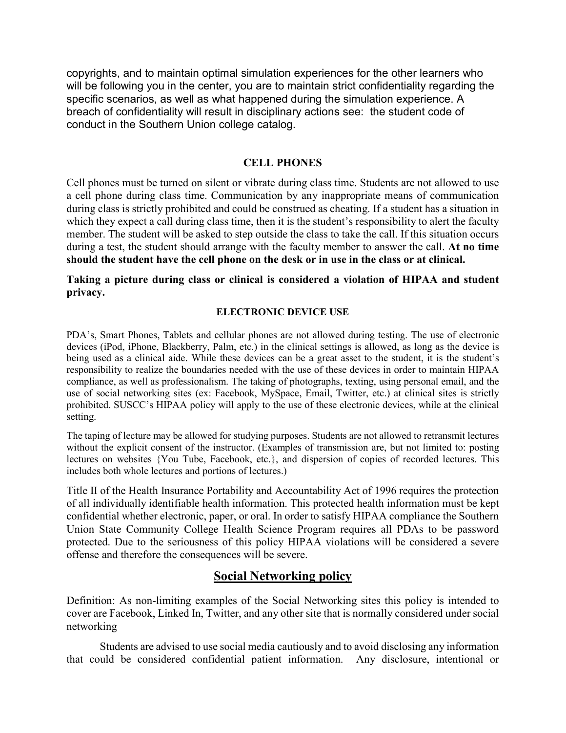copyrights, and to maintain optimal simulation experiences for the other learners who will be following you in the center, you are to maintain strict confidentiality regarding the specific scenarios, as well as what happened during the simulation experience. A breach of confidentiality will result in disciplinary actions see: the student code of conduct in the Southern Union college catalog.

### CELL PHONES

Cell phones must be turned on silent or vibrate during class time. Students are not allowed to use a cell phone during class time. Communication by any inappropriate means of communication during class is strictly prohibited and could be construed as cheating. If a student has a situation in which they expect a call during class time, then it is the student's responsibility to alert the faculty member. The student will be asked to step outside the class to take the call. If this situation occurs during a test, the student should arrange with the faculty member to answer the call. **At no time should the student have the cell phone on the desk or in use in the class or at clinical.**

**Taking a picture during class or clinical is considered a violation of HIPAA and student privacy.**

### ELECTRONIC DEVICE USE

PDA's, Smart Phones, Tablets and cellular phones are not allowed during testing. The use of electronic devices (iPod, iPhone, Blackberry, Palm, etc.) in the clinical settings is allowed, as long as the device is being used as a clinical aide. While these devices can be a great asset to the student, it is the student's responsibility to realize the boundaries needed with the use of these devices in order to maintain HIPAA compliance, as well as professionalism. The taking of photographs, texting, using personal email, and the use of social networking sites (ex: Facebook, MySpace, Email, Twitter, etc.) at clinical sites is strictly prohibited. SUSCC's HIPAA policy will apply to the use of these electronic devices, while at the clinical setting.

The taping of lecture may be allowed for studying purposes. Students are not allowed to retransmit lectures without the explicit consent of the instructor. (Examples of transmission are, but not limited to: posting lectures on websites {You Tube, Facebook, etc.}, and dispersion of copies of recorded lectures. This includes both whole lectures and portions of lectures.)

Title II of the Health Insurance Portability and Accountability Act of 1996 requires the protection of all individually identifiable health information. This protected health information must be kept confidential whether electronic, paper, or oral. In order to satisfy HIPAA compliance the Southern Union State Community College Health Science Program requires all PDAs to be password protected. Due to the seriousness of this policy HIPAA violations will be considered a severe offense and therefore the consequences will be severe.

## Social Networking policy

Definition: As non-limiting examples of the Social Networking sites this policy is intended to cover are Facebook, Linked In, Twitter, and any other site that is normally considered under social networking

Students are advised to use social media cautiously and to avoid disclosing any information that could be considered confidential patient information. Any disclosure, intentional or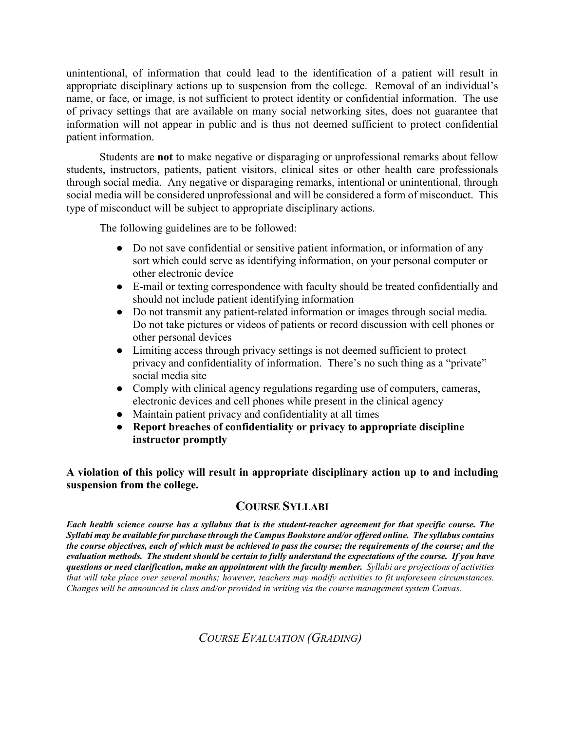unintentional, of information that could lead to the identification of a patient will result in appropriate disciplinary actions up to suspension from the college. Removal of an individual's name, or face, or image, is not sufficient to protect identity or confidential information. The use of privacy settings that are available on many social networking sites, does not guarantee that information will not appear in public and is thus not deemed sufficient to protect confidential patient information.

Students are **not** to make negative or disparaging or unprofessional remarks about fellow students, instructors, patients, patient visitors, clinical sites or other health care professionals through social media. Any negative or disparaging remarks, intentional or unintentional, through social media will be considered unprofessional and will be considered a form of misconduct. This type of misconduct will be subject to appropriate disciplinary actions.

The following guidelines are to be followed:

- Do not save confidential or sensitive patient information, or information of any sort which could serve as identifying information, on your personal computer or other electronic device
- E-mail or texting correspondence with faculty should be treated confidentially and should not include patient identifying information
- Do not transmit any patient-related information or images through social media. Do not take pictures or videos of patients or record discussion with cell phones or other personal devices
- Limiting access through privacy settings is not deemed sufficient to protect privacy and confidentiality of information. There's no such thing as a "private" social media site
- Comply with clinical agency regulations regarding use of computers, cameras, electronic devices and cell phones while present in the clinical agency
- Maintain patient privacy and confidentiality at all times
- **Report breaches of confidentiality or privacy to appropriate discipline instructor promptly**

**A violation of this policy will result in appropriate disciplinary action up to and including suspension from the college.**

## COURSE SYLLABI

***Each health science course has a syllabus that is the student-teacher agreement for that specific course. The Syllabi may be available for purchase through the Campus Bookstore and/or offered online. The syllabus contains the course objectives, each of which must be achieved to pass the course; the requirements of the course; and the evaluation methods. The student should be certain to fully understand the expectations of the course. If you have questions or need clarification, make an appointment with the faculty member.*** *Syllabi are projections of activities that will take place over several months; however, teachers may modify activities to fit unforeseen circumstances. Changes will be announced in class and/or provided in writing via the course management system Canvas.*

## *COURSE EVALUATION (GRADING)*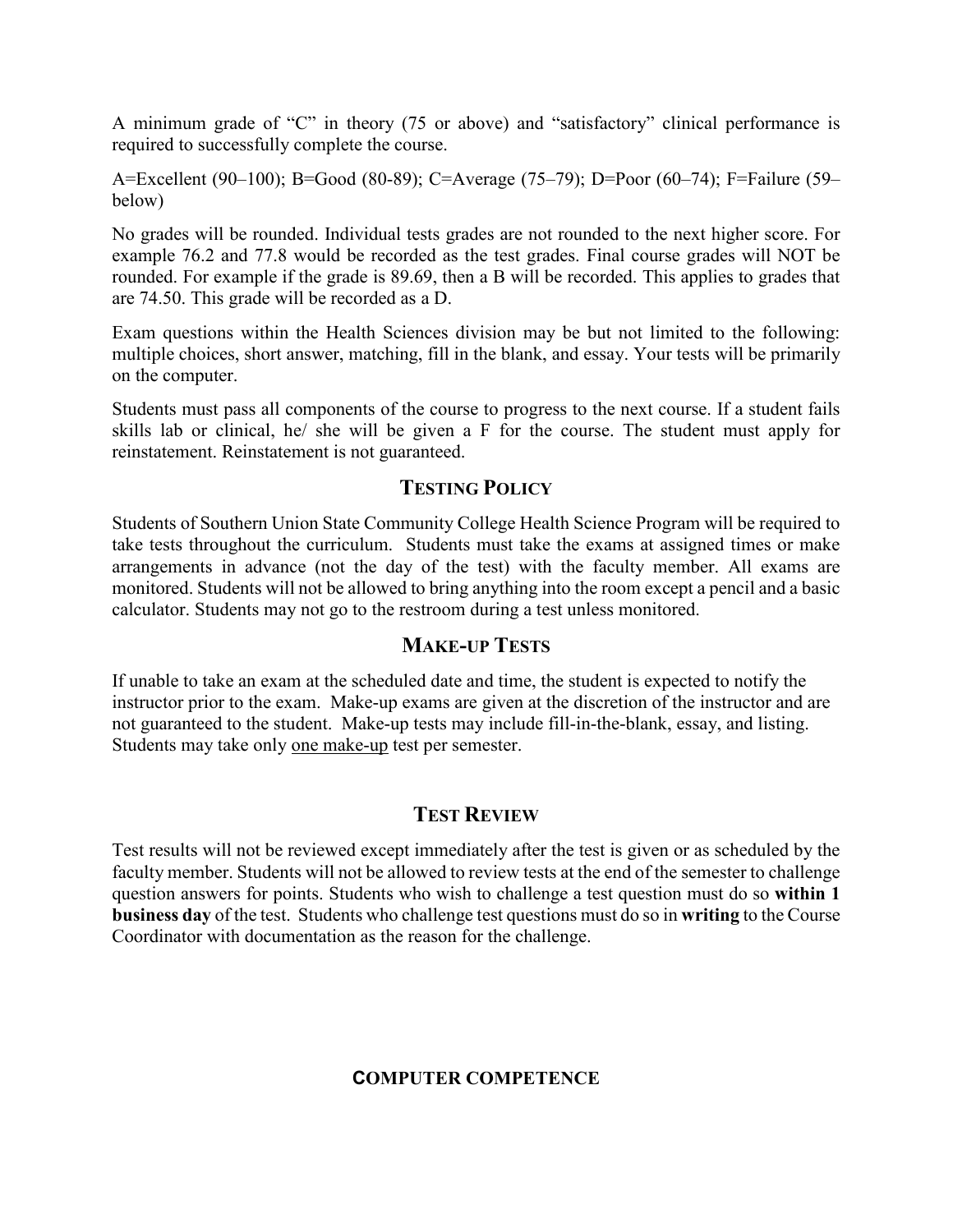A minimum grade of "C" in theory (75 or above) and "satisfactory" clinical performance is required to successfully complete the course.

A=Excellent (90–100); B=Good (80-89); C=Average (75–79); D=Poor (60–74); F=Failure (59–below)

No grades will be rounded. Individual tests grades are not rounded to the next higher score. For example 76.2 and 77.8 would be recorded as the test grades. Final course grades will NOT be rounded. For example if the grade is 89.69, then a B will be recorded. This applies to grades that are 74.50. This grade will be recorded as a D.

Exam questions within the Health Sciences division may be but not limited to the following: multiple choices, short answer, matching, fill in the blank, and essay. Your tests will be primarily on the computer.

Students must pass all components of the course to progress to the next course. If a student fails skills lab or clinical, he/ she will be given a F for the course. The student must apply for reinstatement. Reinstatement is not guaranteed.

## TESTING POLICY

Students of Southern Union State Community College Health Science Program will be required to take tests throughout the curriculum. Students must take the exams at assigned times or make arrangements in advance (not the day of the test) with the faculty member. All exams are monitored. Students will not be allowed to bring anything into the room except a pencil and a basic calculator. Students may not go to the restroom during a test unless monitored.

## MAKE-UP TESTS

If unable to take an exam at the scheduled date and time, the student is expected to notify the instructor prior to the exam. Make-up exams are given at the discretion of the instructor and are not guaranteed to the student. Make-up tests may include fill-in-the-blank, essay, and listing. Students may take only <u>one make-up</u> test per semester.

## TEST REVIEW

Test results will not be reviewed except immediately after the test is given or as scheduled by the faculty member. Students will not be allowed to review tests at the end of the semester to challenge question answers for points. Students who wish to challenge a test question must do so **within 1 business day** of the test. Students who challenge test questions must do so in **writing** to the Course Coordinator with documentation as the reason for the challenge.

## COMPUTER COMPETENCE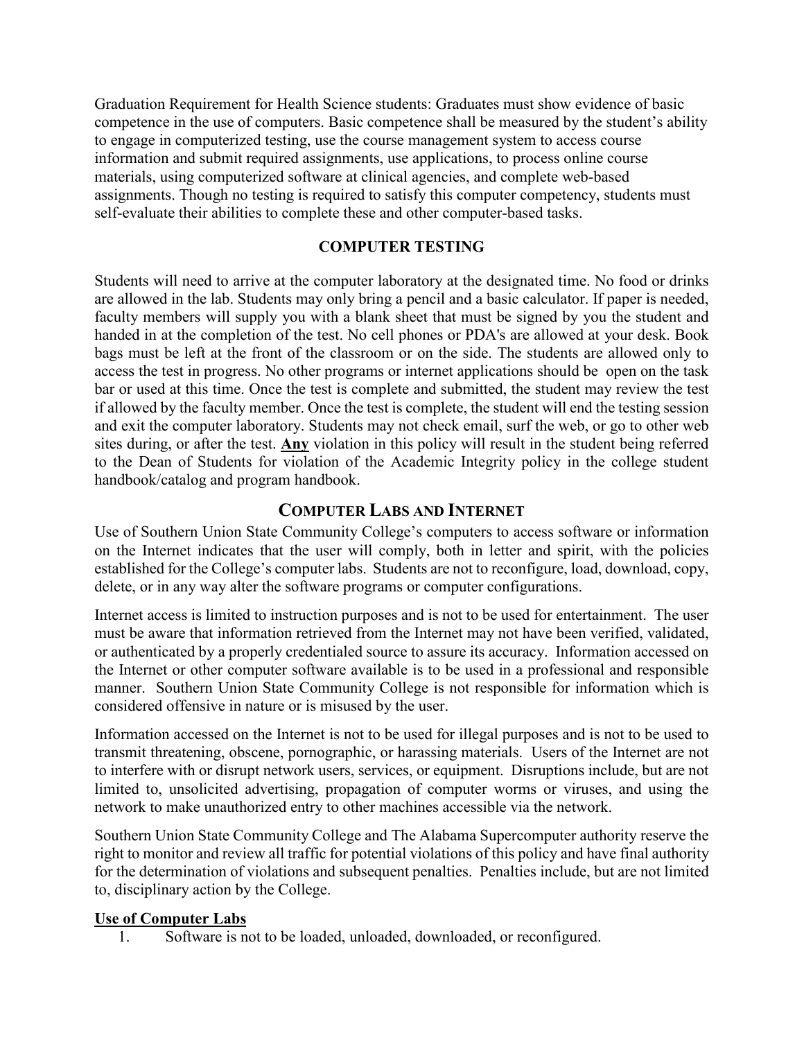Graduation Requirement for Health Science students: Graduates must show evidence of basic competence in the use of computers. Basic competence shall be measured by the student's ability to engage in computerized testing, use the course management system to access course information and submit required assignments, use applications, to process online course materials, using computerized software at clinical agencies, and complete web-based assignments. Though no testing is required to satisfy this computer competency, students must self-evaluate their abilities to complete these and other computer-based tasks.

## COMPUTER TESTING

Students will need to arrive at the computer laboratory at the designated time. No food or drinks are allowed in the lab. Students may only bring a pencil and a basic calculator. If paper is needed, faculty members will supply you with a blank sheet that must be signed by you the student and handed in at the completion of the test. No cell phones or PDA's are allowed at your desk. Book bags must be left at the front of the classroom or on the side. The students are allowed only to access the test in progress. No other programs or internet applications should be open on the task bar or used at this time. Once the test is complete and submitted, the student may review the test if allowed by the faculty member. Once the test is complete, the student will end the testing session and exit the computer laboratory. Students may not check email, surf the web, or go to other web sites during, or after the test. **Any** violation in this policy will result in the student being referred to the Dean of Students for violation of the Academic Integrity policy in the college student handbook/catalog and program handbook.

## COMPUTER LABS AND INTERNET

Use of Southern Union State Community College's computers to access software or information on the Internet indicates that the user will comply, both in letter and spirit, with the policies established for the College's computer labs. Students are not to reconfigure, load, download, copy, delete, or in any way alter the software programs or computer configurations.

Internet access is limited to instruction purposes and is not to be used for entertainment. The user must be aware that information retrieved from the Internet may not have been verified, validated, or authenticated by a properly credentialed source to assure its accuracy. Information accessed on the Internet or other computer software available is to be used in a professional and responsible manner. Southern Union State Community College is not responsible for information which is considered offensive in nature or is misused by the user.

Information accessed on the Internet is not to be used for illegal purposes and is not to be used to transmit threatening, obscene, pornographic, or harassing materials. Users of the Internet are not to interfere with or disrupt network users, services, or equipment. Disruptions include, but are not limited to, unsolicited advertising, propagation of computer worms or viruses, and using the network to make unauthorized entry to other machines accessible via the network.

Southern Union State Community College and The Alabama Supercomputer authority reserve the right to monitor and review all traffic for potential violations of this policy and have final authority for the determination of violations and subsequent penalties. Penalties include, but are not limited to, disciplinary action by the College.

**Use of Computer Labs**

1. Software is not to be loaded, unloaded, downloaded, or reconfigured.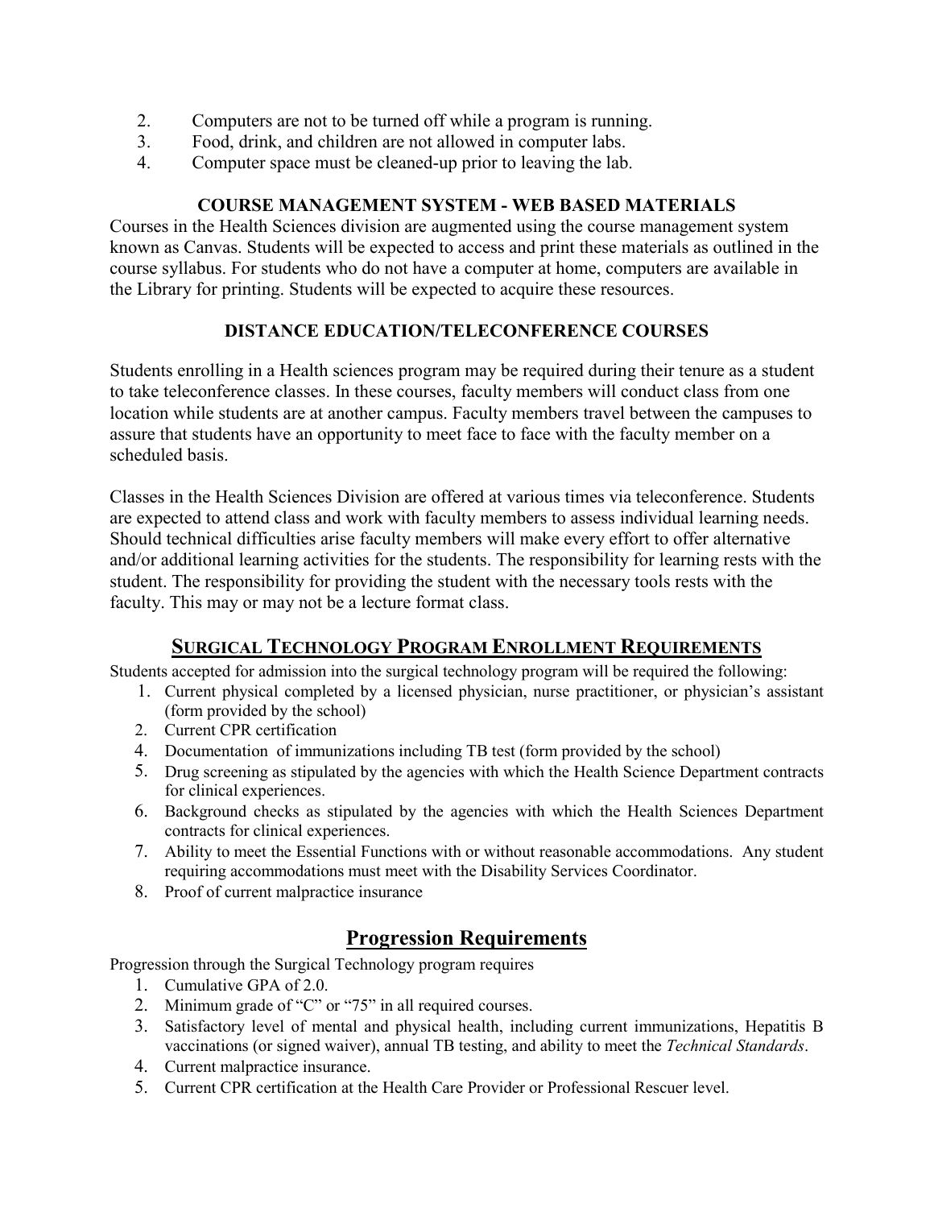2. Computers are not to be turned off while a program is running.
3. Food, drink, and children are not allowed in computer labs.
4. Computer space must be cleaned-up prior to leaving the lab.

### COURSE MANAGEMENT SYSTEM - WEB BASED MATERIALS

Courses in the Health Sciences division are augmented using the course management system known as Canvas. Students will be expected to access and print these materials as outlined in the course syllabus. For students who do not have a computer at home, computers are available in the Library for printing. Students will be expected to acquire these resources.

### DISTANCE EDUCATION/TELECONFERENCE COURSES

Students enrolling in a Health sciences program may be required during their tenure as a student to take teleconference classes. In these courses, faculty members will conduct class from one location while students are at another campus. Faculty members travel between the campuses to assure that students have an opportunity to meet face to face with the faculty member on a scheduled basis.

Classes in the Health Sciences Division are offered at various times via teleconference. Students are expected to attend class and work with faculty members to assess individual learning needs. Should technical difficulties arise faculty members will make every effort to offer alternative and/or additional learning activities for the students. The responsibility for learning rests with the student. The responsibility for providing the student with the necessary tools rests with the faculty. This may or may not be a lecture format class.

## SURGICAL TECHNOLOGY PROGRAM ENROLLMENT REQUIREMENTS

Students accepted for admission into the surgical technology program will be required the following:

1. Current physical completed by a licensed physician, nurse practitioner, or physician's assistant (form provided by the school)
2. Current CPR certification
4. Documentation of immunizations including TB test (form provided by the school)
5. Drug screening as stipulated by the agencies with which the Health Science Department contracts for clinical experiences.
6. Background checks as stipulated by the agencies with which the Health Sciences Department contracts for clinical experiences.
7. Ability to meet the Essential Functions with or without reasonable accommodations. Any student requiring accommodations must meet with the Disability Services Coordinator.
8. Proof of current malpractice insurance

## Progression Requirements

Progression through the Surgical Technology program requires

1. Cumulative GPA of 2.0.
2. Minimum grade of "C" or "75" in all required courses.
3. Satisfactory level of mental and physical health, including current immunizations, Hepatitis B vaccinations (or signed waiver), annual TB testing, and ability to meet the *Technical Standards*.
4. Current malpractice insurance.
5. Current CPR certification at the Health Care Provider or Professional Rescuer level.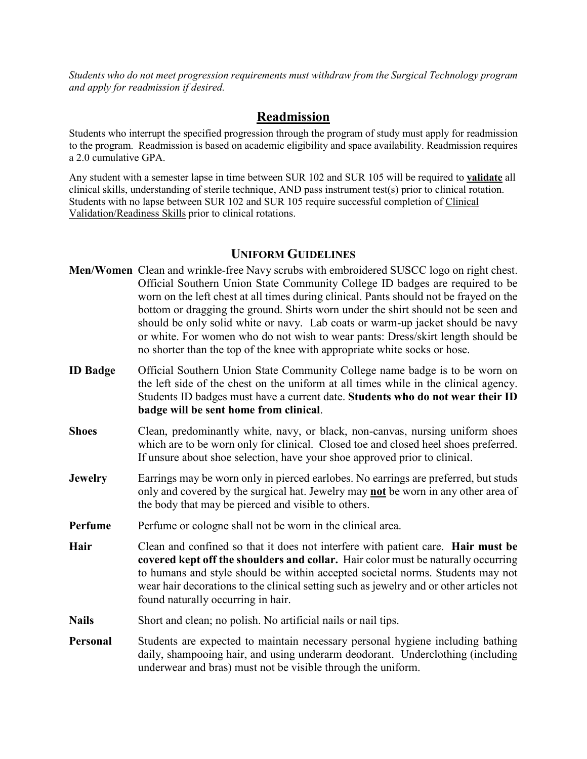*Students who do not meet progression requirements must withdraw from the Surgical Technology program and apply for readmission if desired.*

## Readmission

Students who interrupt the specified progression through the program of study must apply for readmission to the program. Readmission is based on academic eligibility and space availability. Readmission requires a 2.0 cumulative GPA.

Any student with a semester lapse in time between SUR 102 and SUR 105 will be required to **validate** all clinical skills, understanding of sterile technique, AND pass instrument test(s) prior to clinical rotation. Students with no lapse between SUR 102 and SUR 105 require successful completion of Clinical Validation/Readiness Skills prior to clinical rotations.

## UNIFORM GUIDELINES

**Men/Women** Clean and wrinkle-free Navy scrubs with embroidered SUSCC logo on right chest. Official Southern Union State Community College ID badges are required to be worn on the left chest at all times during clinical. Pants should not be frayed on the bottom or dragging the ground. Shirts worn under the shirt should not be seen and should be only solid white or navy. Lab coats or warm-up jacket should be navy or white. For women who do not wish to wear pants: Dress/skirt length should be no shorter than the top of the knee with appropriate white socks or hose.

**ID Badge** Official Southern Union State Community College name badge is to be worn on the left side of the chest on the uniform at all times while in the clinical agency. Students ID badges must have a current date. **Students who do not wear their ID badge will be sent home from clinical**.

**Shoes** Clean, predominantly white, navy, or black, non-canvas, nursing uniform shoes which are to be worn only for clinical. Closed toe and closed heel shoes preferred. If unsure about shoe selection, have your shoe approved prior to clinical.

**Jewelry** Earrings may be worn only in pierced earlobes. No earrings are preferred, but studs only and covered by the surgical hat. Jewelry may **not** be worn in any other area of the body that may be pierced and visible to others.

**Perfume** Perfume or cologne shall not be worn in the clinical area.

**Hair** Clean and confined so that it does not interfere with patient care. **Hair must be covered kept off the shoulders and collar.** Hair color must be naturally occurring to humans and style should be within accepted societal norms. Students may not wear hair decorations to the clinical setting such as jewelry and or other articles not found naturally occurring in hair.

**Nails** Short and clean; no polish. No artificial nails or nail tips.

**Personal** Students are expected to maintain necessary personal hygiene including bathing daily, shampooing hair, and using underarm deodorant. Underclothing (including underwear and bras) must not be visible through the uniform.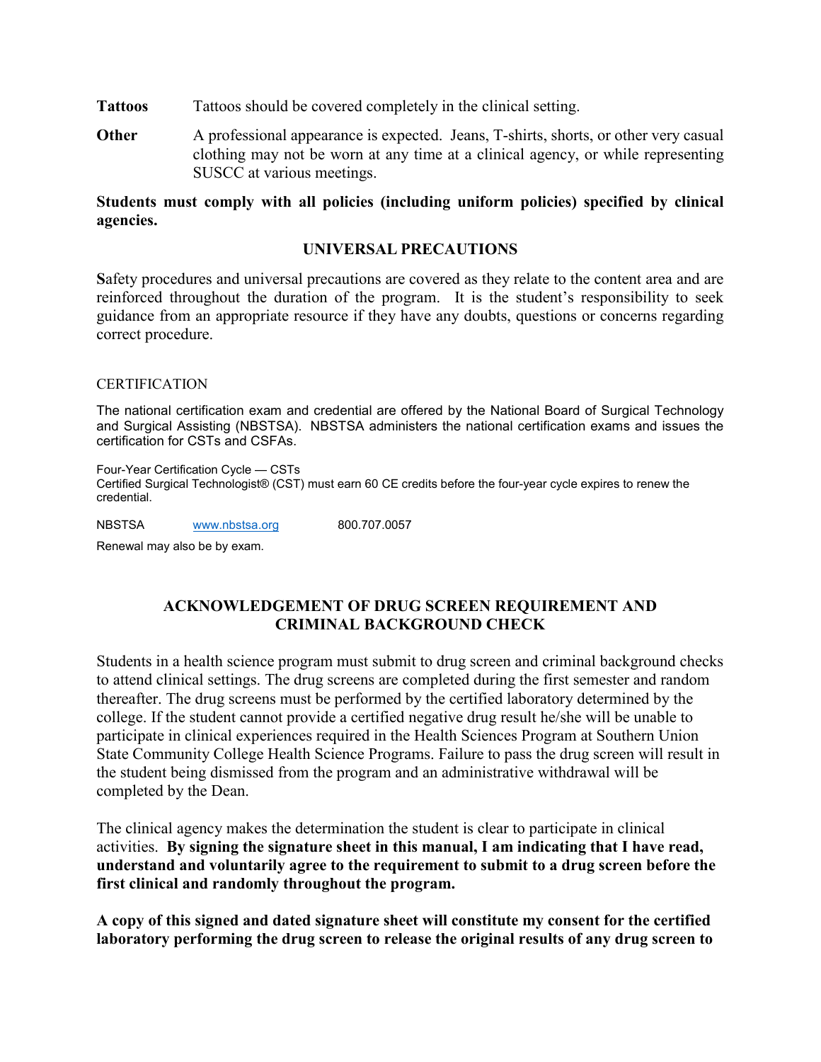**Tattoos** Tattoos should be covered completely in the clinical setting.

**Other** A professional appearance is expected. Jeans, T-shirts, shorts, or other very casual clothing may not be worn at any time at a clinical agency, or while representing SUSCC at various meetings.

**Students must comply with all policies (including uniform policies) specified by clinical agencies.**

## UNIVERSAL PRECAUTIONS

**S**afety procedures and universal precautions are covered as they relate to the content area and are reinforced throughout the duration of the program. It is the student's responsibility to seek guidance from an appropriate resource if they have any doubts, questions or concerns regarding correct procedure.

CERTIFICATION

The national certification exam and credential are offered by the National Board of Surgical Technology and Surgical Assisting (NBSTSA). NBSTSA administers the national certification exams and issues the certification for CSTs and CSFAs.

Four-Year Certification Cycle — CSTs
Certified Surgical Technologist® (CST) must earn 60 CE credits before the four-year cycle expires to renew the credential.

NBSTSA www.nbstsa.org 800.707.0057

Renewal may also be by exam.

## ACKNOWLEDGEMENT OF DRUG SCREEN REQUIREMENT AND CRIMINAL BACKGROUND CHECK

Students in a health science program must submit to drug screen and criminal background checks to attend clinical settings. The drug screens are completed during the first semester and random thereafter. The drug screens must be performed by the certified laboratory determined by the college. If the student cannot provide a certified negative drug result he/she will be unable to participate in clinical experiences required in the Health Sciences Program at Southern Union State Community College Health Science Programs. Failure to pass the drug screen will result in the student being dismissed from the program and an administrative withdrawal will be completed by the Dean.

The clinical agency makes the determination the student is clear to participate in clinical activities. **By signing the signature sheet in this manual, I am indicating that I have read, understand and voluntarily agree to the requirement to submit to a drug screen before the first clinical and randomly throughout the program.**

**A copy of this signed and dated signature sheet will constitute my consent for the certified laboratory performing the drug screen to release the original results of any drug screen to**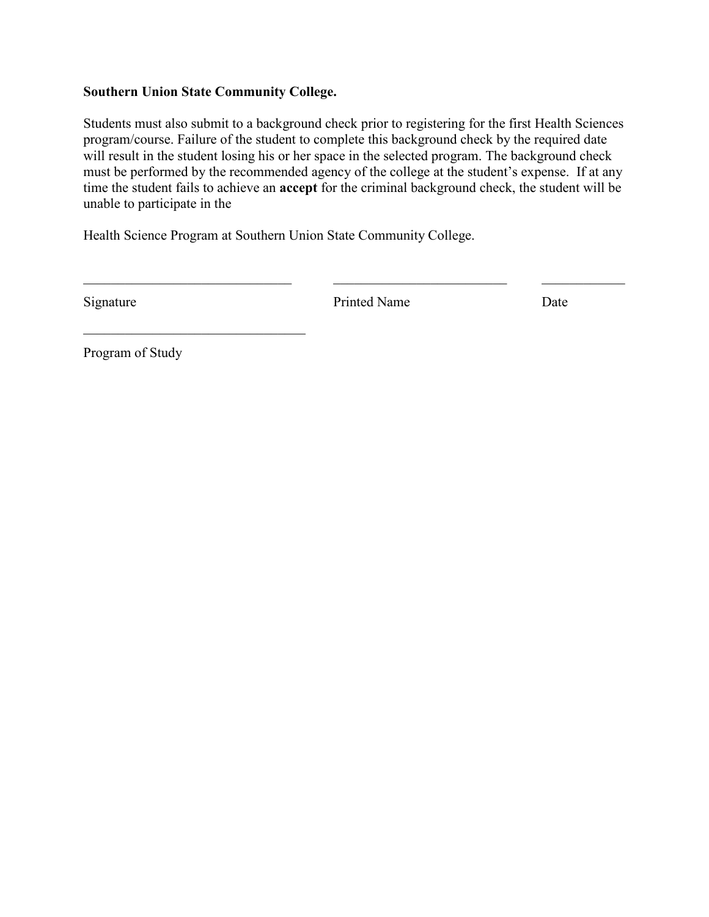**Southern Union State Community College.**

Students must also submit to a background check prior to registering for the first Health Sciences program/course. Failure of the student to complete this background check by the required date will result in the student losing his or her space in the selected program. The background check must be performed by the recommended agency of the college at the student's expense. If at any time the student fails to achieve an **accept** for the criminal background check, the student will be unable to participate in the

Health Science Program at Southern Union State Community College.

______________________________ &nbsp;&nbsp;&nbsp;&nbsp; ______________________________ &nbsp;&nbsp;&nbsp;&nbsp; ____________

Signature &nbsp;&nbsp;&nbsp;&nbsp;&nbsp;&nbsp;&nbsp;&nbsp;&nbsp;&nbsp;&nbsp;&nbsp;&nbsp;&nbsp;&nbsp;&nbsp;&nbsp;&nbsp;&nbsp;&nbsp; Printed Name &nbsp;&nbsp;&nbsp;&nbsp;&nbsp;&nbsp;&nbsp;&nbsp;&nbsp;&nbsp;&nbsp;&nbsp;&nbsp;&nbsp;&nbsp;&nbsp; Date

________________________________

Program of Study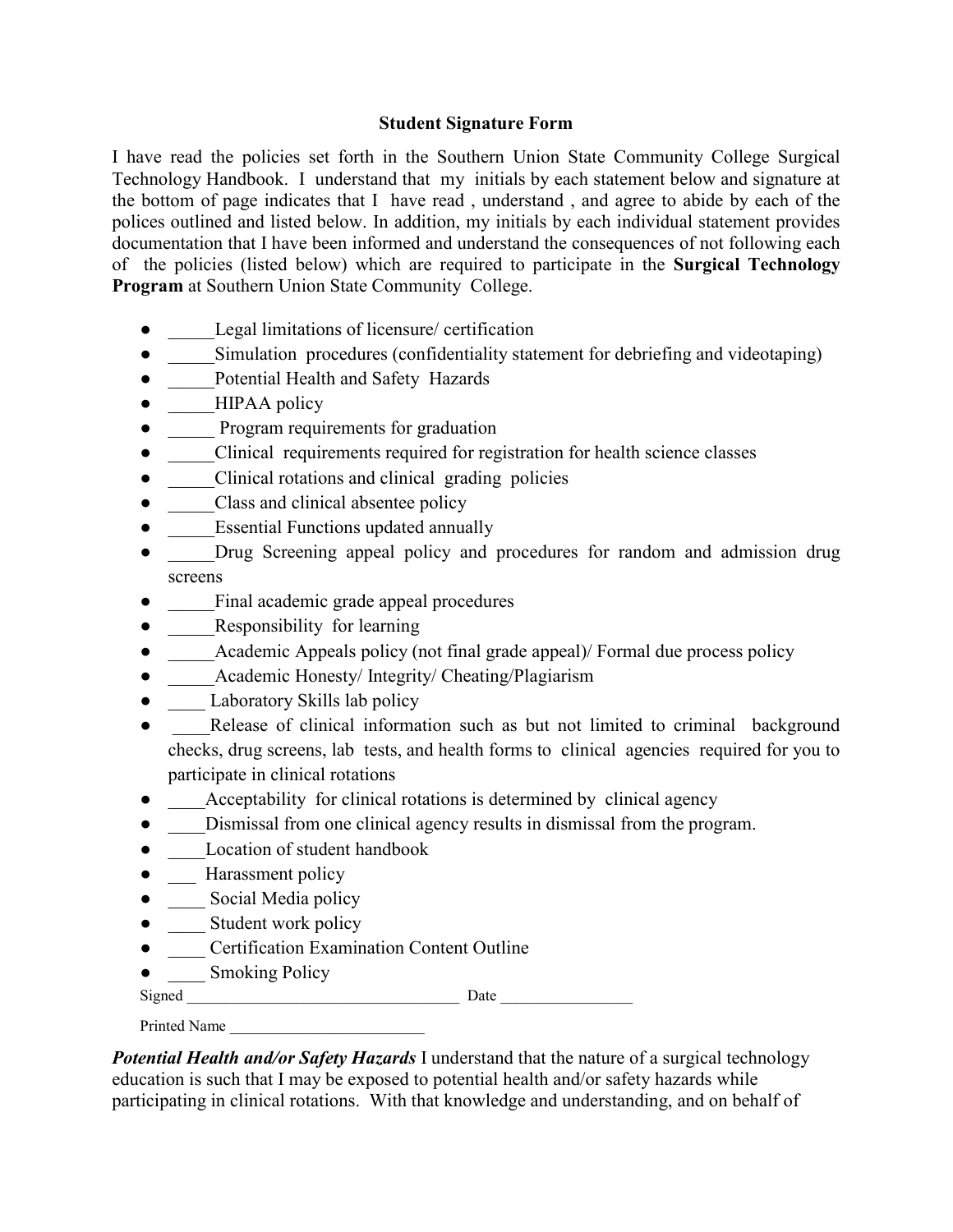## Student Signature Form

I have read the policies set forth in the Southern Union State Community College Surgical Technology Handbook. I understand that my initials by each statement below and signature at the bottom of page indicates that I have read , understand , and agree to abide by each of the polices outlined and listed below. In addition, my initials by each individual statement provides documentation that I have been informed and understand the consequences of not following each of the policies (listed below) which are required to participate in the **Surgical Technology Program** at Southern Union State Community College.

- _____Legal limitations of licensure/ certification
- _____Simulation procedures (confidentiality statement for debriefing and videotaping)
- _____Potential Health and Safety Hazards
- _____HIPAA policy
- _____ Program requirements for graduation
- _____Clinical requirements required for registration for health science classes
- _____Clinical rotations and clinical grading policies
- _____Class and clinical absentee policy
- _____Essential Functions updated annually
- _____Drug Screening appeal policy and procedures for random and admission drug screens
- _____Final academic grade appeal procedures
- _____Responsibility for learning
- _____Academic Appeals policy (not final grade appeal)/ Formal due process policy
- _____Academic Honesty/ Integrity/ Cheating/Plagiarism
- ____ Laboratory Skills lab policy
- ____Release of clinical information such as but not limited to criminal background checks, drug screens, lab tests, and health forms to clinical agencies required for you to participate in clinical rotations
- ____Acceptability for clinical rotations is determined by clinical agency
- ____Dismissal from one clinical agency results in dismissal from the program.
- ____Location of student handbook
- ___ Harassment policy
- ____ Social Media policy
- ____ Student work policy
- ____ Certification Examination Content Outline
- ____ Smoking Policy

Signed __________________________________ Date ________________

Printed Name _________________________

***Potential Health and/or Safety Hazards*** I understand that the nature of a surgical technology education is such that I may be exposed to potential health and/or safety hazards while participating in clinical rotations. With that knowledge and understanding, and on behalf of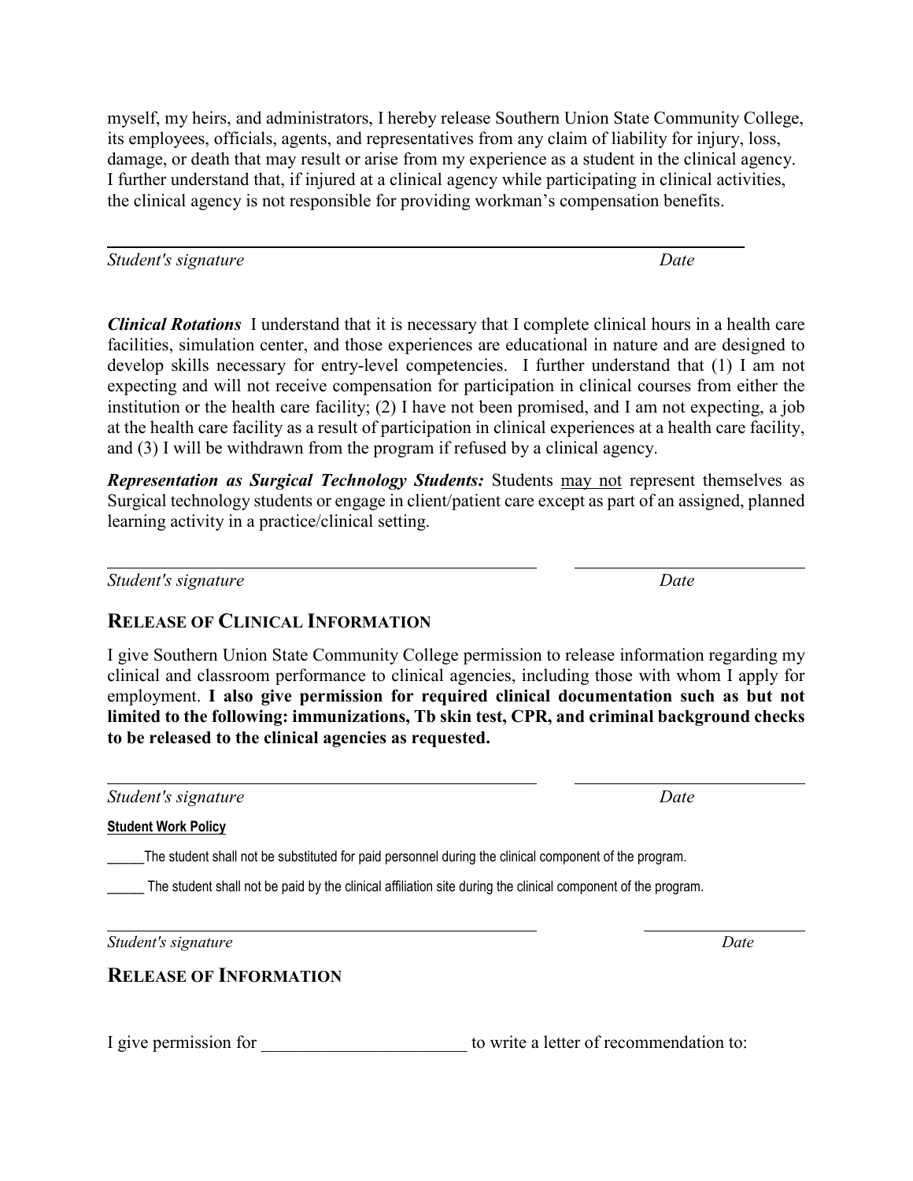myself, my heirs, and administrators, I hereby release Southern Union State Community College, its employees, officials, agents, and representatives from any claim of liability for injury, loss, damage, or death that may result or arise from my experience as a student in the clinical agency. I further understand that, if injured at a clinical agency while participating in clinical activities, the clinical agency is not responsible for providing workman's compensation benefits.

_______________________________________________________________

*Student's signature* *Date*

***Clinical Rotations*** I understand that it is necessary that I complete clinical hours in a health care facilities, simulation center, and those experiences are educational in nature and are designed to develop skills necessary for entry-level competencies. I further understand that (1) I am not expecting and will not receive compensation for participation in clinical courses from either the institution or the health care facility; (2) I have not been promised, and I am not expecting, a job at the health care facility as a result of participation in clinical experiences at a health care facility, and (3) I will be withdrawn from the program if refused by a clinical agency.

***Representation as Surgical Technology Students:*** Students <u>may not</u> represent themselves as Surgical technology students or engage in client/patient care except as part of an assigned, planned learning activity in a practice/clinical setting.

_______________________________________ _____________________

*Student's signature* *Date*

## RELEASE OF CLINICAL INFORMATION

I give Southern Union State Community College permission to release information regarding my clinical and classroom performance to clinical agencies, including those with whom I apply for employment. **I also give permission for required clinical documentation such as but not limited to the following: immunizations, Tb skin test, CPR, and criminal background checks to be released to the clinical agencies as requested.**

_______________________________________ _____________________

*Student's signature* *Date*

**<u>Student Work Policy</u>**

_____The student shall not be substituted for paid personnel during the clinical component of the program.

_____ The student shall not be paid by the clinical affiliation site during the clinical component of the program.

_______________________________________ _______________

*Student's signature* *Date*

## RELEASE OF INFORMATION

I give permission for _______________________ to write a letter of recommendation to: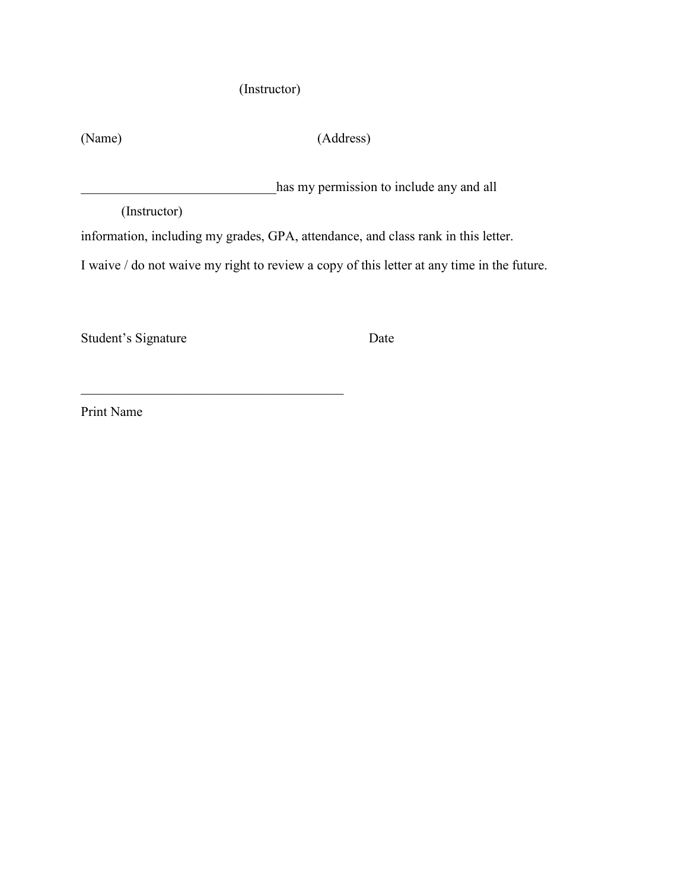(Instructor)

(Name) (Address)

_____________________________ has my permission to include any and all

(Instructor)

information, including my grades, GPA, attendance, and class rank in this letter.

I waive / do not waive my right to review a copy of this letter at any time in the future.

Student's Signature Date

________________________________________

Print Name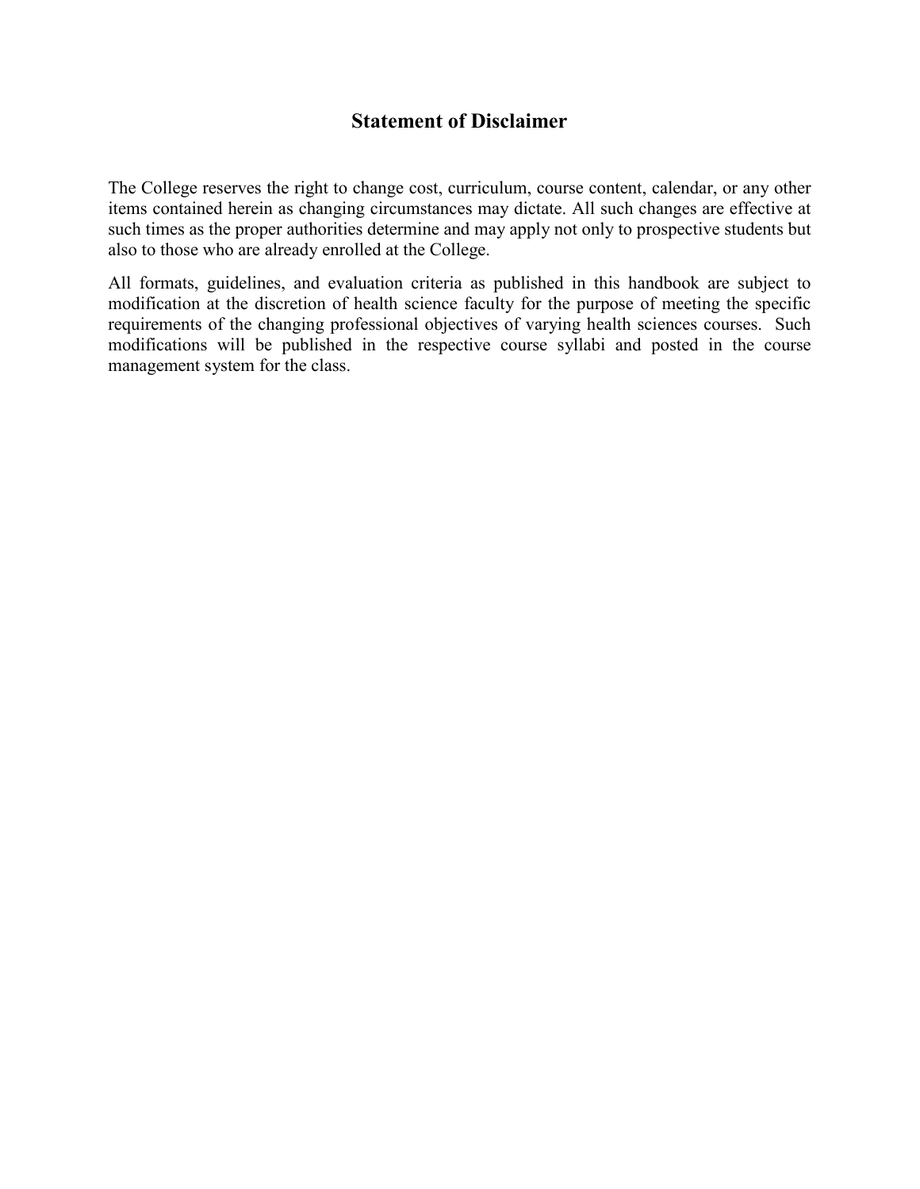## Statement of Disclaimer

The College reserves the right to change cost, curriculum, course content, calendar, or any other items contained herein as changing circumstances may dictate. All such changes are effective at such times as the proper authorities determine and may apply not only to prospective students but also to those who are already enrolled at the College.

All formats, guidelines, and evaluation criteria as published in this handbook are subject to modification at the discretion of health science faculty for the purpose of meeting the specific requirements of the changing professional objectives of varying health sciences courses. Such modifications will be published in the respective course syllabi and posted in the course management system for the class.